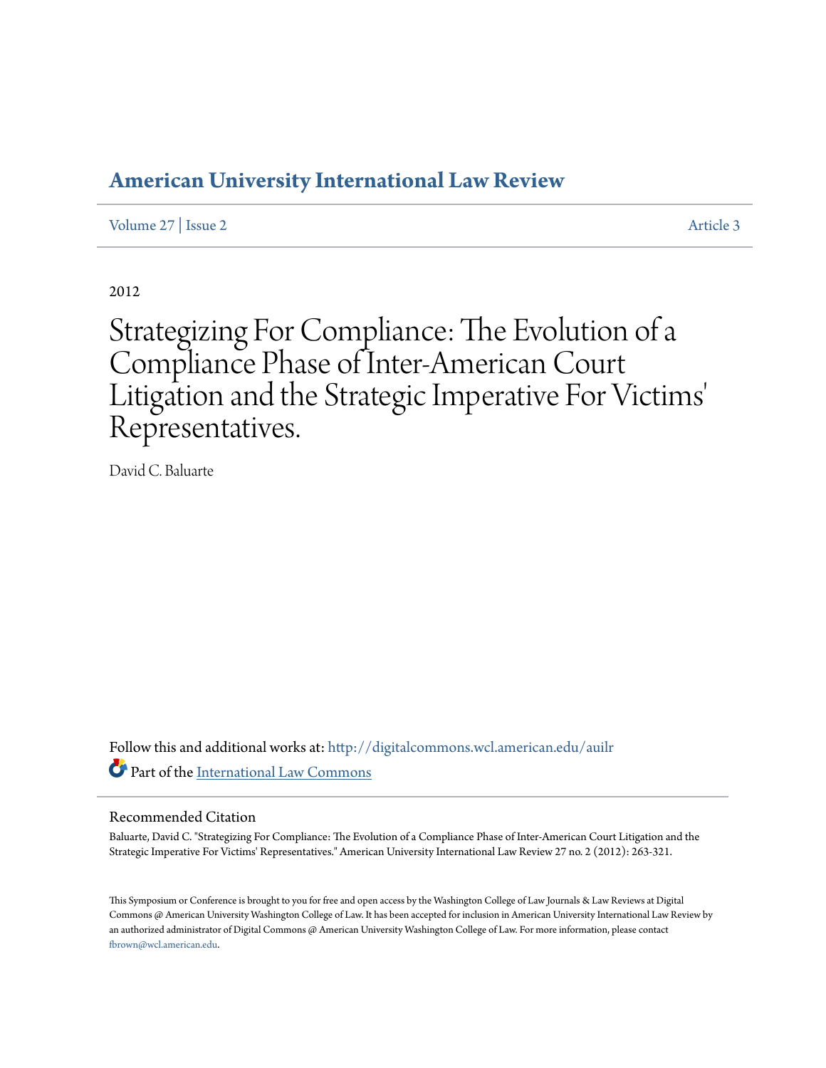# American University International Law Review

Volume 27 | Issue 2 Article 3

2012

# Strategizing For Compliance: The Evolution of a Compliance Phase of Inter-American Court Litigation and the Strategic Imperative For Victims' Representatives.

David C. Baluarte

Follow this and additional works at: http://digitalcommons.wcl.american.edu/auilr

Part of the International Law Commons

## Recommended Citation

Baluarte, David C. "Strategizing For Compliance: The Evolution of a Compliance Phase of Inter-American Court Litigation and the Strategic Imperative For Victims' Representatives." American University International Law Review 27 no. 2 (2012): 263-321.

This Symposium or Conference is brought to you for free and open access by the Washington College of Law Journals & Law Reviews at Digital Commons @ American University Washington College of Law. It has been accepted for inclusion in American University International Law Review by an authorized administrator of Digital Commons @ American University Washington College of Law. For more information, please contact fbrown@wcl.american.edu.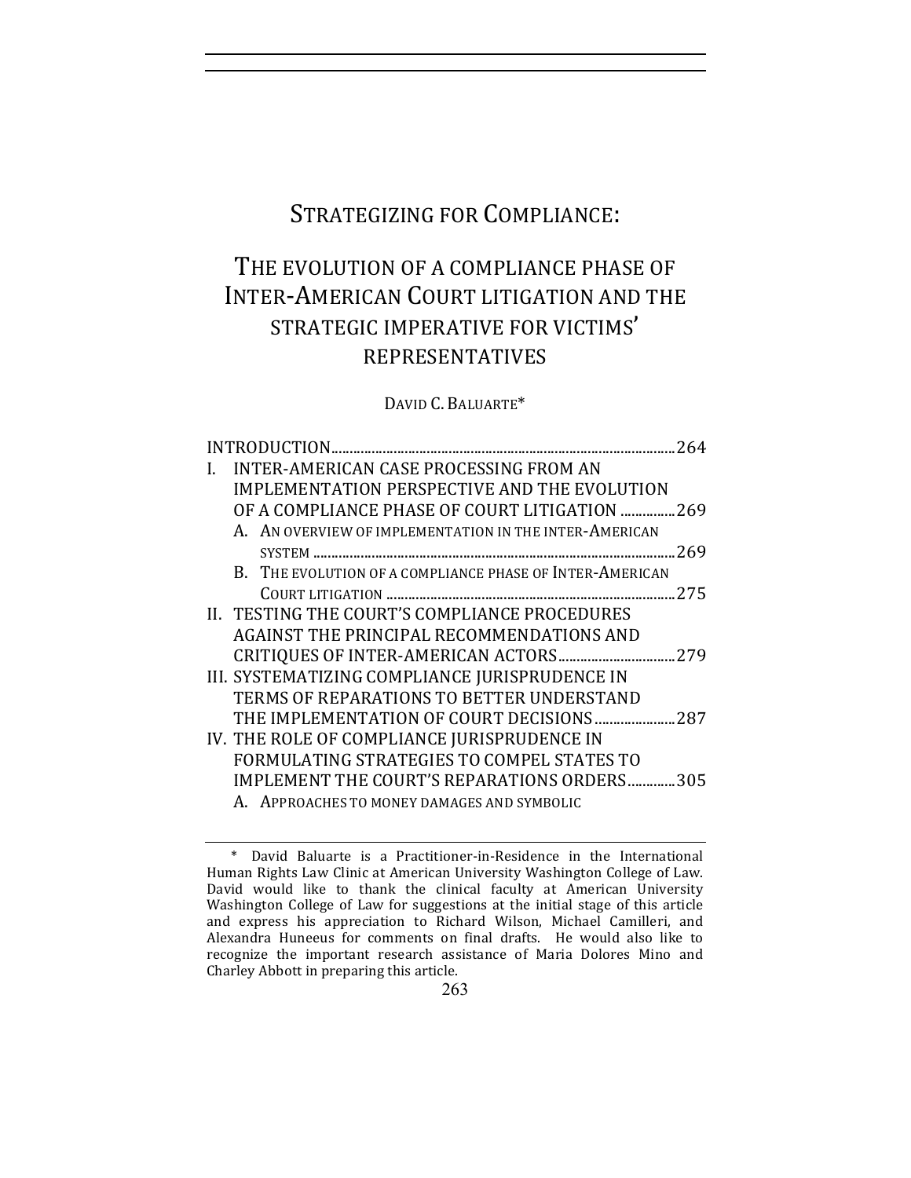# STRATEGIZING FOR COMPLIANCE:

## THE EVOLUTION OF A COMPLIANCE PHASE OF INTER-AMERICAN COURT LITIGATION AND THE STRATEGIC IMPERATIVE FOR VICTIMS' REPRESENTATIVES

DAVID C. BALUARTE*

INTRODUCTION .......... 264

I. INTER-AMERICAN CASE PROCESSING FROM AN IMPLEMENTATION PERSPECTIVE AND THE EVOLUTION OF A COMPLIANCE PHASE OF COURT LITIGATION .......... 269
   - A. AN OVERVIEW OF IMPLEMENTATION IN THE INTER-AMERICAN SYSTEM .......... 269
   - B. THE EVOLUTION OF A COMPLIANCE PHASE OF INTER-AMERICAN COURT LITIGATION .......... 275

II. TESTING THE COURT'S COMPLIANCE PROCEDURES AGAINST THE PRINCIPAL RECOMMENDATIONS AND CRITIQUES OF INTER-AMERICAN ACTORS .......... 279

III. SYSTEMATIZING COMPLIANCE JURISPRUDENCE IN TERMS OF REPARATIONS TO BETTER UNDERSTAND THE IMPLEMENTATION OF COURT DECISIONS .......... 287

IV. THE ROLE OF COMPLIANCE JURISPRUDENCE IN FORMULATING STRATEGIES TO COMPEL STATES TO IMPLEMENT THE COURT'S REPARATIONS ORDERS .......... 305
   - A. APPROACHES TO MONEY DAMAGES AND SYMBOLIC

---

\* David Baluarte is a Practitioner-in-Residence in the International Human Rights Law Clinic at American University Washington College of Law. David would like to thank the clinical faculty at American University Washington College of Law for suggestions at the initial stage of this article and express his appreciation to Richard Wilson, Michael Camilleri, and Alexandra Huneeus for comments on final drafts. He would also like to recognize the important research assistance of Maria Dolores Mino and Charley Abbott in preparing this article.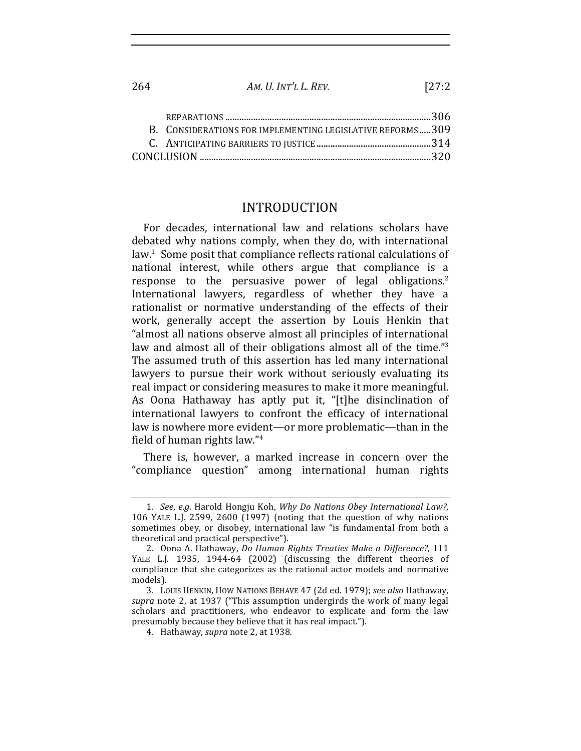REPARATIONS ............................................................................................. 306

B. CONSIDERATIONS FOR IMPLEMENTING LEGISLATIVE REFORMS ..... 309

C. ANTICIPATING BARRIERS TO JUSTICE ................................................. 314

CONCLUSION ................................................................................................. 320

## INTRODUCTION

For decades, international law and relations scholars have debated why nations comply, when they do, with international law.[1] Some posit that compliance reflects rational calculations of national interest, while others argue that compliance is a response to the persuasive power of legal obligations.[2] International lawyers, regardless of whether they have a rationalist or normative understanding of the effects of their work, generally accept the assertion by Louis Henkin that "almost all nations observe almost all principles of international law and almost all of their obligations almost all of the time."[3] The assumed truth of this assertion has led many international lawyers to pursue their work without seriously evaluating its real impact or considering measures to make it more meaningful. As Oona Hathaway has aptly put it, "[t]he disinclination of international lawyers to confront the efficacy of international law is nowhere more evident—or more problematic—than in the field of human rights law."[4]

There is, however, a marked increase in concern over the "compliance question" among international human rights

---

1. *See, e.g.* Harold Hongju Koh, *Why Do Nations Obey International Law?*, 106 YALE L.J. 2599, 2600 (1997) (noting that the question of why nations sometimes obey, or disobey, international law "is fundamental from both a theoretical and practical perspective").

2. Oona A. Hathaway, *Do Human Rights Treaties Make a Difference?*, 111 YALE L.J. 1935, 1944-64 (2002) (discussing the different theories of compliance that she categorizes as the rational actor models and normative models).

3. LOUIS HENKIN, HOW NATIONS BEHAVE 47 (2d ed. 1979); *see also* Hathaway, *supra* note 2, at 1937 ("This assumption undergirds the work of many legal scholars and practitioners, who endeavor to explicate and form the law presumably because they believe that it has real impact.").

4. Hathaway, *supra* note 2, at 1938.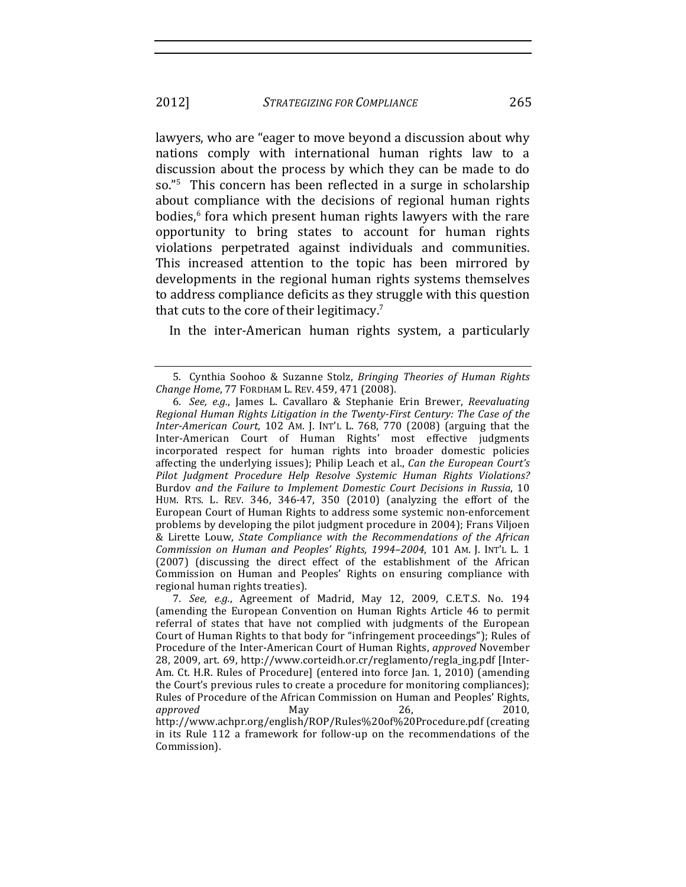lawyers, who are "eager to move beyond a discussion about why nations comply with international human rights law to a discussion about the process by which they can be made to do so."[5] This concern has been reflected in a surge in scholarship about compliance with the decisions of regional human rights bodies,[6] fora which present human rights lawyers with the rare opportunity to bring states to account for human rights violations perpetrated against individuals and communities. This increased attention to the topic has been mirrored by developments in the regional human rights systems themselves to address compliance deficits as they struggle with this question that cuts to the core of their legitimacy.[7]

In the inter-American human rights system, a particularly

---

5. Cynthia Soohoo & Suzanne Stolz, *Bringing Theories of Human Rights Change Home*, 77 FORDHAM L. REV. 459, 471 (2008).

6. *See, e.g.*, James L. Cavallaro & Stephanie Erin Brewer, *Reevaluating Regional Human Rights Litigation in the Twenty-First Century: The Case of the Inter-American Court*, 102 AM. J. INT'L L. 768, 770 (2008) (arguing that the Inter-American Court of Human Rights' most effective judgments incorporated respect for human rights into broader domestic policies affecting the underlying issues); Philip Leach et al., *Can the European Court's Pilot Judgment Procedure Help Resolve Systemic Human Rights Violations?* Burdov *and the Failure to Implement Domestic Court Decisions in Russia*, 10 HUM. RTS. L. REV. 346, 346-47, 350 (2010) (analyzing the effort of the European Court of Human Rights to address some systemic non-enforcement problems by developing the pilot judgment procedure in 2004); Frans Viljoen & Lirette Louw, *State Compliance with the Recommendations of the African Commission on Human and Peoples' Rights, 1994–2004*, 101 AM. J. INT'L L. 1 (2007) (discussing the direct effect of the establishment of the African Commission on Human and Peoples' Rights on ensuring compliance with regional human rights treaties).

7. *See, e.g.*, Agreement of Madrid, May 12, 2009, C.E.T.S. No. 194 (amending the European Convention on Human Rights Article 46 to permit referral of states that have not complied with judgments of the European Court of Human Rights to that body for "infringement proceedings"); Rules of Procedure of the Inter-American Court of Human Rights, *approved* November 28, 2009, art. 69, http://www.corteidh.or.cr/reglamento/regla_ing.pdf [Inter-Am. Ct. H.R. Rules of Procedure] (entered into force Jan. 1, 2010) (amending the Court's previous rules to create a procedure for monitoring compliances); Rules of Procedure of the African Commission on Human and Peoples' Rights, *approved* May 26, 2010, http://www.achpr.org/english/ROP/Rules%20of%20Procedure.pdf (creating in its Rule 112 a framework for follow-up on the recommendations of the Commission).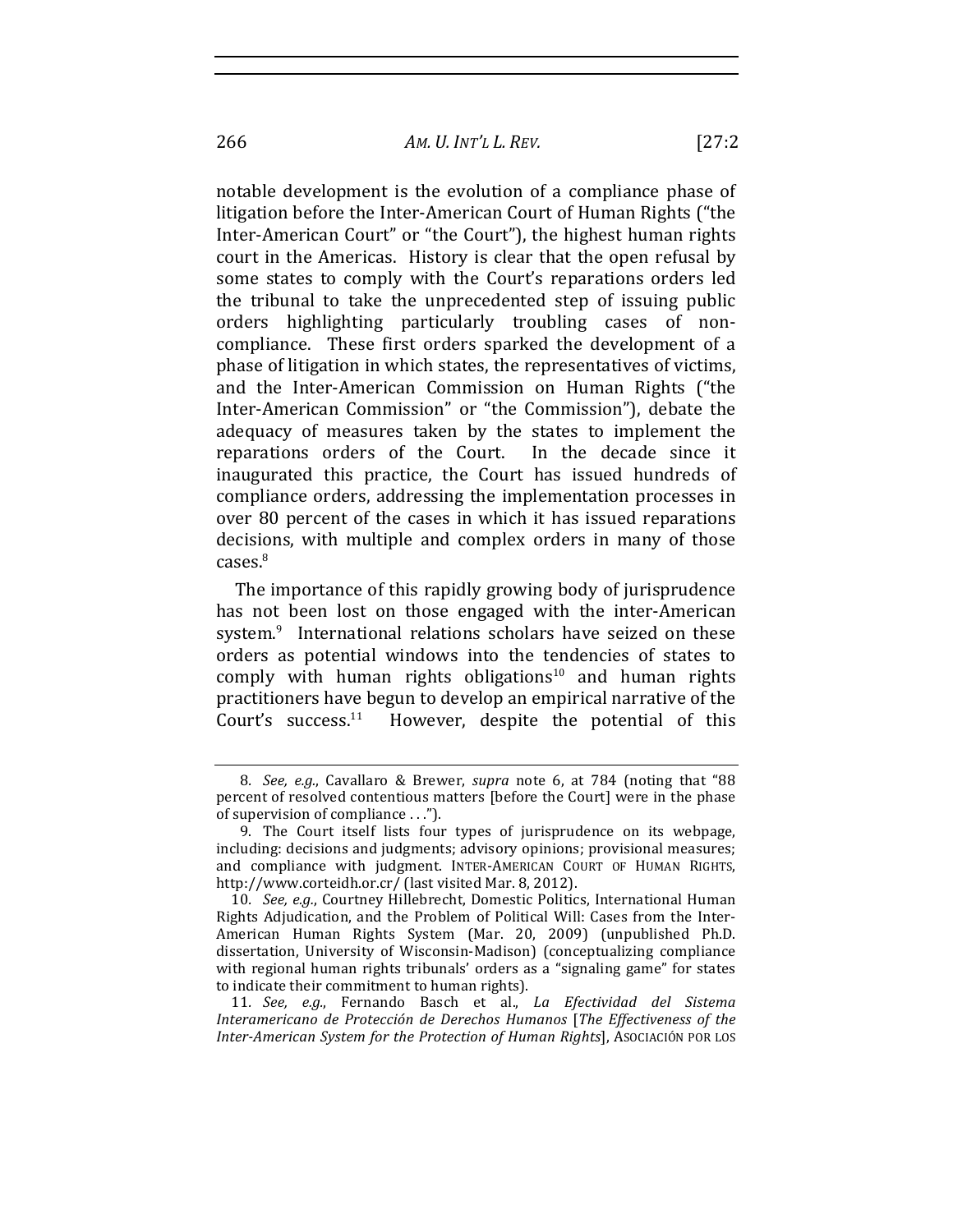notable development is the evolution of a compliance phase of litigation before the Inter-American Court of Human Rights ("the Inter-American Court" or "the Court"), the highest human rights court in the Americas. History is clear that the open refusal by some states to comply with the Court's reparations orders led the tribunal to take the unprecedented step of issuing public orders highlighting particularly troubling cases of non-compliance. These first orders sparked the development of a phase of litigation in which states, the representatives of victims, and the Inter-American Commission on Human Rights ("the Inter-American Commission" or "the Commission"), debate the adequacy of measures taken by the states to implement the reparations orders of the Court. In the decade since it inaugurated this practice, the Court has issued hundreds of compliance orders, addressing the implementation processes in over 80 percent of the cases in which it has issued reparations decisions, with multiple and complex orders in many of those cases.[8]

The importance of this rapidly growing body of jurisprudence has not been lost on those engaged with the inter-American system.[9] International relations scholars have seized on these orders as potential windows into the tendencies of states to comply with human rights obligations[10] and human rights practitioners have begun to develop an empirical narrative of the Court's success.[11] However, despite the potential of this

---

8. *See, e.g.*, Cavallaro & Brewer, *supra* note 6, at 784 (noting that "88 percent of resolved contentious matters [before the Court] were in the phase of supervision of compliance . . .").

9. The Court itself lists four types of jurisprudence on its webpage, including: decisions and judgments; advisory opinions; provisional measures; and compliance with judgment. INTER-AMERICAN COURT OF HUMAN RIGHTS, http://www.corteidh.or.cr/ (last visited Mar. 8, 2012).

10. *See, e.g.*, Courtney Hillebrecht, Domestic Politics, International Human Rights Adjudication, and the Problem of Political Will: Cases from the Inter-American Human Rights System (Mar. 20, 2009) (unpublished Ph.D. dissertation, University of Wisconsin-Madison) (conceptualizing compliance with regional human rights tribunals' orders as a "signaling game" for states to indicate their commitment to human rights).

11. *See, e.g.*, Fernando Basch et al., *La Efectividad del Sistema Interamericano de Protección de Derechos Humanos* [*The Effectiveness of the Inter-American System for the Protection of Human Rights*], ASOCIACIÓN POR LOS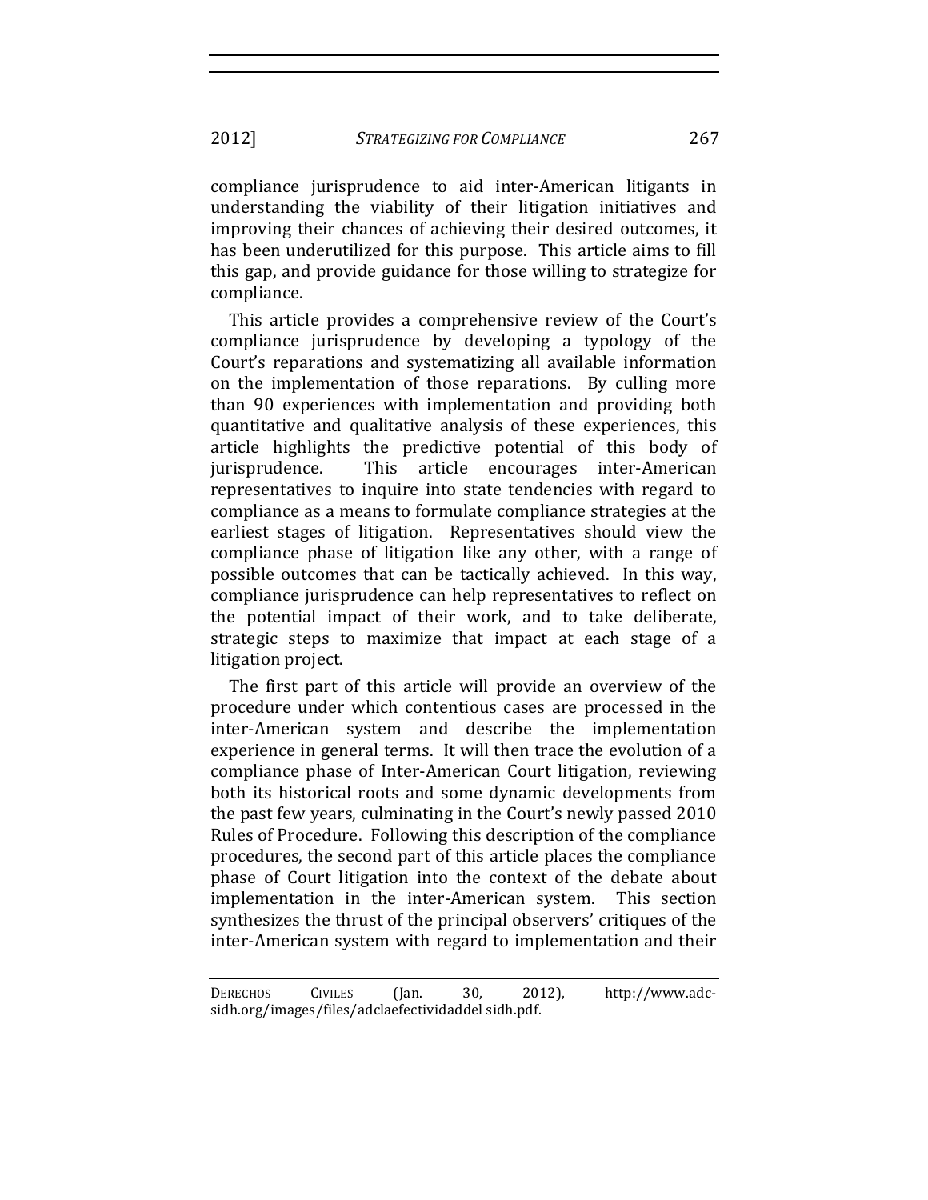compliance jurisprudence to aid inter-American litigants in understanding the viability of their litigation initiatives and improving their chances of achieving their desired outcomes, it has been underutilized for this purpose. This article aims to fill this gap, and provide guidance for those willing to strategize for compliance.

This article provides a comprehensive review of the Court's compliance jurisprudence by developing a typology of the Court's reparations and systematizing all available information on the implementation of those reparations. By culling more than 90 experiences with implementation and providing both quantitative and qualitative analysis of these experiences, this article highlights the predictive potential of this body of jurisprudence. This article encourages inter-American representatives to inquire into state tendencies with regard to compliance as a means to formulate compliance strategies at the earliest stages of litigation. Representatives should view the compliance phase of litigation like any other, with a range of possible outcomes that can be tactically achieved. In this way, compliance jurisprudence can help representatives to reflect on the potential impact of their work, and to take deliberate, strategic steps to maximize that impact at each stage of a litigation project.

The first part of this article will provide an overview of the procedure under which contentious cases are processed in the inter-American system and describe the implementation experience in general terms. It will then trace the evolution of a compliance phase of Inter-American Court litigation, reviewing both its historical roots and some dynamic developments from the past few years, culminating in the Court's newly passed 2010 Rules of Procedure. Following this description of the compliance procedures, the second part of this article places the compliance phase of Court litigation into the context of the debate about implementation in the inter-American system. This section synthesizes the thrust of the principal observers' critiques of the inter-American system with regard to implementation and their

DERECHOS CIVILES (Jan. 30, 2012), http://www.adc-sidh.org/images/files/adclaefectividaddel sidh.pdf.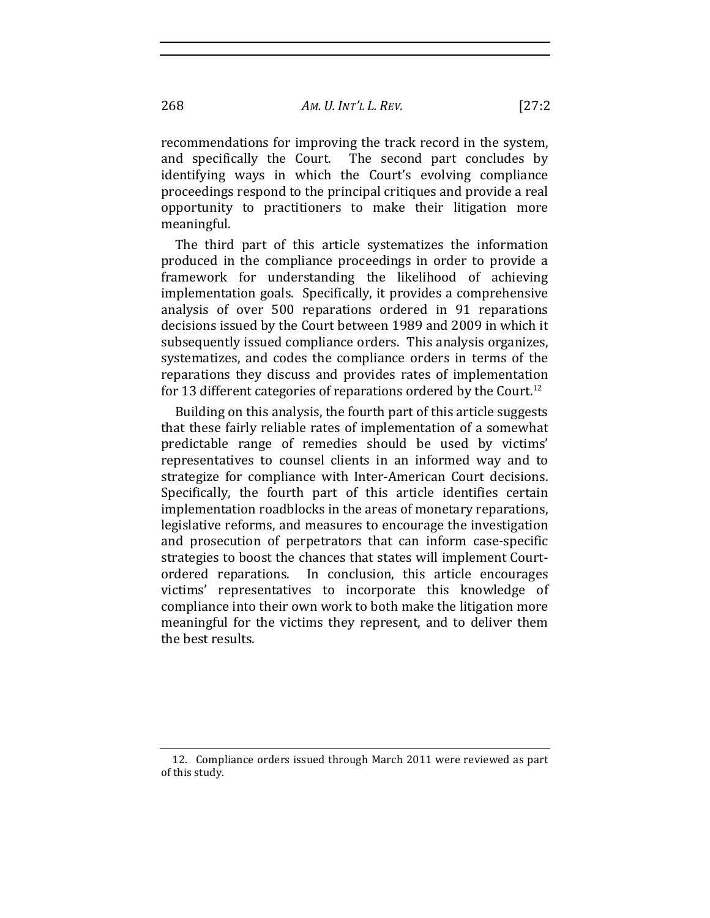recommendations for improving the track record in the system, and specifically the Court. The second part concludes by identifying ways in which the Court's evolving compliance proceedings respond to the principal critiques and provide a real opportunity to practitioners to make their litigation more meaningful.

The third part of this article systematizes the information produced in the compliance proceedings in order to provide a framework for understanding the likelihood of achieving implementation goals. Specifically, it provides a comprehensive analysis of over 500 reparations ordered in 91 reparations decisions issued by the Court between 1989 and 2009 in which it subsequently issued compliance orders. This analysis organizes, systematizes, and codes the compliance orders in terms of the reparations they discuss and provides rates of implementation for 13 different categories of reparations ordered by the Court.[12]

Building on this analysis, the fourth part of this article suggests that these fairly reliable rates of implementation of a somewhat predictable range of remedies should be used by victims' representatives to counsel clients in an informed way and to strategize for compliance with Inter-American Court decisions. Specifically, the fourth part of this article identifies certain implementation roadblocks in the areas of monetary reparations, legislative reforms, and measures to encourage the investigation and prosecution of perpetrators that can inform case-specific strategies to boost the chances that states will implement Court-ordered reparations. In conclusion, this article encourages victims' representatives to incorporate this knowledge of compliance into their own work to both make the litigation more meaningful for the victims they represent, and to deliver them the best results.

---

12. Compliance orders issued through March 2011 were reviewed as part of this study.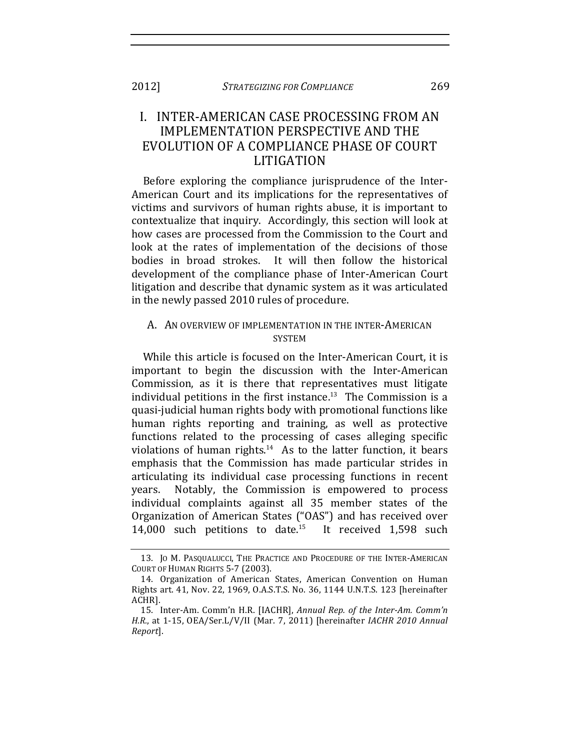# I. INTER-AMERICAN CASE PROCESSING FROM AN IMPLEMENTATION PERSPECTIVE AND THE EVOLUTION OF A COMPLIANCE PHASE OF COURT LITIGATION

Before exploring the compliance jurisprudence of the Inter-American Court and its implications for the representatives of victims and survivors of human rights abuse, it is important to contextualize that inquiry. Accordingly, this section will look at how cases are processed from the Commission to the Court and look at the rates of implementation of the decisions of those bodies in broad strokes. It will then follow the historical development of the compliance phase of Inter-American Court litigation and describe that dynamic system as it was articulated in the newly passed 2010 rules of procedure.

## A. AN OVERVIEW OF IMPLEMENTATION IN THE INTER-AMERICAN SYSTEM

While this article is focused on the Inter-American Court, it is important to begin the discussion with the Inter-American Commission, as it is there that representatives must litigate individual petitions in the first instance.[13] The Commission is a quasi-judicial human rights body with promotional functions like human rights reporting and training, as well as protective functions related to the processing of cases alleging specific violations of human rights.[14] As to the latter function, it bears emphasis that the Commission has made particular strides in articulating its individual case processing functions in recent years. Notably, the Commission is empowered to process individual complaints against all 35 member states of the Organization of American States ("OAS") and has received over 14,000 such petitions to date.[15] It received 1,598 such

---

13. JO M. PASQUALUCCI, THE PRACTICE AND PROCEDURE OF THE INTER-AMERICAN COURT OF HUMAN RIGHTS 5-7 (2003).

14. Organization of American States, American Convention on Human Rights art. 41, Nov. 22, 1969, O.A.S.T.S. No. 36, 1144 U.N.T.S. 123 [hereinafter ACHR].

15. Inter-Am. Comm'n H.R. [IACHR], *Annual Rep. of the Inter-Am. Comm'n H.R.*, at 1-15, OEA/Ser.L/V/II (Mar. 7, 2011) [hereinafter *IACHR 2010 Annual Report*].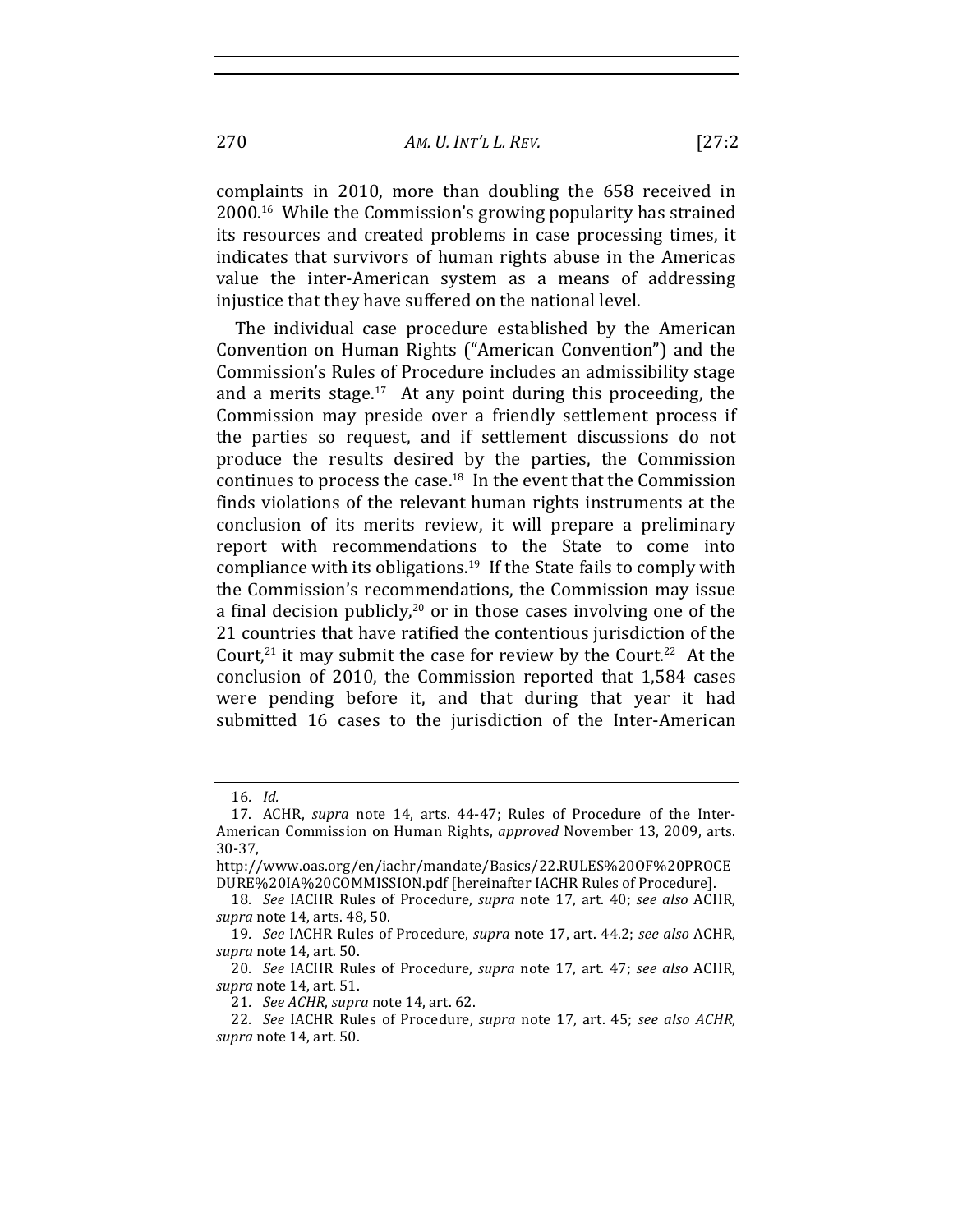complaints in 2010, more than doubling the 658 received in 2000.[16] While the Commission's growing popularity has strained its resources and created problems in case processing times, it indicates that survivors of human rights abuse in the Americas value the inter-American system as a means of addressing injustice that they have suffered on the national level.

The individual case procedure established by the American Convention on Human Rights ("American Convention") and the Commission's Rules of Procedure includes an admissibility stage and a merits stage.[17] At any point during this proceeding, the Commission may preside over a friendly settlement process if the parties so request, and if settlement discussions do not produce the results desired by the parties, the Commission continues to process the case.[18] In the event that the Commission finds violations of the relevant human rights instruments at the conclusion of its merits review, it will prepare a preliminary report with recommendations to the State to come into compliance with its obligations.[19] If the State fails to comply with the Commission's recommendations, the Commission may issue a final decision publicly,[20] or in those cases involving one of the 21 countries that have ratified the contentious jurisdiction of the Court,[21] it may submit the case for review by the Court.[22] At the conclusion of 2010, the Commission reported that 1,584 cases were pending before it, and that during that year it had submitted 16 cases to the jurisdiction of the Inter-American

---

16. *Id.*

17. ACHR, *supra* note 14, arts. 44-47; Rules of Procedure of the Inter-American Commission on Human Rights, *approved* November 13, 2009, arts. 30-37, http://www.oas.org/en/iachr/mandate/Basics/22.RULES%20OF%20PROCEDURE%20IA%20COMMISSION.pdf [hereinafter IACHR Rules of Procedure].

18. *See* IACHR Rules of Procedure, *supra* note 17, art. 40; *see also* ACHR, *supra* note 14, arts. 48, 50.

19. *See* IACHR Rules of Procedure, *supra* note 17, art. 44.2; *see also* ACHR, *supra* note 14, art. 50.

20. *See* IACHR Rules of Procedure, *supra* note 17, art. 47; *see also* ACHR, *supra* note 14, art. 51.

21. *See ACHR*, *supra* note 14, art. 62.

22. *See* IACHR Rules of Procedure, *supra* note 17, art. 45; *see also ACHR*, *supra* note 14, art. 50.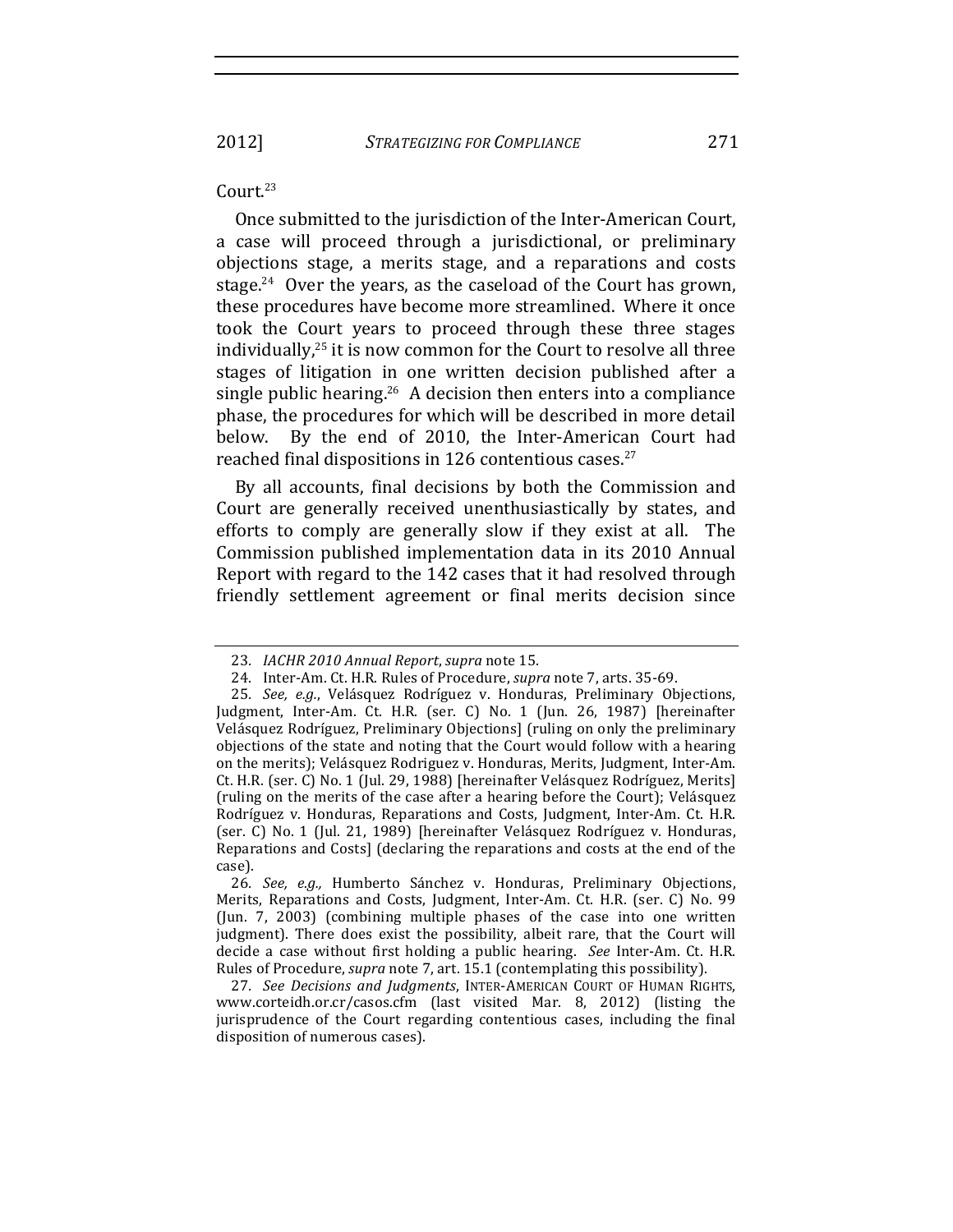Court.[23]

Once submitted to the jurisdiction of the Inter-American Court, a case will proceed through a jurisdictional, or preliminary objections stage, a merits stage, and a reparations and costs stage.[24] Over the years, as the caseload of the Court has grown, these procedures have become more streamlined. Where it once took the Court years to proceed through these three stages individually,[25] it is now common for the Court to resolve all three stages of litigation in one written decision published after a single public hearing.[26] A decision then enters into a compliance phase, the procedures for which will be described in more detail below. By the end of 2010, the Inter-American Court had reached final dispositions in 126 contentious cases.[27]

By all accounts, final decisions by both the Commission and Court are generally received unenthusiastically by states, and efforts to comply are generally slow if they exist at all. The Commission published implementation data in its 2010 Annual Report with regard to the 142 cases that it had resolved through friendly settlement agreement or final merits decision since

---

23. *IACHR 2010 Annual Report*, *supra* note 15.

24. Inter-Am. Ct. H.R. Rules of Procedure, *supra* note 7, arts. 35-69.

25. *See, e.g.*, Velásquez Rodríguez v. Honduras, Preliminary Objections, Judgment, Inter-Am. Ct. H.R. (ser. C) No. 1 (Jun. 26, 1987) [hereinafter Velásquez Rodríguez, Preliminary Objections] (ruling on only the preliminary objections of the state and noting that the Court would follow with a hearing on the merits); Velásquez Rodriguez v. Honduras, Merits, Judgment, Inter-Am. Ct. H.R. (ser. C) No. 1 (Jul. 29, 1988) [hereinafter Velásquez Rodríguez, Merits] (ruling on the merits of the case after a hearing before the Court); Velásquez Rodríguez v. Honduras, Reparations and Costs, Judgment, Inter-Am. Ct. H.R. (ser. C) No. 1 (Jul. 21, 1989) [hereinafter Velásquez Rodríguez v. Honduras, Reparations and Costs] (declaring the reparations and costs at the end of the case).

26. *See, e.g.,* Humberto Sánchez v. Honduras, Preliminary Objections, Merits, Reparations and Costs, Judgment, Inter-Am. Ct. H.R. (ser. C) No. 99 (Jun. 7, 2003) (combining multiple phases of the case into one written judgment). There does exist the possibility, albeit rare, that the Court will decide a case without first holding a public hearing. *See* Inter-Am. Ct. H.R. Rules of Procedure, *supra* note 7, art. 15.1 (contemplating this possibility).

27. *See Decisions and Judgments*, INTER-AMERICAN COURT OF HUMAN RIGHTS, www.corteidh.or.cr/casos.cfm (last visited Mar. 8, 2012) (listing the jurisprudence of the Court regarding contentious cases, including the final disposition of numerous cases).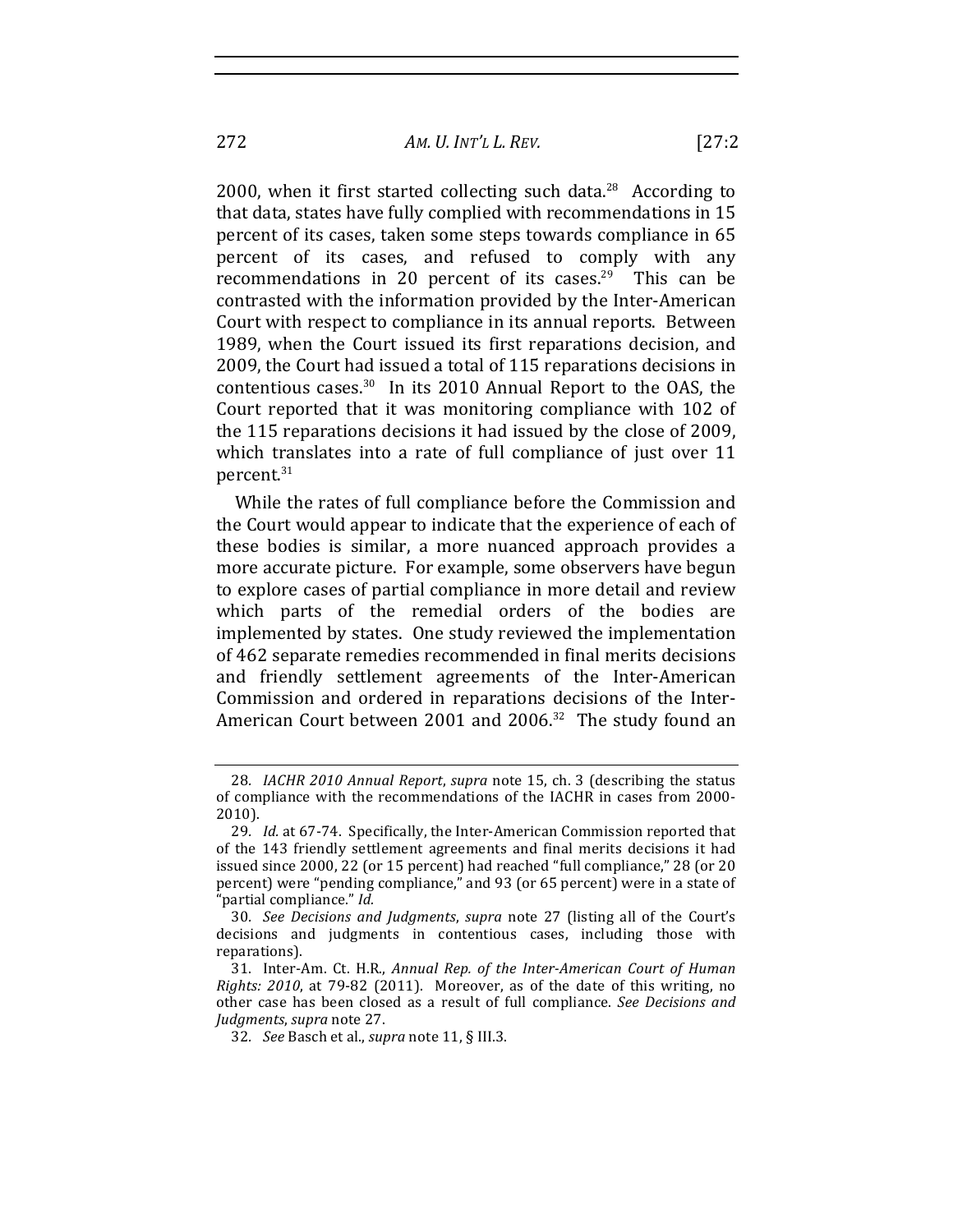2000, when it first started collecting such data.[28] According to that data, states have fully complied with recommendations in 15 percent of its cases, taken some steps towards compliance in 65 percent of its cases, and refused to comply with any recommendations in 20 percent of its cases.[29] This can be contrasted with the information provided by the Inter-American Court with respect to compliance in its annual reports. Between 1989, when the Court issued its first reparations decision, and 2009, the Court had issued a total of 115 reparations decisions in contentious cases.[30] In its 2010 Annual Report to the OAS, the Court reported that it was monitoring compliance with 102 of the 115 reparations decisions it had issued by the close of 2009, which translates into a rate of full compliance of just over 11 percent.[31]

While the rates of full compliance before the Commission and the Court would appear to indicate that the experience of each of these bodies is similar, a more nuanced approach provides a more accurate picture. For example, some observers have begun to explore cases of partial compliance in more detail and review which parts of the remedial orders of the bodies are implemented by states. One study reviewed the implementation of 462 separate remedies recommended in final merits decisions and friendly settlement agreements of the Inter-American Commission and ordered in reparations decisions of the Inter-American Court between 2001 and 2006.[32] The study found an

---

28. *IACHR 2010 Annual Report*, *supra* note 15, ch. 3 (describing the status of compliance with the recommendations of the IACHR in cases from 2000-2010).

29. *Id.* at 67-74. Specifically, the Inter-American Commission reported that of the 143 friendly settlement agreements and final merits decisions it had issued since 2000, 22 (or 15 percent) had reached "full compliance," 28 (or 20 percent) were "pending compliance," and 93 (or 65 percent) were in a state of "partial compliance." *Id.*

30. *See Decisions and Judgments*, *supra* note 27 (listing all of the Court's decisions and judgments in contentious cases, including those with reparations).

31. Inter-Am. Ct. H.R., *Annual Rep. of the Inter-American Court of Human Rights: 2010*, at 79-82 (2011). Moreover, as of the date of this writing, no other case has been closed as a result of full compliance. *See Decisions and Judgments*, *supra* note 27.

32. *See* Basch et al., *supra* note 11, § III.3.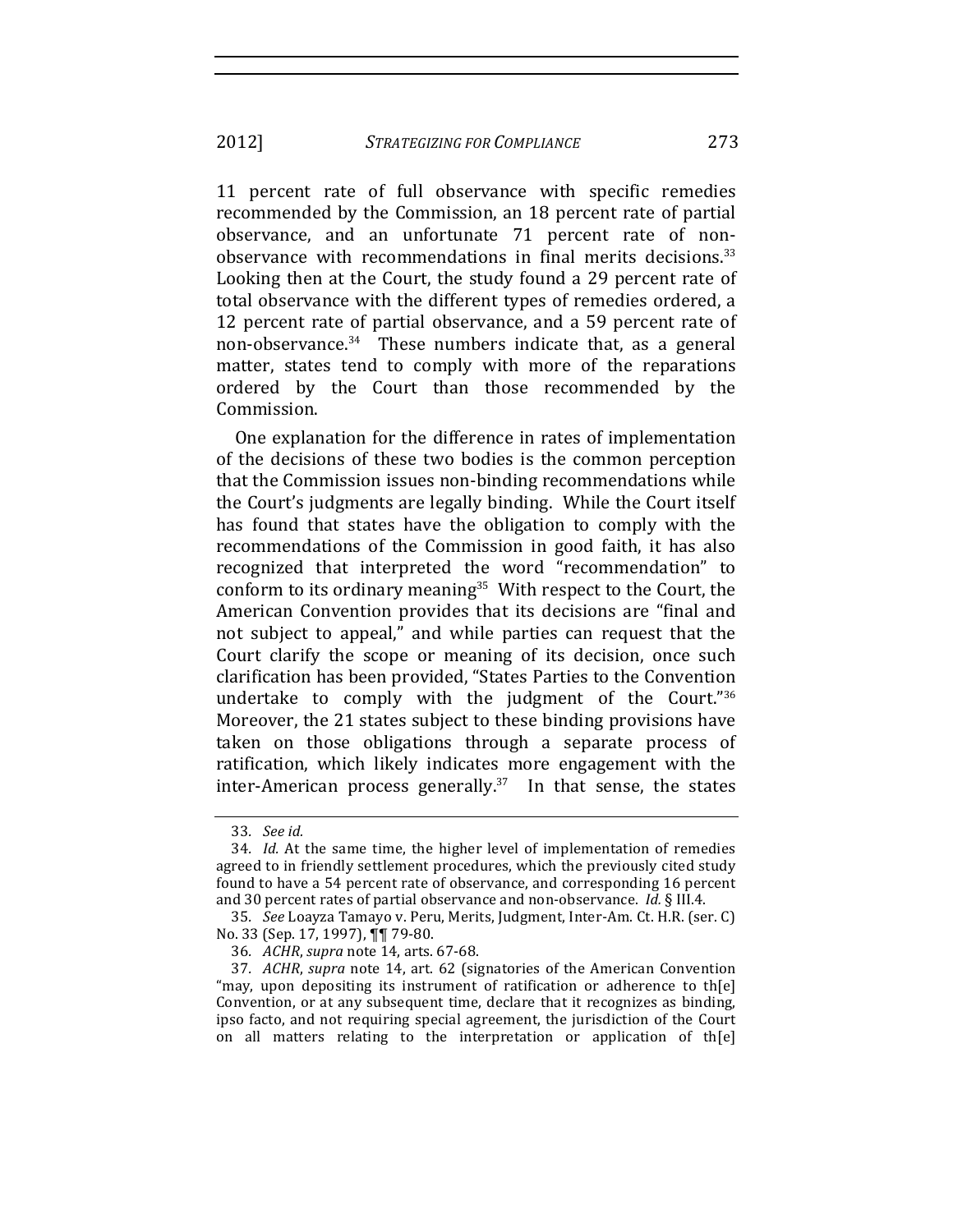11 percent rate of full observance with specific remedies recommended by the Commission, an 18 percent rate of partial observance, and an unfortunate 71 percent rate of non-observance with recommendations in final merits decisions.[33] Looking then at the Court, the study found a 29 percent rate of total observance with the different types of remedies ordered, a 12 percent rate of partial observance, and a 59 percent rate of non-observance.[34] These numbers indicate that, as a general matter, states tend to comply with more of the reparations ordered by the Court than those recommended by the Commission.

One explanation for the difference in rates of implementation of the decisions of these two bodies is the common perception that the Commission issues non-binding recommendations while the Court's judgments are legally binding. While the Court itself has found that states have the obligation to comply with the recommendations of the Commission in good faith, it has also recognized that interpreted the word "recommendation" to conform to its ordinary meaning[35] With respect to the Court, the American Convention provides that its decisions are "final and not subject to appeal," and while parties can request that the Court clarify the scope or meaning of its decision, once such clarification has been provided, "States Parties to the Convention undertake to comply with the judgment of the Court."[36] Moreover, the 21 states subject to these binding provisions have taken on those obligations through a separate process of ratification, which likely indicates more engagement with the inter-American process generally.[37] In that sense, the states

---

33. *See id.*

34. *Id.* At the same time, the higher level of implementation of remedies agreed to in friendly settlement procedures, which the previously cited study found to have a 54 percent rate of observance, and corresponding 16 percent and 30 percent rates of partial observance and non-observance. *Id.* § III.4.

35. *See* Loayza Tamayo v. Peru, Merits, Judgment, Inter-Am. Ct. H.R. (ser. C) No. 33 (Sep. 17, 1997), ¶¶ 79-80.

36. *ACHR*, *supra* note 14, arts. 67-68.

37. *ACHR*, *supra* note 14, art. 62 (signatories of the American Convention "may, upon depositing its instrument of ratification or adherence to th[e] Convention, or at any subsequent time, declare that it recognizes as binding, ipso facto, and not requiring special agreement, the jurisdiction of the Court on all matters relating to the interpretation or application of th[e]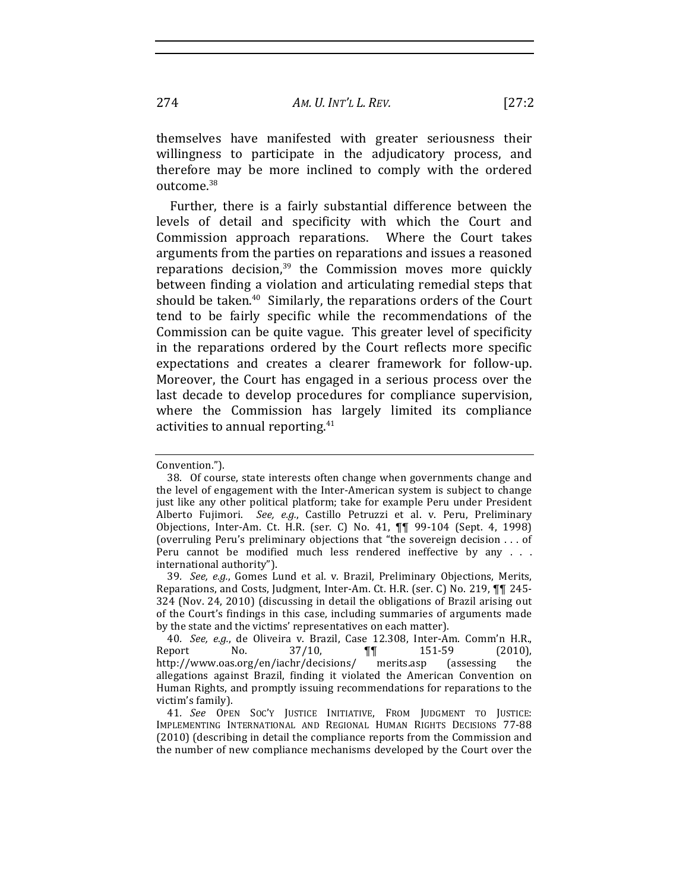themselves have manifested with greater seriousness their willingness to participate in the adjudicatory process, and therefore may be more inclined to comply with the ordered outcome.[38]

Further, there is a fairly substantial difference between the levels of detail and specificity with which the Court and Commission approach reparations. Where the Court takes arguments from the parties on reparations and issues a reasoned reparations decision,[39] the Commission moves more quickly between finding a violation and articulating remedial steps that should be taken.[40] Similarly, the reparations orders of the Court tend to be fairly specific while the recommendations of the Commission can be quite vague. This greater level of specificity in the reparations ordered by the Court reflects more specific expectations and creates a clearer framework for follow-up. Moreover, the Court has engaged in a serious process over the last decade to develop procedures for compliance supervision, where the Commission has largely limited its compliance activities to annual reporting.[41]

---

Convention.").

38. Of course, state interests often change when governments change and the level of engagement with the Inter-American system is subject to change just like any other political platform; take for example Peru under President Alberto Fujimori. *See, e.g.*, Castillo Petruzzi et al. v. Peru, Preliminary Objections, Inter-Am. Ct. H.R. (ser. C) No. 41, ¶¶ 99-104 (Sept. 4, 1998) (overruling Peru's preliminary objections that "the sovereign decision . . . of Peru cannot be modified much less rendered ineffective by any . . . international authority").

39. *See, e.g.*, Gomes Lund et al. v. Brazil, Preliminary Objections, Merits, Reparations, and Costs, Judgment, Inter-Am. Ct. H.R. (ser. C) No. 219, ¶¶ 245-324 (Nov. 24, 2010) (discussing in detail the obligations of Brazil arising out of the Court's findings in this case, including summaries of arguments made by the state and the victims' representatives on each matter).

40. *See, e.g.*, de Oliveira v. Brazil, Case 12.308, Inter-Am. Comm'n H.R., Report No. 37/10, ¶¶ 151-59 (2010), http://www.oas.org/en/iachr/decisions/ merits.asp (assessing the allegations against Brazil, finding it violated the American Convention on Human Rights, and promptly issuing recommendations for reparations to the victim's family).

41. *See* OPEN SOC'Y JUSTICE INITIATIVE, FROM JUDGMENT TO JUSTICE: IMPLEMENTING INTERNATIONAL AND REGIONAL HUMAN RIGHTS DECISIONS 77-88 (2010) (describing in detail the compliance reports from the Commission and the number of new compliance mechanisms developed by the Court over the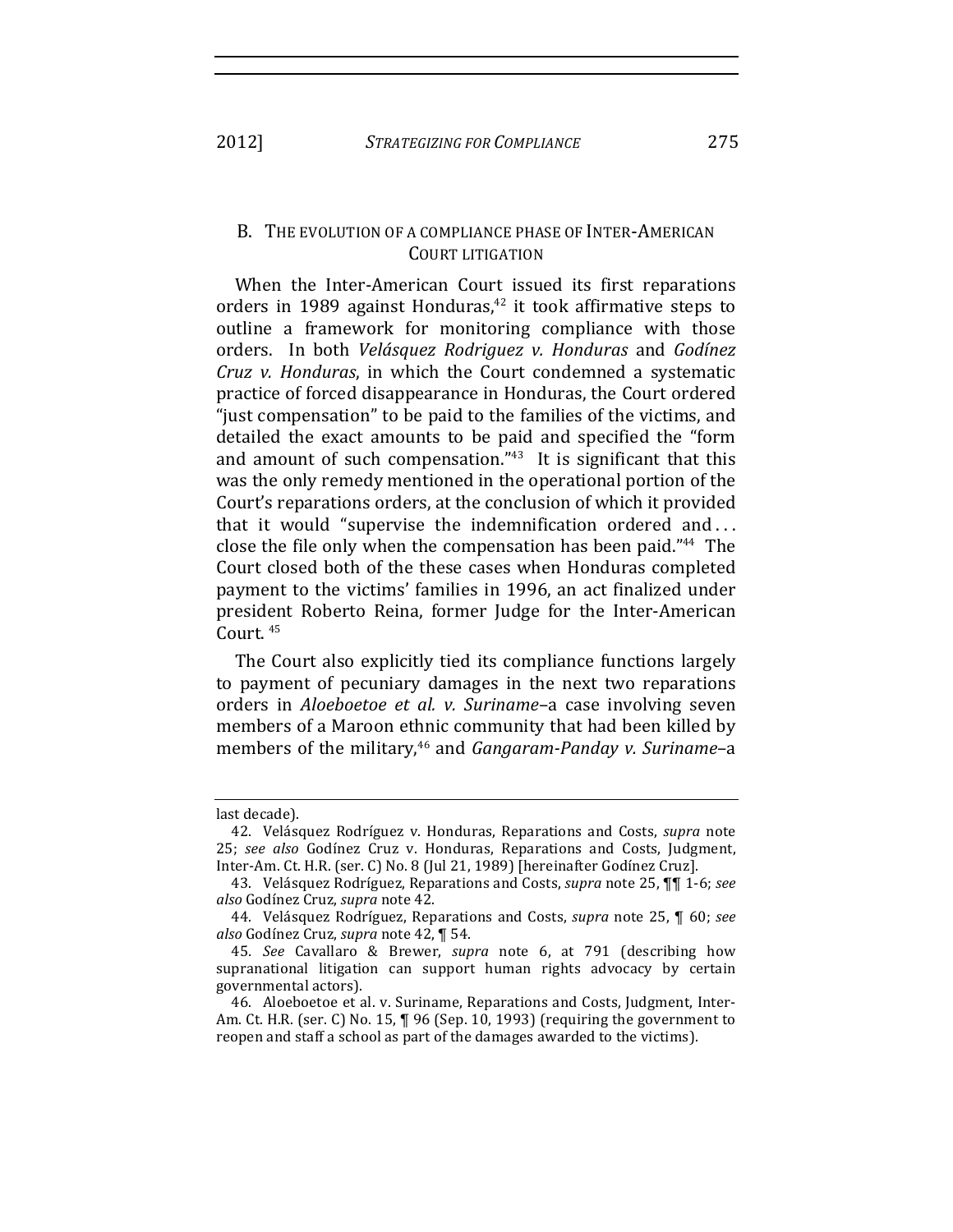## B. THE EVOLUTION OF A COMPLIANCE PHASE OF INTER-AMERICAN COURT LITIGATION

When the Inter-American Court issued its first reparations orders in 1989 against Honduras,[42] it took affirmative steps to outline a framework for monitoring compliance with those orders. In both *Velásquez Rodriguez v. Honduras* and *Godínez Cruz v. Honduras*, in which the Court condemned a systematic practice of forced disappearance in Honduras, the Court ordered "just compensation" to be paid to the families of the victims, and detailed the exact amounts to be paid and specified the "form and amount of such compensation."[43] It is significant that this was the only remedy mentioned in the operational portion of the Court's reparations orders, at the conclusion of which it provided that it would "supervise the indemnification ordered and . . . close the file only when the compensation has been paid."[44] The Court closed both of the these cases when Honduras completed payment to the victims' families in 1996, an act finalized under president Roberto Reina, former Judge for the Inter-American Court.[45]

The Court also explicitly tied its compliance functions largely to payment of pecuniary damages in the next two reparations orders in *Aloeboetoe et al. v. Suriname*–a case involving seven members of a Maroon ethnic community that had been killed by members of the military,[46] and *Gangaram-Panday v. Suriname*–a

---

last decade).

42. Velásquez Rodríguez v. Honduras, Reparations and Costs, *supra* note 25; *see also* Godínez Cruz v. Honduras, Reparations and Costs, Judgment, Inter-Am. Ct. H.R. (ser. C) No. 8 (Jul 21, 1989) [hereinafter Godínez Cruz].

43. Velásquez Rodríguez, Reparations and Costs, *supra* note 25, ¶¶ 1-6; *see also* Godínez Cruz, *supra* note 42.

44. Velásquez Rodríguez, Reparations and Costs, *supra* note 25, ¶ 60; *see also* Godínez Cruz, *supra* note 42, ¶ 54.

45. *See* Cavallaro & Brewer, *supra* note 6, at 791 (describing how supranational litigation can support human rights advocacy by certain governmental actors).

46. Aloeboetoe et al. v. Suriname, Reparations and Costs, Judgment, Inter-Am. Ct. H.R. (ser. C) No. 15, ¶ 96 (Sep. 10, 1993) (requiring the government to reopen and staff a school as part of the damages awarded to the victims).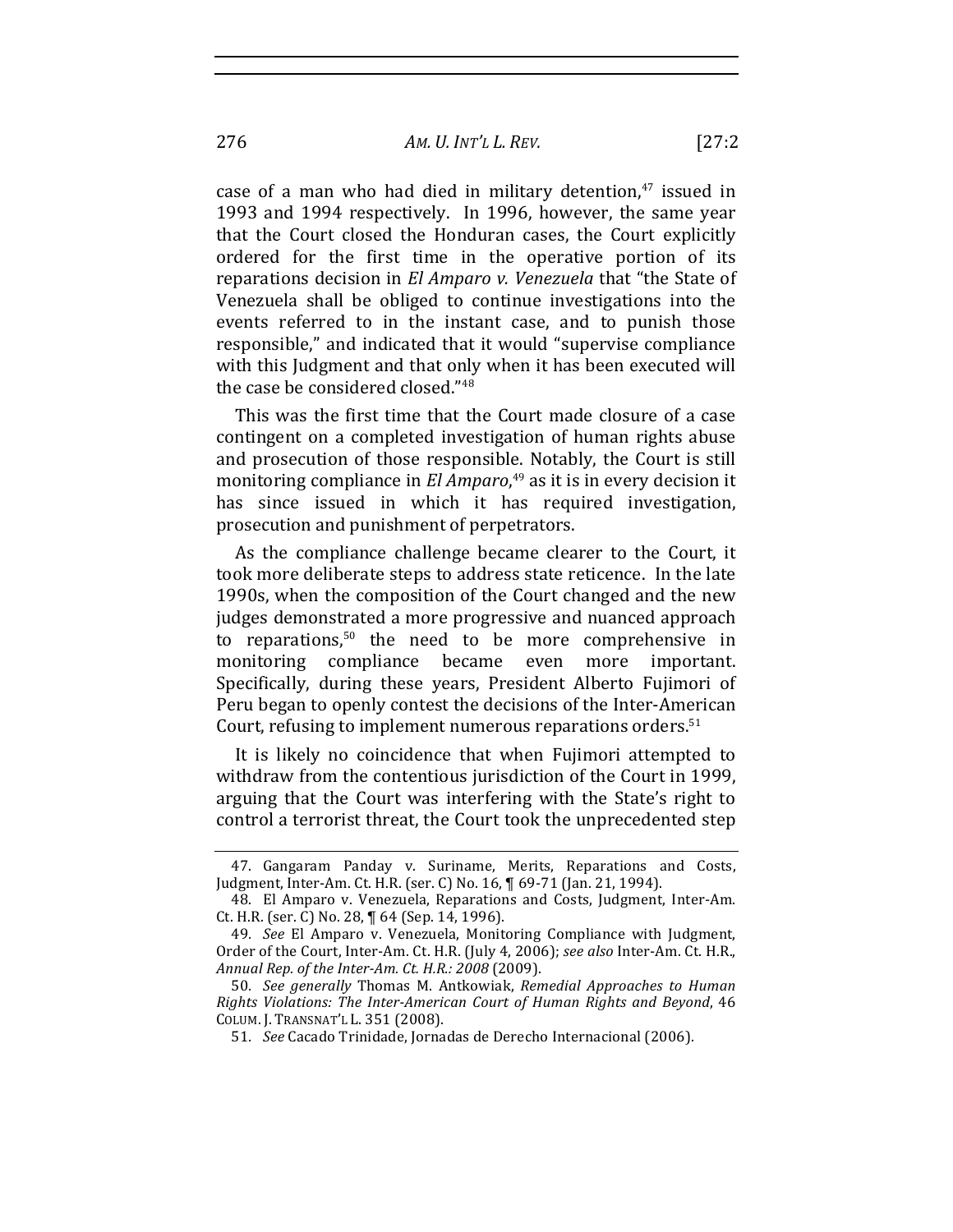case of a man who had died in military detention,[47] issued in 1993 and 1994 respectively. In 1996, however, the same year that the Court closed the Honduran cases, the Court explicitly ordered for the first time in the operative portion of its reparations decision in *El Amparo v. Venezuela* that "the State of Venezuela shall be obliged to continue investigations into the events referred to in the instant case, and to punish those responsible," and indicated that it would "supervise compliance with this Judgment and that only when it has been executed will the case be considered closed."[48]

This was the first time that the Court made closure of a case contingent on a completed investigation of human rights abuse and prosecution of those responsible. Notably, the Court is still monitoring compliance in *El Amparo*,[49] as it is in every decision it has since issued in which it has required investigation, prosecution and punishment of perpetrators.

As the compliance challenge became clearer to the Court, it took more deliberate steps to address state reticence. In the late 1990s, when the composition of the Court changed and the new judges demonstrated a more progressive and nuanced approach to reparations,[50] the need to be more comprehensive in monitoring compliance became even more important. Specifically, during these years, President Alberto Fujimori of Peru began to openly contest the decisions of the Inter-American Court, refusing to implement numerous reparations orders.[51]

It is likely no coincidence that when Fujimori attempted to withdraw from the contentious jurisdiction of the Court in 1999, arguing that the Court was interfering with the State's right to control a terrorist threat, the Court took the unprecedented step

---

47. Gangaram Panday v. Suriname, Merits, Reparations and Costs, Judgment, Inter-Am. Ct. H.R. (ser. C) No. 16, ¶ 69-71 (Jan. 21, 1994).

48. El Amparo v. Venezuela, Reparations and Costs, Judgment, Inter-Am. Ct. H.R. (ser. C) No. 28, ¶ 64 (Sep. 14, 1996).

49. *See* El Amparo v. Venezuela, Monitoring Compliance with Judgment, Order of the Court, Inter-Am. Ct. H.R. (July 4, 2006); *see also* Inter-Am. Ct. H.R., *Annual Rep. of the Inter-Am. Ct. H.R.: 2008* (2009).

50. *See generally* Thomas M. Antkowiak, *Remedial Approaches to Human Rights Violations: The Inter-American Court of Human Rights and Beyond*, 46 COLUM. J. TRANSNAT'L L. 351 (2008).

51. *See* Cacado Trinidade, Jornadas de Derecho Internacional (2006).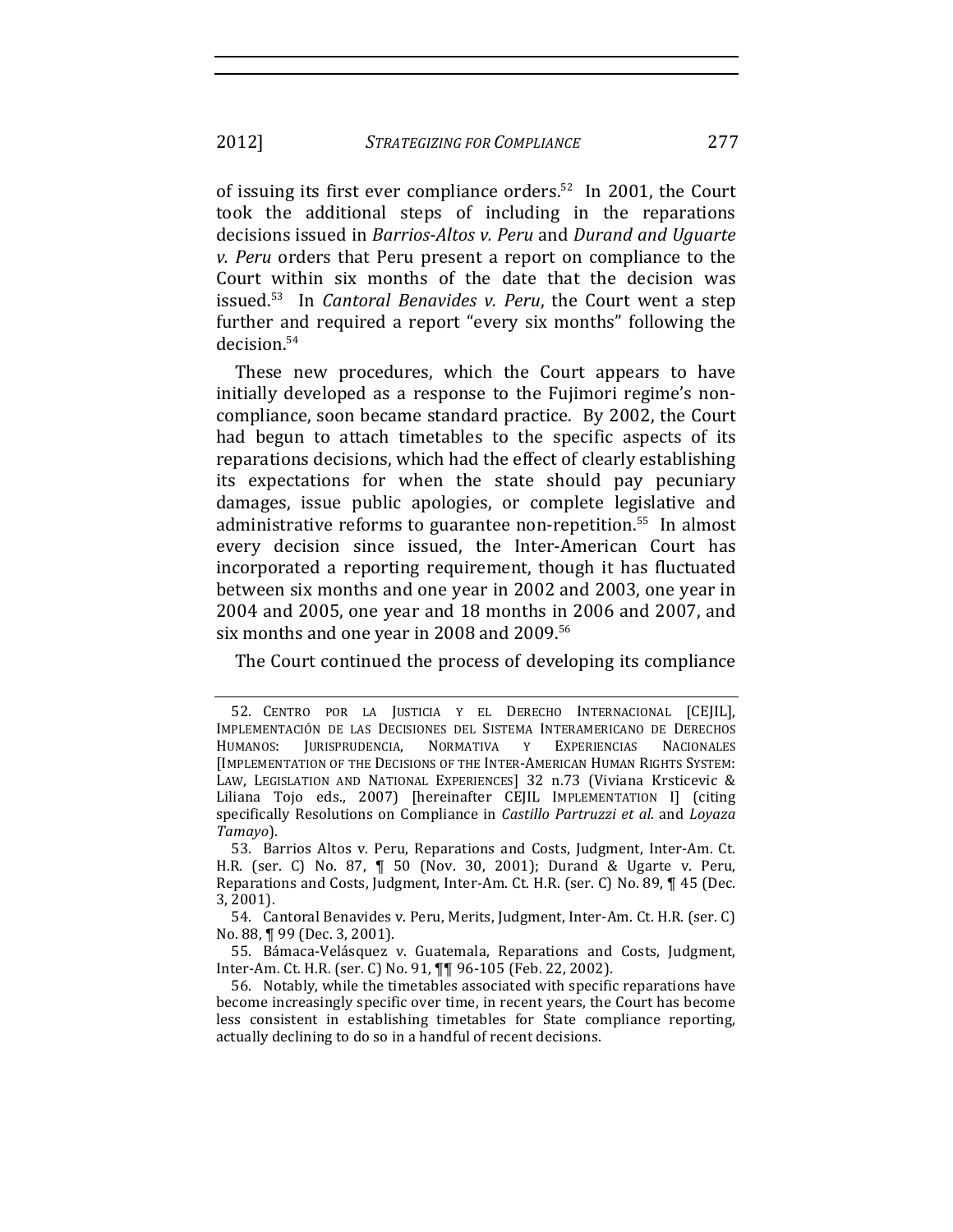of issuing its first ever compliance orders.[52] In 2001, the Court took the additional steps of including in the reparations decisions issued in *Barrios-Altos v. Peru* and *Durand and Uguarte v. Peru* orders that Peru present a report on compliance to the Court within six months of the date that the decision was issued.[53] In *Cantoral Benavides v. Peru*, the Court went a step further and required a report "every six months" following the decision.[54]

These new procedures, which the Court appears to have initially developed as a response to the Fujimori regime's non-compliance, soon became standard practice. By 2002, the Court had begun to attach timetables to the specific aspects of its reparations decisions, which had the effect of clearly establishing its expectations for when the state should pay pecuniary damages, issue public apologies, or complete legislative and administrative reforms to guarantee non-repetition.[55] In almost every decision since issued, the Inter-American Court has incorporated a reporting requirement, though it has fluctuated between six months and one year in 2002 and 2003, one year in 2004 and 2005, one year and 18 months in 2006 and 2007, and six months and one year in 2008 and 2009.[56]

The Court continued the process of developing its compliance

---

52. CENTRO POR LA JUSTICIA Y EL DERECHO INTERNACIONAL [CEJIL], IMPLEMENTACIÓN DE LAS DECISIONES DEL SISTEMA INTERAMERICANO DE DERECHOS HUMANOS: JURISPRUDENCIA, NORMATIVA Y EXPERIENCIAS NACIONALES [IMPLEMENTATION OF THE DECISIONS OF THE INTER-AMERICAN HUMAN RIGHTS SYSTEM: LAW, LEGISLATION AND NATIONAL EXPERIENCES] 32 n.73 (Viviana Krsticevic & Liliana Tojo eds., 2007) [hereinafter CEJIL IMPLEMENTATION I] (citing specifically Resolutions on Compliance in *Castillo Partruzzi et al.* and *Loyaza Tamayo*).

53. Barrios Altos v. Peru, Reparations and Costs, Judgment, Inter-Am. Ct. H.R. (ser. C) No. 87, ¶ 50 (Nov. 30, 2001); Durand & Ugarte v. Peru, Reparations and Costs, Judgment, Inter-Am. Ct. H.R. (ser. C) No. 89, ¶ 45 (Dec. 3, 2001).

54. Cantoral Benavides v. Peru, Merits, Judgment, Inter-Am. Ct. H.R. (ser. C) No. 88, ¶ 99 (Dec. 3, 2001).

55. Bámaca-Velásquez v. Guatemala, Reparations and Costs, Judgment, Inter-Am. Ct. H.R. (ser. C) No. 91, ¶¶ 96-105 (Feb. 22, 2002).

56. Notably, while the timetables associated with specific reparations have become increasingly specific over time, in recent years, the Court has become less consistent in establishing timetables for State compliance reporting, actually declining to do so in a handful of recent decisions.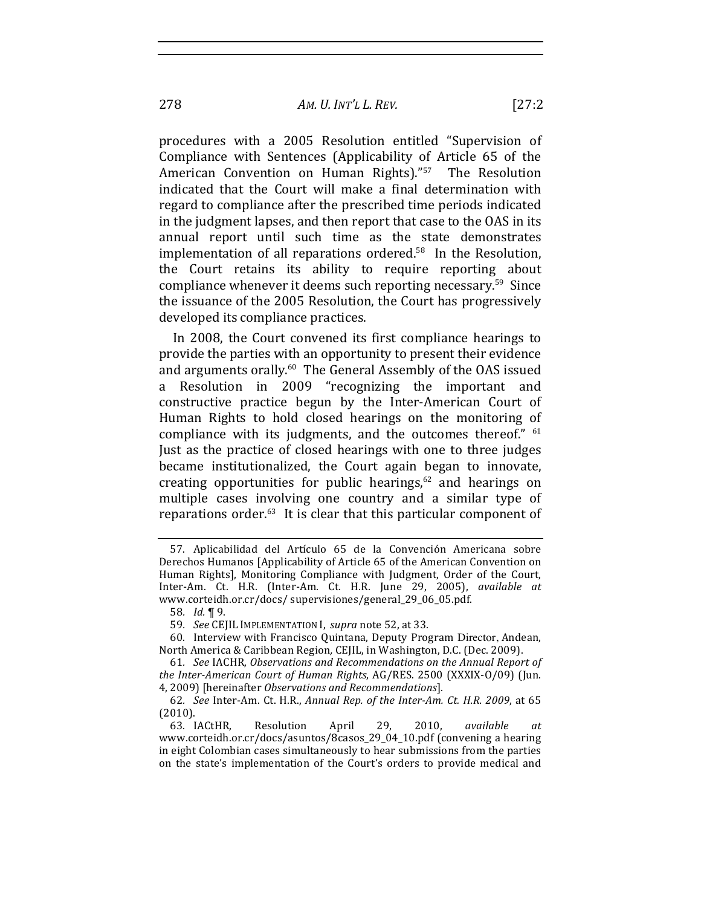procedures with a 2005 Resolution entitled "Supervision of Compliance with Sentences (Applicability of Article 65 of the American Convention on Human Rights)."[57] The Resolution indicated that the Court will make a final determination with regard to compliance after the prescribed time periods indicated in the judgment lapses, and then report that case to the OAS in its annual report until such time as the state demonstrates implementation of all reparations ordered.[58] In the Resolution, the Court retains its ability to require reporting about compliance whenever it deems such reporting necessary.[59] Since the issuance of the 2005 Resolution, the Court has progressively developed its compliance practices.

In 2008, the Court convened its first compliance hearings to provide the parties with an opportunity to present their evidence and arguments orally.[60] The General Assembly of the OAS issued a Resolution in 2009 "recognizing the important and constructive practice begun by the Inter-American Court of Human Rights to hold closed hearings on the monitoring of compliance with its judgments, and the outcomes thereof." [61] Just as the practice of closed hearings with one to three judges became institutionalized, the Court again began to innovate, creating opportunities for public hearings,[62] and hearings on multiple cases involving one country and a similar type of reparations order.[63] It is clear that this particular component of

---

57. Aplicabilidad del Artículo 65 de la Convención Americana sobre Derechos Humanos [Applicability of Article 65 of the American Convention on Human Rights], Monitoring Compliance with Judgment, Order of the Court, Inter-Am. Ct. H.R. (Inter-Am. Ct. H.R. June 29, 2005), *available at* www.corteidh.or.cr/docs/ supervisiones/general_29_06_05.pdf.

58. *Id.* ¶ 9.

59. *See* CEJIL IMPLEMENTATION I, *supra* note 52, at 33.

60. Interview with Francisco Quintana, Deputy Program Director, Andean, North America & Caribbean Region, CEJIL, in Washington, D.C. (Dec. 2009).

61. *See* IACHR, *Observations and Recommendations on the Annual Report of the Inter-American Court of Human Rights*, AG/RES. 2500 (XXXIX-O/09) (Jun. 4, 2009) [hereinafter *Observations and Recommendations*].

62. *See* Inter-Am. Ct. H.R., *Annual Rep. of the Inter-Am. Ct. H.R. 2009*, at 65 (2010).

63. IACtHR, Resolution April 29, 2010, *available at* www.corteidh.or.cr/docs/asuntos/8casos_29_04_10.pdf (convening a hearing in eight Colombian cases simultaneously to hear submissions from the parties on the state's implementation of the Court's orders to provide medical and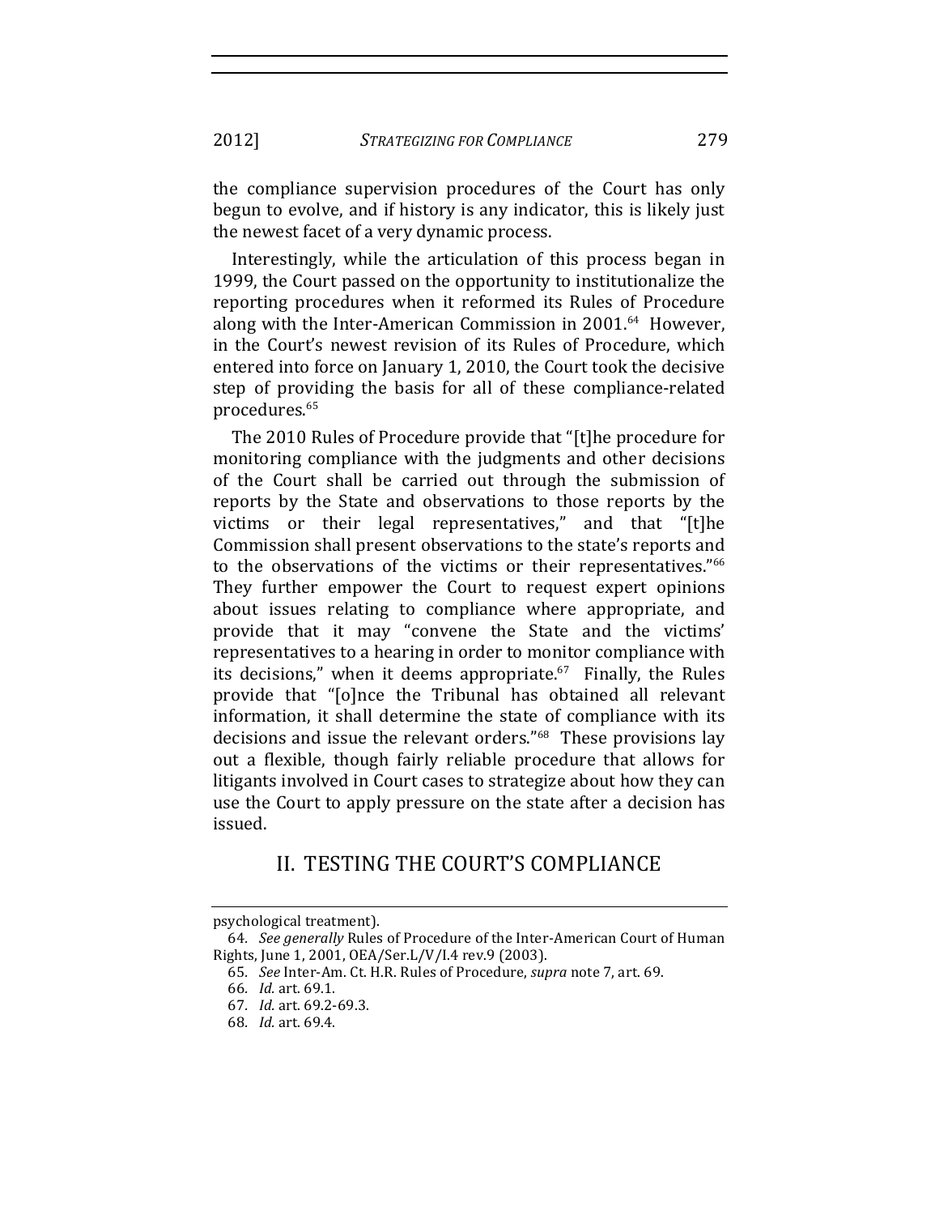the compliance supervision procedures of the Court has only begun to evolve, and if history is any indicator, this is likely just the newest facet of a very dynamic process.

Interestingly, while the articulation of this process began in 1999, the Court passed on the opportunity to institutionalize the reporting procedures when it reformed its Rules of Procedure along with the Inter-American Commission in 2001.[64] However, in the Court's newest revision of its Rules of Procedure, which entered into force on January 1, 2010, the Court took the decisive step of providing the basis for all of these compliance-related procedures.[65]

The 2010 Rules of Procedure provide that "[t]he procedure for monitoring compliance with the judgments and other decisions of the Court shall be carried out through the submission of reports by the State and observations to those reports by the victims or their legal representatives," and that "[t]he Commission shall present observations to the state's reports and to the observations of the victims or their representatives."[66] They further empower the Court to request expert opinions about issues relating to compliance where appropriate, and provide that it may "convene the State and the victims' representatives to a hearing in order to monitor compliance with its decisions," when it deems appropriate.[67] Finally, the Rules provide that "[o]nce the Tribunal has obtained all relevant information, it shall determine the state of compliance with its decisions and issue the relevant orders."[68] These provisions lay out a flexible, though fairly reliable procedure that allows for litigants involved in Court cases to strategize about how they can use the Court to apply pressure on the state after a decision has issued.

## II. TESTING THE COURT'S COMPLIANCE

psychological treatment).

64. *See generally* Rules of Procedure of the Inter-American Court of Human Rights, June 1, 2001, OEA/Ser.L/V/I.4 rev.9 (2003).

65. *See* Inter-Am. Ct. H.R. Rules of Procedure, *supra* note 7, art. 69.

66. *Id.* art. 69.1.

67. *Id.* art. 69.2-69.3.

68. *Id.* art. 69.4.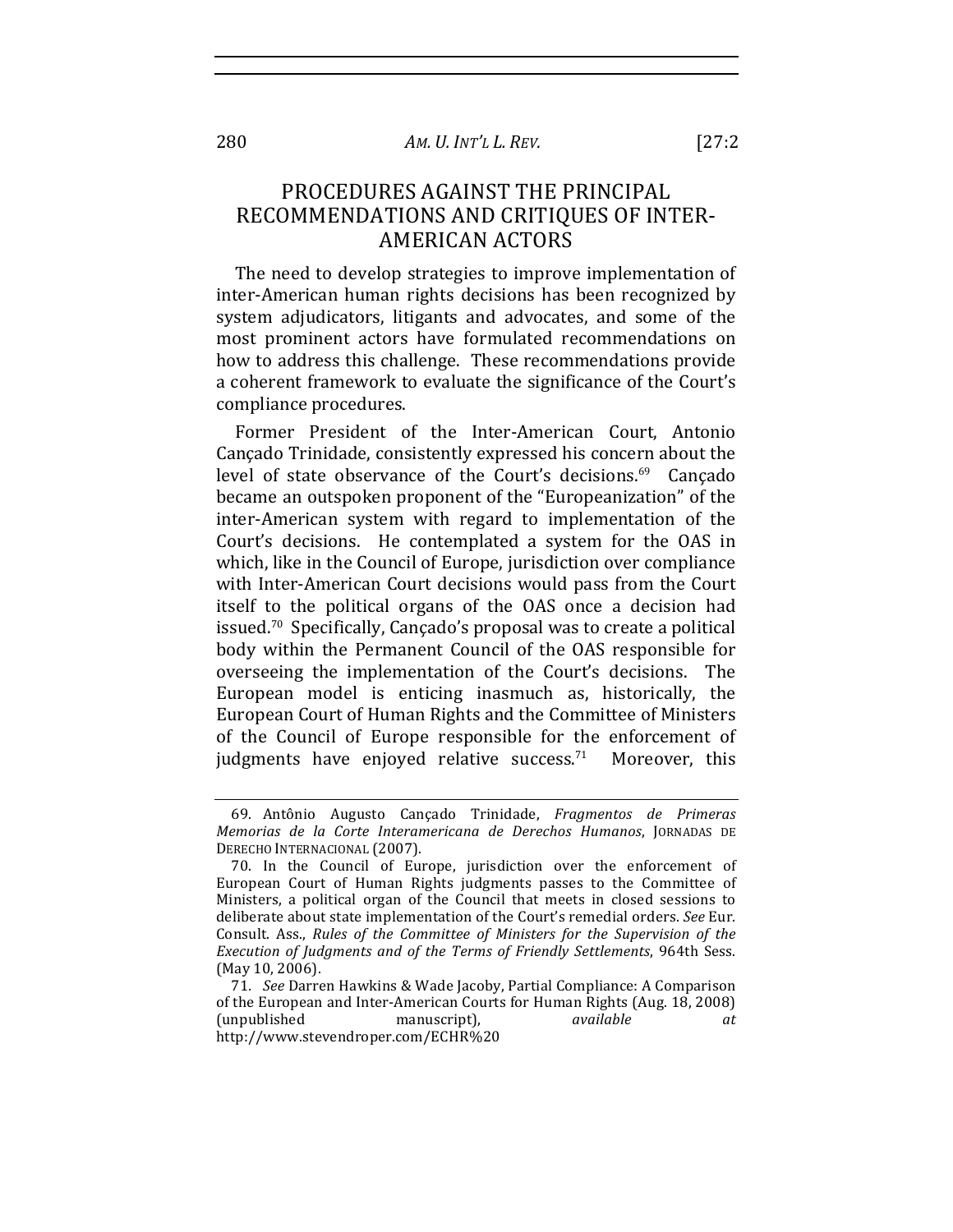## PROCEDURES AGAINST THE PRINCIPAL RECOMMENDATIONS AND CRITIQUES OF INTER-AMERICAN ACTORS

The need to develop strategies to improve implementation of inter-American human rights decisions has been recognized by system adjudicators, litigants and advocates, and some of the most prominent actors have formulated recommendations on how to address this challenge. These recommendations provide a coherent framework to evaluate the significance of the Court's compliance procedures.

Former President of the Inter-American Court, Antonio Cançado Trinidade, consistently expressed his concern about the level of state observance of the Court's decisions.[69] Cançado became an outspoken proponent of the "Europeanization" of the inter-American system with regard to implementation of the Court's decisions. He contemplated a system for the OAS in which, like in the Council of Europe, jurisdiction over compliance with Inter-American Court decisions would pass from the Court itself to the political organs of the OAS once a decision had issued.[70] Specifically, Cançado's proposal was to create a political body within the Permanent Council of the OAS responsible for overseeing the implementation of the Court's decisions. The European model is enticing inasmuch as, historically, the European Court of Human Rights and the Committee of Ministers of the Council of Europe responsible for the enforcement of judgments have enjoyed relative success.[71] Moreover, this

---

69. Antônio Augusto Cançado Trinidade, *Fragmentos de Primeras Memorias de la Corte Interamericana de Derechos Humanos*, JORNADAS DE DERECHO INTERNACIONAL (2007).

70. In the Council of Europe, jurisdiction over the enforcement of European Court of Human Rights judgments passes to the Committee of Ministers, a political organ of the Council that meets in closed sessions to deliberate about state implementation of the Court's remedial orders. *See* Eur. Consult. Ass., *Rules of the Committee of Ministers for the Supervision of the Execution of Judgments and of the Terms of Friendly Settlements*, 964th Sess. (May 10, 2006).

71. *See* Darren Hawkins & Wade Jacoby, Partial Compliance: A Comparison of the European and Inter-American Courts for Human Rights (Aug. 18, 2008) (unpublished manuscript), *available at* http://www.stevendroper.com/ECHR%20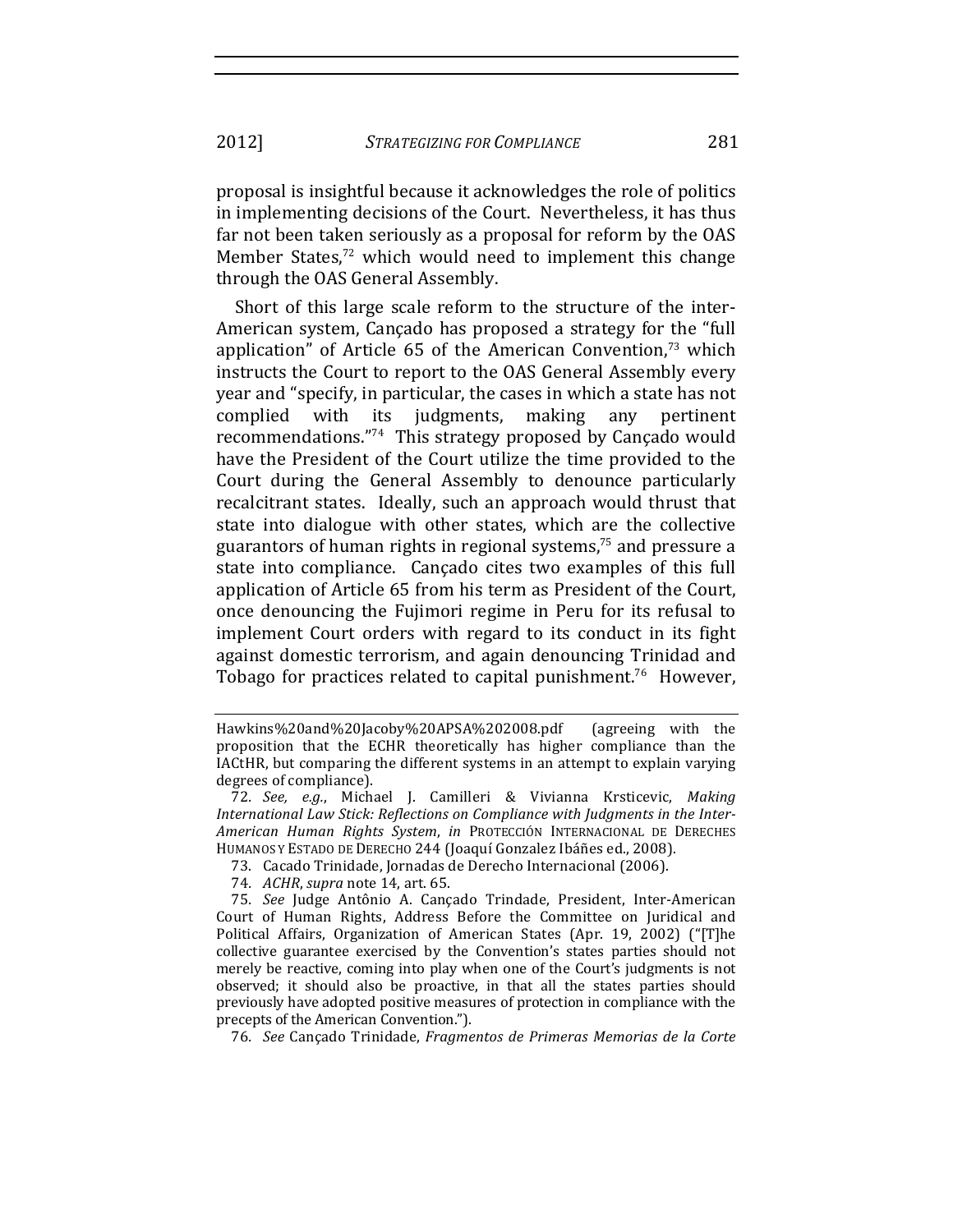proposal is insightful because it acknowledges the role of politics in implementing decisions of the Court. Nevertheless, it has thus far not been taken seriously as a proposal for reform by the OAS Member States,[72] which would need to implement this change through the OAS General Assembly.

Short of this large scale reform to the structure of the inter-American system, Cançado has proposed a strategy for the "full application" of Article 65 of the American Convention,[73] which instructs the Court to report to the OAS General Assembly every year and "specify, in particular, the cases in which a state has not complied with its judgments, making any pertinent recommendations."[74] This strategy proposed by Cançado would have the President of the Court utilize the time provided to the Court during the General Assembly to denounce particularly recalcitrant states. Ideally, such an approach would thrust that state into dialogue with other states, which are the collective guarantors of human rights in regional systems,[75] and pressure a state into compliance. Cançado cites two examples of this full application of Article 65 from his term as President of the Court, once denouncing the Fujimori regime in Peru for its refusal to implement Court orders with regard to its conduct in its fight against domestic terrorism, and again denouncing Trinidad and Tobago for practices related to capital punishment.[76] However,

---

Hawkins%20and%20Jacoby%20APSA%202008.pdf (agreeing with the proposition that the ECHR theoretically has higher compliance than the IACtHR, but comparing the different systems in an attempt to explain varying degrees of compliance).

72. *See, e.g.*, Michael J. Camilleri & Vivianna Krsticevic, *Making International Law Stick: Reflections on Compliance with Judgments in the Inter-American Human Rights System*, *in* PROTECCIÓN INTERNACIONAL DE DERECHES HUMANOS Y ESTADO DE DERECHO 244 (Joaquí Gonzalez Ibáñes ed., 2008).

73. Cacado Trinidade, Jornadas de Derecho Internacional (2006).

74. *ACHR*, *supra* note 14, art. 65.

75. *See* Judge Antônio A. Cançado Trindade, President, Inter-American Court of Human Rights, Address Before the Committee on Juridical and Political Affairs, Organization of American States (Apr. 19, 2002) ("[T]he collective guarantee exercised by the Convention's states parties should not merely be reactive, coming into play when one of the Court's judgments is not observed; it should also be proactive, in that all the states parties should previously have adopted positive measures of protection in compliance with the precepts of the American Convention.").

76. *See* Cançado Trinidade, *Fragmentos de Primeras Memorias de la Corte*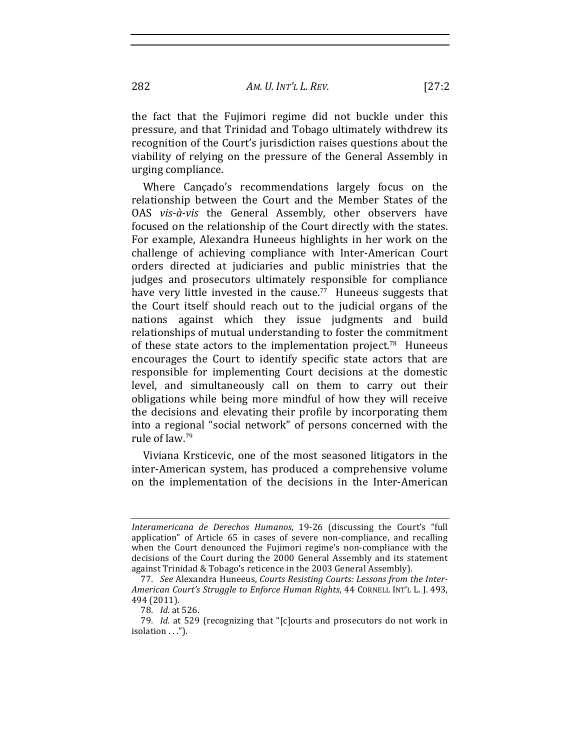the fact that the Fujimori regime did not buckle under this pressure, and that Trinidad and Tobago ultimately withdrew its recognition of the Court's jurisdiction raises questions about the viability of relying on the pressure of the General Assembly in urging compliance.

Where Cançado's recommendations largely focus on the relationship between the Court and the Member States of the OAS *vis-à-vis* the General Assembly, other observers have focused on the relationship of the Court directly with the states. For example, Alexandra Huneeus highlights in her work on the challenge of achieving compliance with Inter-American Court orders directed at judiciaries and public ministries that the judges and prosecutors ultimately responsible for compliance have very little invested in the cause.[77] Huneeus suggests that the Court itself should reach out to the judicial organs of the nations against which they issue judgments and build relationships of mutual understanding to foster the commitment of these state actors to the implementation project.[78] Huneeus encourages the Court to identify specific state actors that are responsible for implementing Court decisions at the domestic level, and simultaneously call on them to carry out their obligations while being more mindful of how they will receive the decisions and elevating their profile by incorporating them into a regional "social network" of persons concerned with the rule of law.[79]

Viviana Krsticevic, one of the most seasoned litigators in the inter-American system, has produced a comprehensive volume on the implementation of the decisions in the Inter-American

---

*Interamericana de Derechos Humanos*, 19-26 (discussing the Court's "full application" of Article 65 in cases of severe non-compliance, and recalling when the Court denounced the Fujimori regime's non-compliance with the decisions of the Court during the 2000 General Assembly and its statement against Trinidad & Tobago's reticence in the 2003 General Assembly).

77. *See* Alexandra Huneeus, *Courts Resisting Courts: Lessons from the Inter-American Court's Struggle to Enforce Human Rights*, 44 CORNELL INT'L L. J. 493, 494 (2011).

78. *Id.* at 526.

79. *Id.* at 529 (recognizing that "[c]ourts and prosecutors do not work in isolation . . .").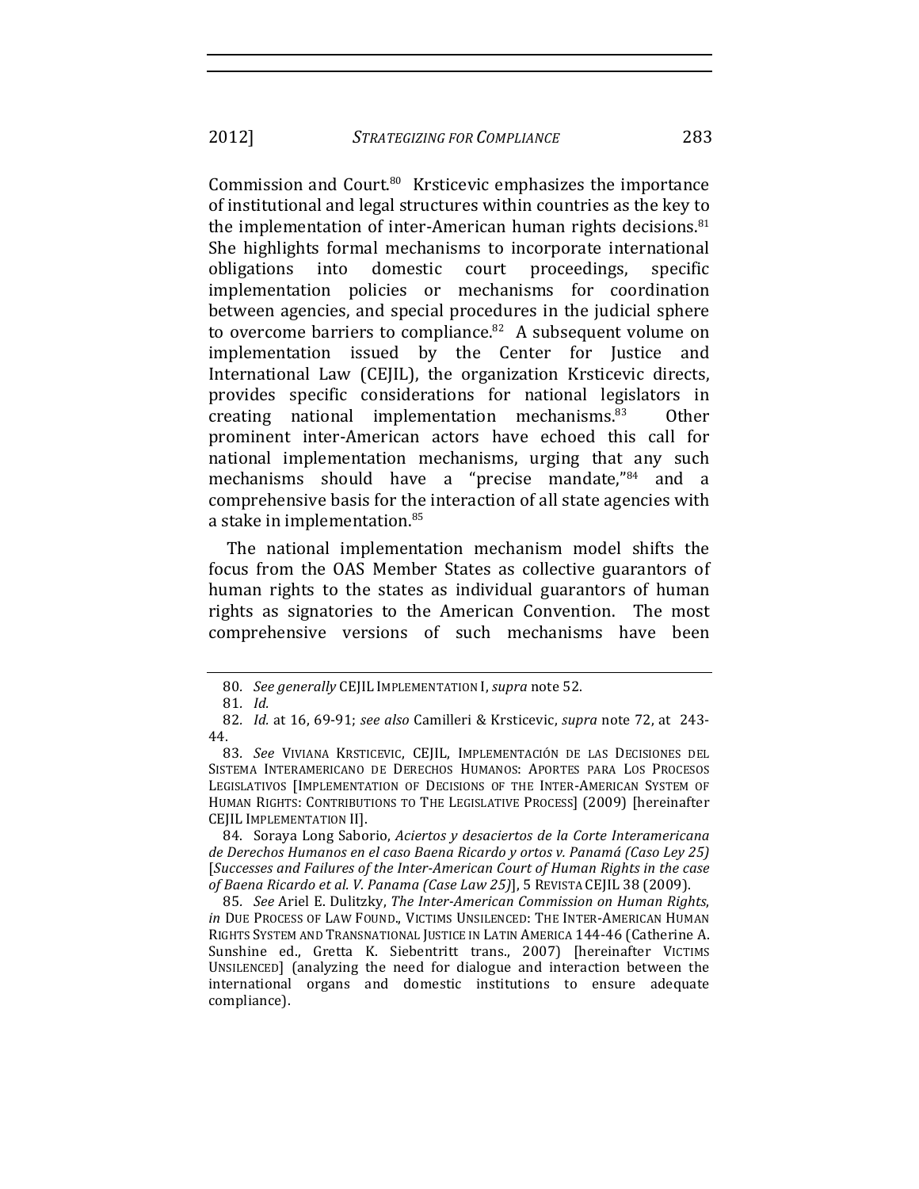Commission and Court.[80] Krsticevic emphasizes the importance of institutional and legal structures within countries as the key to the implementation of inter-American human rights decisions.[81] She highlights formal mechanisms to incorporate international obligations into domestic court proceedings, specific implementation policies or mechanisms for coordination between agencies, and special procedures in the judicial sphere to overcome barriers to compliance.[82] A subsequent volume on implementation issued by the Center for Justice and International Law (CEJIL), the organization Krsticevic directs, provides specific considerations for national legislators in creating national implementation mechanisms.[83] Other prominent inter-American actors have echoed this call for national implementation mechanisms, urging that any such mechanisms should have a "precise mandate,"[84] and a comprehensive basis for the interaction of all state agencies with a stake in implementation.[85]

The national implementation mechanism model shifts the focus from the OAS Member States as collective guarantors of human rights to the states as individual guarantors of human rights as signatories to the American Convention. The most comprehensive versions of such mechanisms have been

---

80. *See generally* CEJIL IMPLEMENTATION I, *supra* note 52.

81. *Id.*

82. *Id.* at 16, 69-91; *see also* Camilleri & Krsticevic, *supra* note 72, at 243-44.

83. *See* VIVIANA KRSTICEVIC, CEJIL, IMPLEMENTACIÓN DE LAS DECISIONES DEL SISTEMA INTERAMERICANO DE DERECHOS HUMANOS: APORTES PARA LOS PROCESOS LEGISLATIVOS [IMPLEMENTATION OF DECISIONS OF THE INTER-AMERICAN SYSTEM OF HUMAN RIGHTS: CONTRIBUTIONS TO THE LEGISLATIVE PROCESS] (2009) [hereinafter CEJIL IMPLEMENTATION II].

84. Soraya Long Saborio, *Aciertos y desaciertos de la Corte Interamericana de Derechos Humanos en el caso Baena Ricardo y ortos v. Panamá (Caso Ley 25)* [*Successes and Failures of the Inter-American Court of Human Rights in the case of Baena Ricardo et al. V. Panama (Case Law 25)*], 5 REVISTA CEJIL 38 (2009).

85. *See* Ariel E. Dulitzky, *The Inter-American Commission on Human Rights*, *in* DUE PROCESS OF LAW FOUND., VICTIMS UNSILENCED: THE INTER-AMERICAN HUMAN RIGHTS SYSTEM AND TRANSNATIONAL JUSTICE IN LATIN AMERICA 144-46 (Catherine A. Sunshine ed., Gretta K. Siebentritt trans., 2007) [hereinafter VICTIMS UNSILENCED] (analyzing the need for dialogue and interaction between the international organs and domestic institutions to ensure adequate compliance).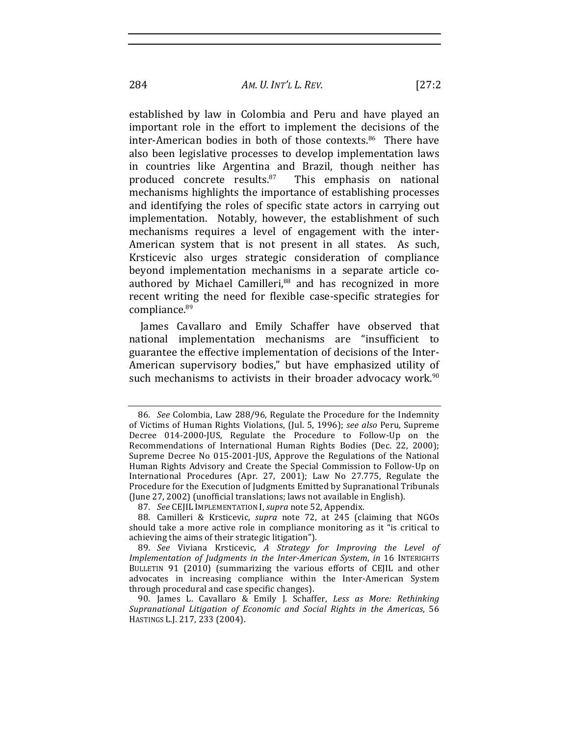established by law in Colombia and Peru and have played an important role in the effort to implement the decisions of the inter-American bodies in both of those contexts.[86] There have also been legislative processes to develop implementation laws in countries like Argentina and Brazil, though neither has produced concrete results.[87] This emphasis on national mechanisms highlights the importance of establishing processes and identifying the roles of specific state actors in carrying out implementation. Notably, however, the establishment of such mechanisms requires a level of engagement with the inter-American system that is not present in all states. As such, Krsticevic also urges strategic consideration of compliance beyond implementation mechanisms in a separate article co-authored by Michael Camilleri,[88] and has recognized in more recent writing the need for flexible case-specific strategies for compliance.[89]

James Cavallaro and Emily Schaffer have observed that national implementation mechanisms are "insufficient to guarantee the effective implementation of decisions of the Inter-American supervisory bodies," but have emphasized utility of such mechanisms to activists in their broader advocacy work.[90]

---

86. *See* Colombia, Law 288/96, Regulate the Procedure for the Indemnity of Victims of Human Rights Violations, (Jul. 5, 1996); *see also* Peru, Supreme Decree 014-2000-JUS, Regulate the Procedure to Follow-Up on the Recommendations of International Human Rights Bodies (Dec. 22, 2000); Supreme Decree No 015-2001-JUS, Approve the Regulations of the National Human Rights Advisory and Create the Special Commission to Follow-Up on International Procedures (Apr. 27, 2001); Law No 27.775, Regulate the Procedure for the Execution of Judgments Emitted by Supranational Tribunals (June 27, 2002) (unofficial translations; laws not available in English).

87. *See* CEJIL IMPLEMENTATION I, *supra* note 52, Appendix.

88. Camilleri & Krsticevic, *supra* note 72, at 245 (claiming that NGOs should take a more active role in compliance monitoring as it "is critical to achieving the aims of their strategic litigation").

89. *See* Viviana Krsticevic, *A Strategy for Improving the Level of Implementation of Judgments in the Inter-American System*, *in* 16 INTERIGHTS BULLETIN 91 (2010) (summarizing the various efforts of CEJIL and other advocates in increasing compliance within the Inter-American System through procedural and case specific changes).

90. James L. Cavallaro & Emily J. Schaffer, *Less as More: Rethinking Supranational Litigation of Economic and Social Rights in the Americas*, 56 HASTINGS L.J. 217, 233 (2004).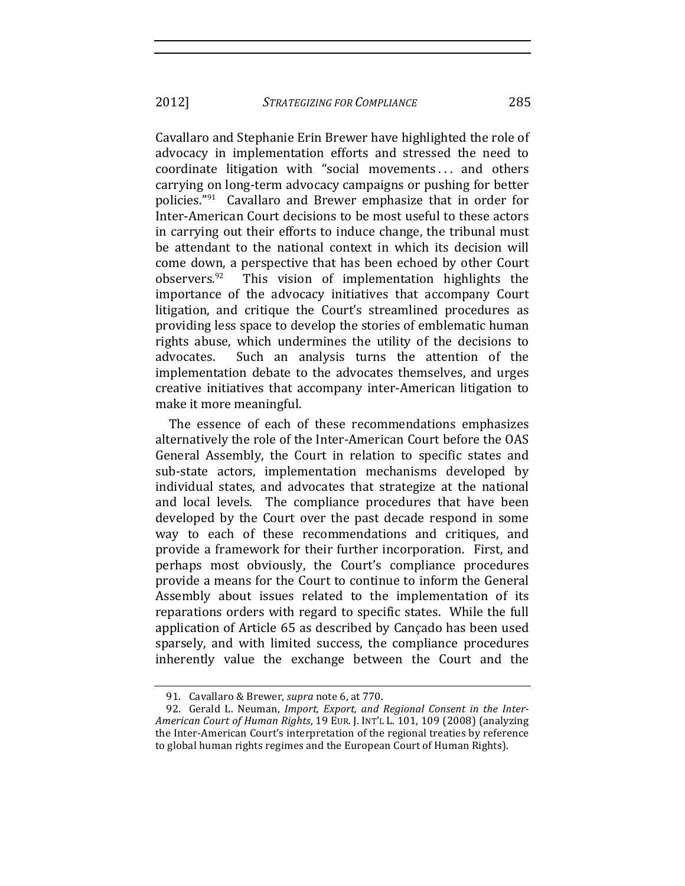Cavallaro and Stephanie Erin Brewer have highlighted the role of advocacy in implementation efforts and stressed the need to coordinate litigation with "social movements . . . and others carrying on long-term advocacy campaigns or pushing for better policies."[91] Cavallaro and Brewer emphasize that in order for Inter-American Court decisions to be most useful to these actors in carrying out their efforts to induce change, the tribunal must be attendant to the national context in which its decision will come down, a perspective that has been echoed by other Court observers.[92] This vision of implementation highlights the importance of the advocacy initiatives that accompany Court litigation, and critique the Court's streamlined procedures as providing less space to develop the stories of emblematic human rights abuse, which undermines the utility of the decisions to advocates. Such an analysis turns the attention of the implementation debate to the advocates themselves, and urges creative initiatives that accompany inter-American litigation to make it more meaningful.

The essence of each of these recommendations emphasizes alternatively the role of the Inter-American Court before the OAS General Assembly, the Court in relation to specific states and sub-state actors, implementation mechanisms developed by individual states, and advocates that strategize at the national and local levels. The compliance procedures that have been developed by the Court over the past decade respond in some way to each of these recommendations and critiques, and provide a framework for their further incorporation. First, and perhaps most obviously, the Court's compliance procedures provide a means for the Court to continue to inform the General Assembly about issues related to the implementation of its reparations orders with regard to specific states. While the full application of Article 65 as described by Cançado has been used sparsely, and with limited success, the compliance procedures inherently value the exchange between the Court and the

91. Cavallaro & Brewer, *supra* note 6, at 770.

92. Gerald L. Neuman, *Import, Export, and Regional Consent in the Inter-American Court of Human Rights*, 19 EUR. J. INT'L L. 101, 109 (2008) (analyzing the Inter-American Court's interpretation of the regional treaties by reference to global human rights regimes and the European Court of Human Rights).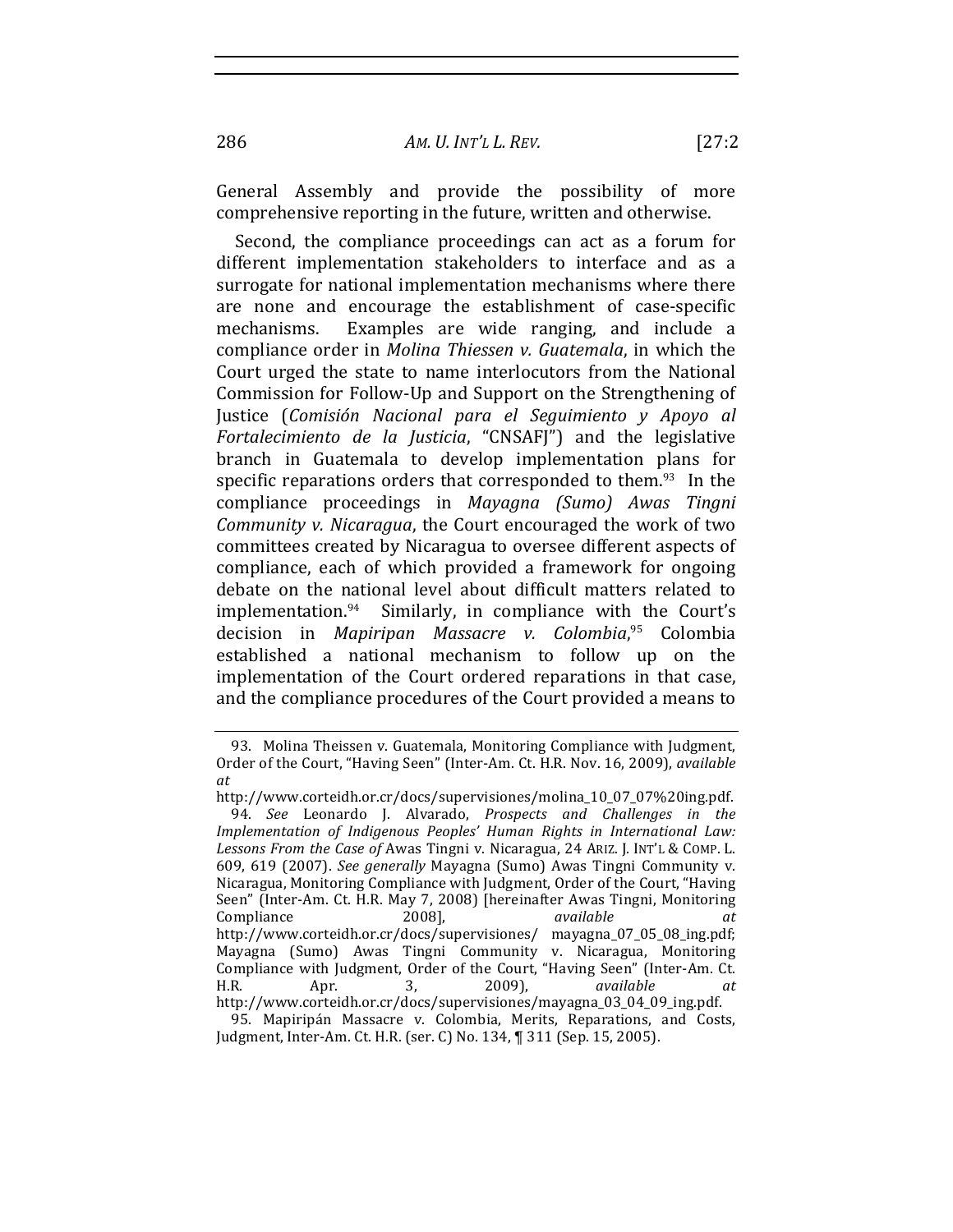General Assembly and provide the possibility of more comprehensive reporting in the future, written and otherwise.

Second, the compliance proceedings can act as a forum for different implementation stakeholders to interface and as a surrogate for national implementation mechanisms where there are none and encourage the establishment of case-specific mechanisms. Examples are wide ranging, and include a compliance order in *Molina Thiessen v. Guatemala*, in which the Court urged the state to name interlocutors from the National Commission for Follow-Up and Support on the Strengthening of Justice (*Comisión Nacional para el Seguimiento y Apoyo al Fortalecimiento de la Justicia*, "CNSAFJ") and the legislative branch in Guatemala to develop implementation plans for specific reparations orders that corresponded to them.[93] In the compliance proceedings in *Mayagna (Sumo) Awas Tingni Community v. Nicaragua*, the Court encouraged the work of two committees created by Nicaragua to oversee different aspects of compliance, each of which provided a framework for ongoing debate on the national level about difficult matters related to implementation.[94] Similarly, in compliance with the Court's decision in *Mapiripan Massacre v. Colombia*,[95] Colombia established a national mechanism to follow up on the implementation of the Court ordered reparations in that case, and the compliance procedures of the Court provided a means to

---

93. Molina Theissen v. Guatemala, Monitoring Compliance with Judgment, Order of the Court, "Having Seen" (Inter-Am. Ct. H.R. Nov. 16, 2009), *available at* http://www.corteidh.or.cr/docs/supervisiones/molina_10_07_07%20ing.pdf.

94. *See* Leonardo J. Alvarado, *Prospects and Challenges in the Implementation of Indigenous Peoples' Human Rights in International Law: Lessons From the Case of* Awas Tingni v. Nicaragua, 24 ARIZ. J. INT'L & COMP. L. 609, 619 (2007). *See generally* Mayagna (Sumo) Awas Tingni Community v. Nicaragua, Monitoring Compliance with Judgment, Order of the Court, "Having Seen" (Inter-Am. Ct. H.R. May 7, 2008) [hereinafter Awas Tingni, Monitoring Compliance 2008], *available at* http://www.corteidh.or.cr/docs/supervisiones/ mayagna_07_05_08_ing.pdf; Mayagna (Sumo) Awas Tingni Community v. Nicaragua, Monitoring Compliance with Judgment, Order of the Court, "Having Seen" (Inter-Am. Ct. H.R. Apr. 3, 2009), *available at* http://www.corteidh.or.cr/docs/supervisiones/mayagna_03_04_09_ing.pdf.

95. Mapiripán Massacre v. Colombia, Merits, Reparations, and Costs, Judgment, Inter-Am. Ct. H.R. (ser. C) No. 134, ¶ 311 (Sep. 15, 2005).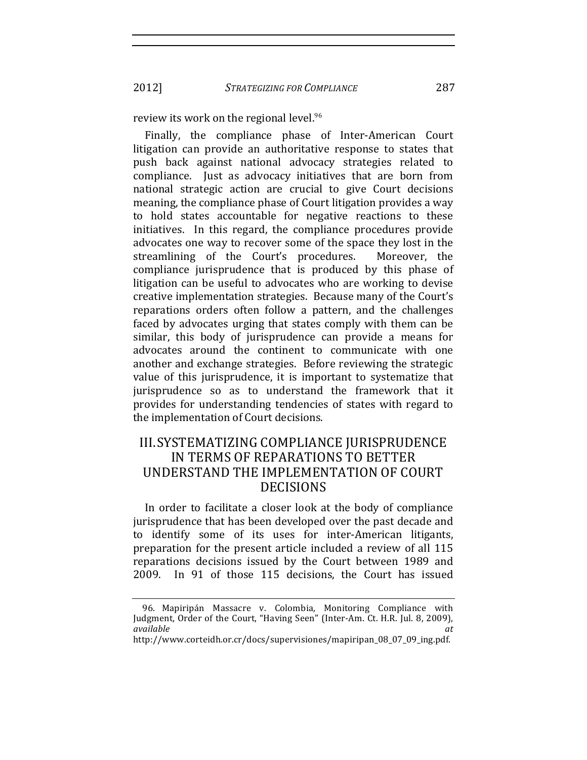review its work on the regional level.[96]

Finally, the compliance phase of Inter-American Court litigation can provide an authoritative response to states that push back against national advocacy strategies related to compliance. Just as advocacy initiatives that are born from national strategic action are crucial to give Court decisions meaning, the compliance phase of Court litigation provides a way to hold states accountable for negative reactions to these initiatives. In this regard, the compliance procedures provide advocates one way to recover some of the space they lost in the streamlining of the Court's procedures. Moreover, the compliance jurisprudence that is produced by this phase of litigation can be useful to advocates who are working to devise creative implementation strategies. Because many of the Court's reparations orders often follow a pattern, and the challenges faced by advocates urging that states comply with them can be similar, this body of jurisprudence can provide a means for advocates around the continent to communicate with one another and exchange strategies. Before reviewing the strategic value of this jurisprudence, it is important to systematize that jurisprudence so as to understand the framework that it provides for understanding tendencies of states with regard to the implementation of Court decisions.

## III. SYSTEMATIZING COMPLIANCE JURISPRUDENCE IN TERMS OF REPARATIONS TO BETTER UNDERSTAND THE IMPLEMENTATION OF COURT DECISIONS

In order to facilitate a closer look at the body of compliance jurisprudence that has been developed over the past decade and to identify some of its uses for inter-American litigants, preparation for the present article included a review of all 115 reparations decisions issued by the Court between 1989 and 2009. In 91 of those 115 decisions, the Court has issued

96. Mapiripán Massacre v. Colombia, Monitoring Compliance with Judgment, Order of the Court, "Having Seen" (Inter-Am. Ct. H.R. Jul. 8, 2009), *available at* http://www.corteidh.or.cr/docs/supervisiones/mapiripan_08_07_09_ing.pdf.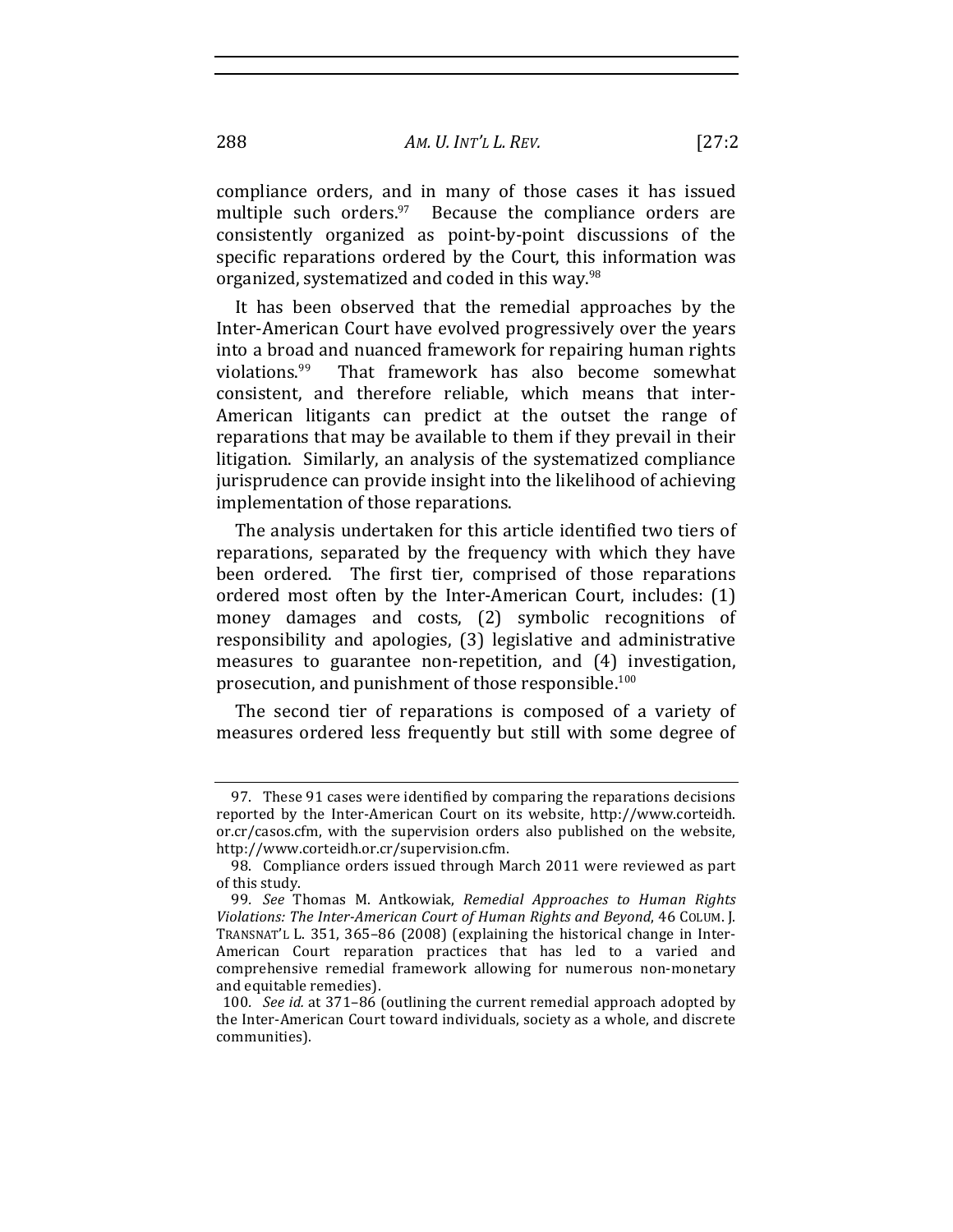compliance orders, and in many of those cases it has issued multiple such orders.[97] Because the compliance orders are consistently organized as point-by-point discussions of the specific reparations ordered by the Court, this information was organized, systematized and coded in this way.[98]

It has been observed that the remedial approaches by the Inter-American Court have evolved progressively over the years into a broad and nuanced framework for repairing human rights violations.[99] That framework has also become somewhat consistent, and therefore reliable, which means that inter-American litigants can predict at the outset the range of reparations that may be available to them if they prevail in their litigation. Similarly, an analysis of the systematized compliance jurisprudence can provide insight into the likelihood of achieving implementation of those reparations.

The analysis undertaken for this article identified two tiers of reparations, separated by the frequency with which they have been ordered. The first tier, comprised of those reparations ordered most often by the Inter-American Court, includes: (1) money damages and costs, (2) symbolic recognitions of responsibility and apologies, (3) legislative and administrative measures to guarantee non-repetition, and (4) investigation, prosecution, and punishment of those responsible.[100]

The second tier of reparations is composed of a variety of measures ordered less frequently but still with some degree of

---

97. These 91 cases were identified by comparing the reparations decisions reported by the Inter-American Court on its website, http://www.corteidh.or.cr/casos.cfm, with the supervision orders also published on the website, http://www.corteidh.or.cr/supervision.cfm.

98. Compliance orders issued through March 2011 were reviewed as part of this study.

99. *See* Thomas M. Antkowiak, *Remedial Approaches to Human Rights Violations: The Inter-American Court of Human Rights and Beyond*, 46 COLUM. J. TRANSNAT'L L. 351, 365–86 (2008) (explaining the historical change in Inter-American Court reparation practices that has led to a varied and comprehensive remedial framework allowing for numerous non-monetary and equitable remedies).

100. *See id.* at 371–86 (outlining the current remedial approach adopted by the Inter-American Court toward individuals, society as a whole, and discrete communities).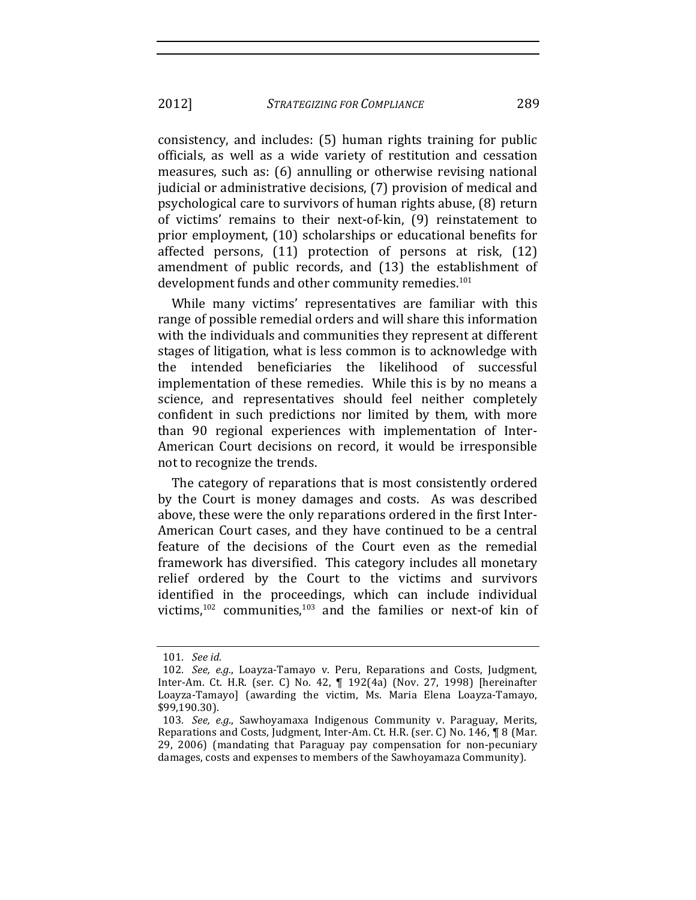consistency, and includes: (5) human rights training for public officials, as well as a wide variety of restitution and cessation measures, such as: (6) annulling or otherwise revising national judicial or administrative decisions, (7) provision of medical and psychological care to survivors of human rights abuse, (8) return of victims' remains to their next-of-kin, (9) reinstatement to prior employment, (10) scholarships or educational benefits for affected persons, (11) protection of persons at risk, (12) amendment of public records, and (13) the establishment of development funds and other community remedies.[101]

While many victims' representatives are familiar with this range of possible remedial orders and will share this information with the individuals and communities they represent at different stages of litigation, what is less common is to acknowledge with the intended beneficiaries the likelihood of successful implementation of these remedies. While this is by no means a science, and representatives should feel neither completely confident in such predictions nor limited by them, with more than 90 regional experiences with implementation of Inter-American Court decisions on record, it would be irresponsible not to recognize the trends.

The category of reparations that is most consistently ordered by the Court is money damages and costs. As was described above, these were the only reparations ordered in the first Inter-American Court cases, and they have continued to be a central feature of the decisions of the Court even as the remedial framework has diversified. This category includes all monetary relief ordered by the Court to the victims and survivors identified in the proceedings, which can include individual victims,[102] communities,[103] and the families or next-of kin of

---

101. *See id.*

102. *See, e.g.*, Loayza-Tamayo v. Peru, Reparations and Costs, Judgment, Inter-Am. Ct. H.R. (ser. C) No. 42, ¶ 192(4a) (Nov. 27, 1998) [hereinafter Loayza-Tamayo] (awarding the victim, Ms. Maria Elena Loayza-Tamayo, $99,190.30).

103. *See, e.g.*, Sawhoyamaxa Indigenous Community v. Paraguay, Merits, Reparations and Costs, Judgment, Inter-Am. Ct. H.R. (ser. C) No. 146, ¶ 8 (Mar. 29, 2006) (mandating that Paraguay pay compensation for non-pecuniary damages, costs and expenses to members of the Sawhoyamaza Community).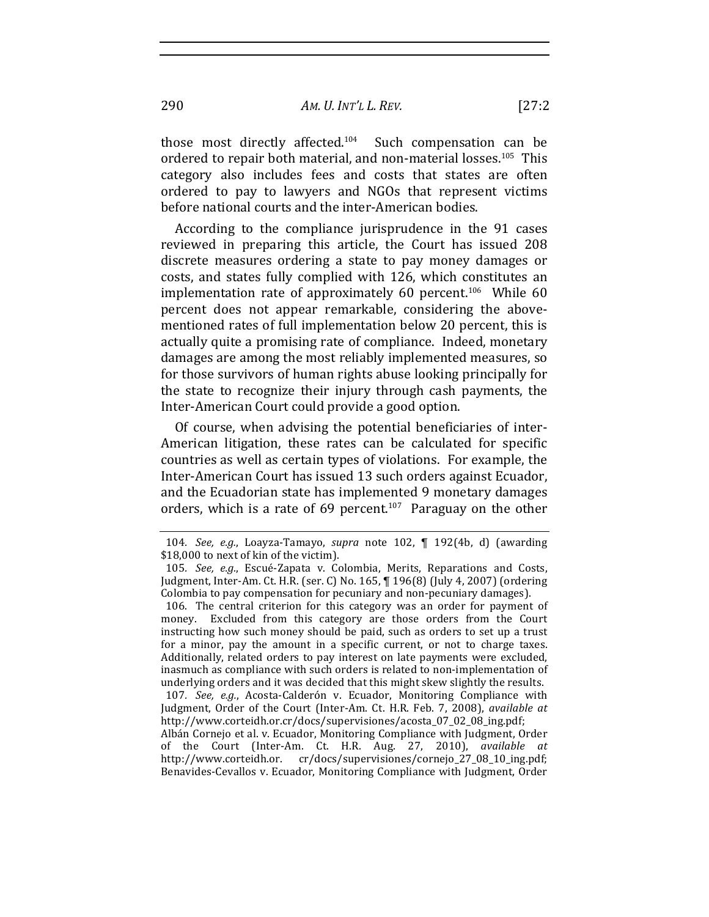those most directly affected.[104] Such compensation can be ordered to repair both material, and non-material losses.[105] This category also includes fees and costs that states are often ordered to pay to lawyers and NGOs that represent victims before national courts and the inter-American bodies.

According to the compliance jurisprudence in the 91 cases reviewed in preparing this article, the Court has issued 208 discrete measures ordering a state to pay money damages or costs, and states fully complied with 126, which constitutes an implementation rate of approximately 60 percent.[106] While 60 percent does not appear remarkable, considering the above-mentioned rates of full implementation below 20 percent, this is actually quite a promising rate of compliance. Indeed, monetary damages are among the most reliably implemented measures, so for those survivors of human rights abuse looking principally for the state to recognize their injury through cash payments, the Inter-American Court could provide a good option.

Of course, when advising the potential beneficiaries of inter-American litigation, these rates can be calculated for specific countries as well as certain types of violations. For example, the Inter-American Court has issued 13 such orders against Ecuador, and the Ecuadorian state has implemented 9 monetary damages orders, which is a rate of 69 percent.[107] Paraguay on the other

---

104. *See, e.g.*, Loayza-Tamayo, *supra* note 102, ¶ 192(4b, d) (awarding $18,000 to next of kin of the victim).

105. *See, e.g.*, Escué-Zapata v. Colombia, Merits, Reparations and Costs, Judgment, Inter-Am. Ct. H.R. (ser. C) No. 165, ¶ 196(8) (July 4, 2007) (ordering Colombia to pay compensation for pecuniary and non-pecuniary damages).

106. The central criterion for this category was an order for payment of money. Excluded from this category are those orders from the Court instructing how such money should be paid, such as orders to set up a trust for a minor, pay the amount in a specific current, or not to charge taxes. Additionally, related orders to pay interest on late payments were excluded, inasmuch as compliance with such orders is related to non-implementation of underlying orders and it was decided that this might skew slightly the results.

107. *See, e.g.*, Acosta-Calderón v. Ecuador, Monitoring Compliance with Judgment, Order of the Court (Inter-Am. Ct. H.R. Feb. 7, 2008), *available at* http://www.corteidh.or.cr/docs/supervisiones/acosta_07_02_08_ing.pdf; Albán Cornejo et al. v. Ecuador, Monitoring Compliance with Judgment, Order of the Court (Inter-Am. Ct. H.R. Aug. 27, 2010), *available at* http://www.corteidh.or. cr/docs/supervisiones/cornejo_27_08_10_ing.pdf; Benavides-Cevallos v. Ecuador, Monitoring Compliance with Judgment, Order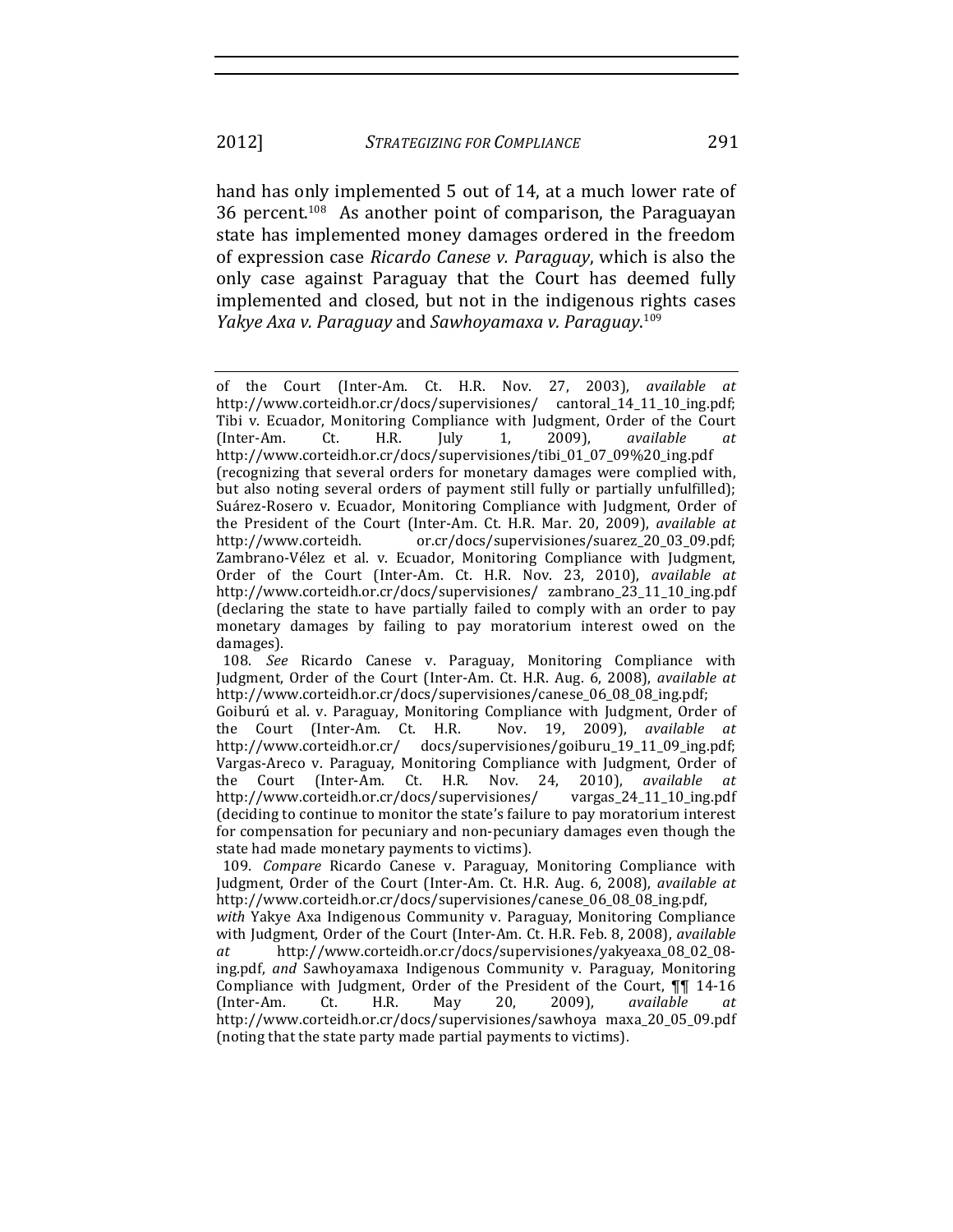hand has only implemented 5 out of 14, at a much lower rate of 36 percent.[108] As another point of comparison, the Paraguayan state has implemented money damages ordered in the freedom of expression case *Ricardo Canese v. Paraguay*, which is also the only case against Paraguay that the Court has deemed fully implemented and closed, but not in the indigenous rights cases *Yakye Axa v. Paraguay* and *Sawhoyamaxa v. Paraguay*.[109]

---

of the Court (Inter-Am. Ct. H.R. Nov. 27, 2003), *available at* http://www.corteidh.or.cr/docs/supervisiones/ cantoral_14_11_10_ing.pdf; Tibi v. Ecuador, Monitoring Compliance with Judgment, Order of the Court (Inter-Am. Ct. H.R. July 1, 2009), *available at* http://www.corteidh.or.cr/docs/supervisiones/tibi_01_07_09%20_ing.pdf (recognizing that several orders for monetary damages were complied with, but also noting several orders of payment still fully or partially unfulfilled); Suárez-Rosero v. Ecuador, Monitoring Compliance with Judgment, Order of the President of the Court (Inter-Am. Ct. H.R. Mar. 20, 2009), *available at* http://www.corteidh. or.cr/docs/supervisiones/suarez_20_03_09.pdf; Zambrano-Vélez et al. v. Ecuador, Monitoring Compliance with Judgment, Order of the Court (Inter-Am. Ct. H.R. Nov. 23, 2010), *available at* http://www.corteidh.or.cr/docs/supervisiones/ zambrano_23_11_10_ing.pdf (declaring the state to have partially failed to comply with an order to pay monetary damages by failing to pay moratorium interest owed on the damages).

108. *See* Ricardo Canese v. Paraguay, Monitoring Compliance with Judgment, Order of the Court (Inter-Am. Ct. H.R. Aug. 6, 2008), *available at* http://www.corteidh.or.cr/docs/supervisiones/canese_06_08_08_ing.pdf; Goiburú et al. v. Paraguay, Monitoring Compliance with Judgment, Order of the Court (Inter-Am. Ct. H.R. Nov. 19, 2009), *available at* http://www.corteidh.or.cr/ docs/supervisiones/goiburu_19_11_09_ing.pdf; Vargas-Areco v. Paraguay, Monitoring Compliance with Judgment, Order of the Court (Inter-Am. Ct. H.R. Nov. 24, 2010), *available at* http://www.corteidh.or.cr/docs/supervisiones/ vargas_24_11_10_ing.pdf (deciding to continue to monitor the state's failure to pay moratorium interest for compensation for pecuniary and non-pecuniary damages even though the state had made monetary payments to victims).

109. *Compare* Ricardo Canese v. Paraguay, Monitoring Compliance with Judgment, Order of the Court (Inter-Am. Ct. H.R. Aug. 6, 2008), *available at* http://www.corteidh.or.cr/docs/supervisiones/canese_06_08_08_ing.pdf, *with* Yakye Axa Indigenous Community v. Paraguay, Monitoring Compliance with Judgment, Order of the Court (Inter-Am. Ct. H.R. Feb. 8, 2008), *available at* http://www.corteidh.or.cr/docs/supervisiones/yakyeaxa_08_02_08-ing.pdf, *and* Sawhoyamaxa Indigenous Community v. Paraguay, Monitoring Compliance with Judgment, Order of the President of the Court, ¶¶ 14-16 (Inter-Am. Ct. H.R. May 20, 2009), *available at* http://www.corteidh.or.cr/docs/supervisiones/sawhoya maxa_20_05_09.pdf (noting that the state party made partial payments to victims).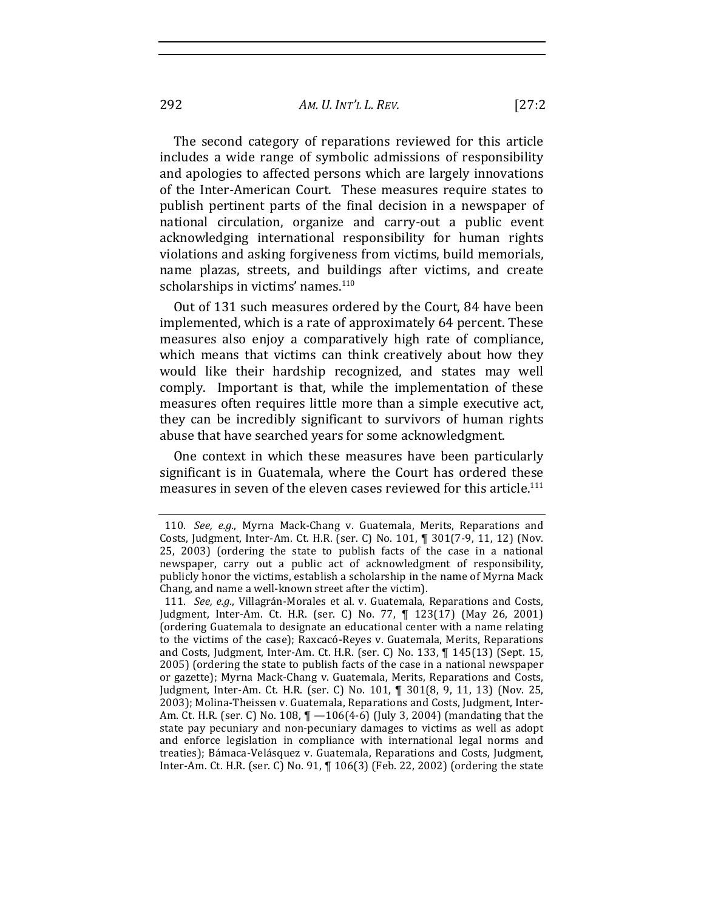The second category of reparations reviewed for this article includes a wide range of symbolic admissions of responsibility and apologies to affected persons which are largely innovations of the Inter-American Court. These measures require states to publish pertinent parts of the final decision in a newspaper of national circulation, organize and carry-out a public event acknowledging international responsibility for human rights violations and asking forgiveness from victims, build memorials, name plazas, streets, and buildings after victims, and create scholarships in victims' names.[110]

Out of 131 such measures ordered by the Court, 84 have been implemented, which is a rate of approximately 64 percent. These measures also enjoy a comparatively high rate of compliance, which means that victims can think creatively about how they would like their hardship recognized, and states may well comply. Important is that, while the implementation of these measures often requires little more than a simple executive act, they can be incredibly significant to survivors of human rights abuse that have searched years for some acknowledgment.

One context in which these measures have been particularly significant is in Guatemala, where the Court has ordered these measures in seven of the eleven cases reviewed for this article.[111]

---

110. *See, e.g.*, Myrna Mack-Chang v. Guatemala, Merits, Reparations and Costs, Judgment, Inter-Am. Ct. H.R. (ser. C) No. 101, ¶ 301(7-9, 11, 12) (Nov. 25, 2003) (ordering the state to publish facts of the case in a national newspaper, carry out a public act of acknowledgment of responsibility, publicly honor the victims, establish a scholarship in the name of Myrna Mack Chang, and name a well-known street after the victim).

111. *See, e.g.*, Villagrán-Morales et al. v. Guatemala, Reparations and Costs, Judgment, Inter-Am. Ct. H.R. (ser. C) No. 77, ¶ 123(17) (May 26, 2001) (ordering Guatemala to designate an educational center with a name relating to the victims of the case); Raxcacó-Reyes v. Guatemala, Merits, Reparations and Costs, Judgment, Inter-Am. Ct. H.R. (ser. C) No. 133, ¶ 145(13) (Sept. 15, 2005) (ordering the state to publish facts of the case in a national newspaper or gazette); Myrna Mack-Chang v. Guatemala, Merits, Reparations and Costs, Judgment, Inter-Am. Ct. H.R. (ser. C) No. 101, ¶ 301(8, 9, 11, 13) (Nov. 25, 2003); Molina-Theissen v. Guatemala, Reparations and Costs, Judgment, Inter-Am. Ct. H.R. (ser. C) No. 108, ¶ —106(4-6) (July 3, 2004) (mandating that the state pay pecuniary and non-pecuniary damages to victims as well as adopt and enforce legislation in compliance with international legal norms and treaties); Bámaca-Velásquez v. Guatemala, Reparations and Costs, Judgment, Inter-Am. Ct. H.R. (ser. C) No. 91, ¶ 106(3) (Feb. 22, 2002) (ordering the state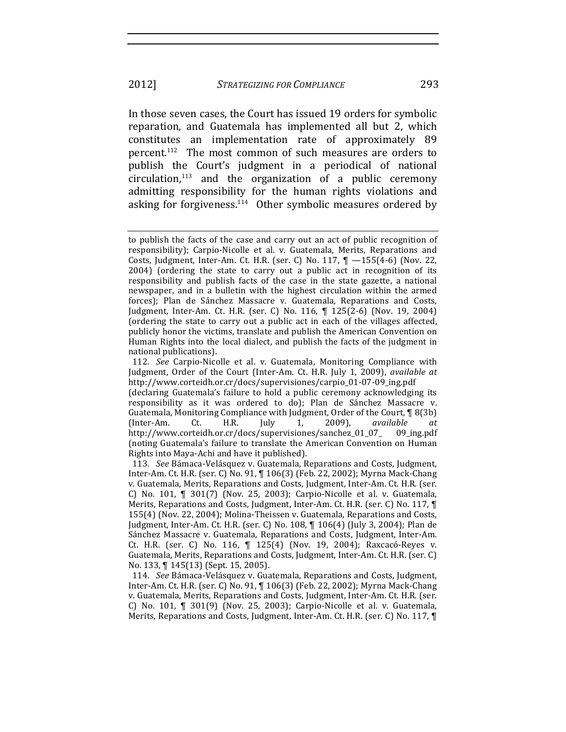In those seven cases, the Court has issued 19 orders for symbolic reparation, and Guatemala has implemented all but 2, which constitutes an implementation rate of approximately 89 percent.[112] The most common of such measures are orders to publish the Court's judgment in a periodical of national circulation,[113] and the organization of a public ceremony admitting responsibility for the human rights violations and asking for forgiveness.[114] Other symbolic measures ordered by

---

to publish the facts of the case and carry out an act of public recognition of responsibility); Carpio-Nicolle et al. v. Guatemala, Merits, Reparations and Costs, Judgment, Inter-Am. Ct. H.R. (ser. C) No. 117, ¶ —155(4-6) (Nov. 22, 2004) (ordering the state to carry out a public act in recognition of its responsibility and publish facts of the case in the state gazette, a national newspaper, and in a bulletin with the highest circulation within the armed forces); Plan de Sánchez Massacre v. Guatemala, Reparations and Costs, Judgment, Inter-Am. Ct. H.R. (ser. C) No. 116, ¶ 125(2-6) (Nov. 19, 2004) (ordering the state to carry out a public act in each of the villages affected, publicly honor the victims, translate and publish the American Convention on Human Rights into the local dialect, and publish the facts of the judgment in national publications).

112. *See* Carpio-Nicolle et al. v. Guatemala, Monitoring Compliance with Judgment, Order of the Court (Inter-Am. Ct. H.R. July 1, 2009), *available at* http://www.corteidh.or.cr/docs/supervisiones/carpio_01-07-09_ing.pdf (declaring Guatemala's failure to hold a public ceremony acknowledging its responsibility as it was ordered to do); Plan de Sánchez Massacre v. Guatemala, Monitoring Compliance with Judgment, Order of the Court, ¶ 8(3b) (Inter-Am. Ct. H.R. July 1, 2009), *available at* http://www.corteidh.or.cr/docs/supervisiones/sanchez_01_07_ 09_ing.pdf (noting Guatemala's failure to translate the American Convention on Human Rights into Maya-Achi and have it published).

113. *See* Bámaca-Velásquez v. Guatemala, Reparations and Costs, Judgment, Inter-Am. Ct. H.R. (ser. C) No. 91, ¶ 106(3) (Feb. 22, 2002); Myrna Mack-Chang v. Guatemala, Merits, Reparations and Costs, Judgment, Inter-Am. Ct. H.R. (ser. C) No. 101, ¶ 301(7) (Nov. 25, 2003); Carpio-Nicolle et al. v. Guatemala, Merits, Reparations and Costs, Judgment, Inter-Am. Ct. H.R. (ser. C) No. 117, ¶ 155(4) (Nov. 22, 2004); Molina-Theissen v. Guatemala, Reparations and Costs, Judgment, Inter-Am. Ct. H.R. (ser. C) No. 108, ¶ 106(4) (July 3, 2004); Plan de Sánchez Massacre v. Guatemala, Reparations and Costs, Judgment, Inter-Am. Ct. H.R. (ser. C) No. 116, ¶ 125(4) (Nov. 19, 2004); Raxcacó-Reyes v. Guatemala, Merits, Reparations and Costs, Judgment, Inter-Am. Ct. H.R. (ser. C) No. 133, ¶ 145(13) (Sept. 15, 2005).

114. *See* Bámaca-Velásquez v. Guatemala, Reparations and Costs, Judgment, Inter-Am. Ct. H.R. (ser. C) No. 91, ¶ 106(3) (Feb. 22, 2002); Myrna Mack-Chang v. Guatemala, Merits, Reparations and Costs, Judgment, Inter-Am. Ct. H.R. (ser. C) No. 101, ¶ 301(9) (Nov. 25, 2003); Carpio-Nicolle et al. v. Guatemala, Merits, Reparations and Costs, Judgment, Inter-Am. Ct. H.R. (ser. C) No. 117, ¶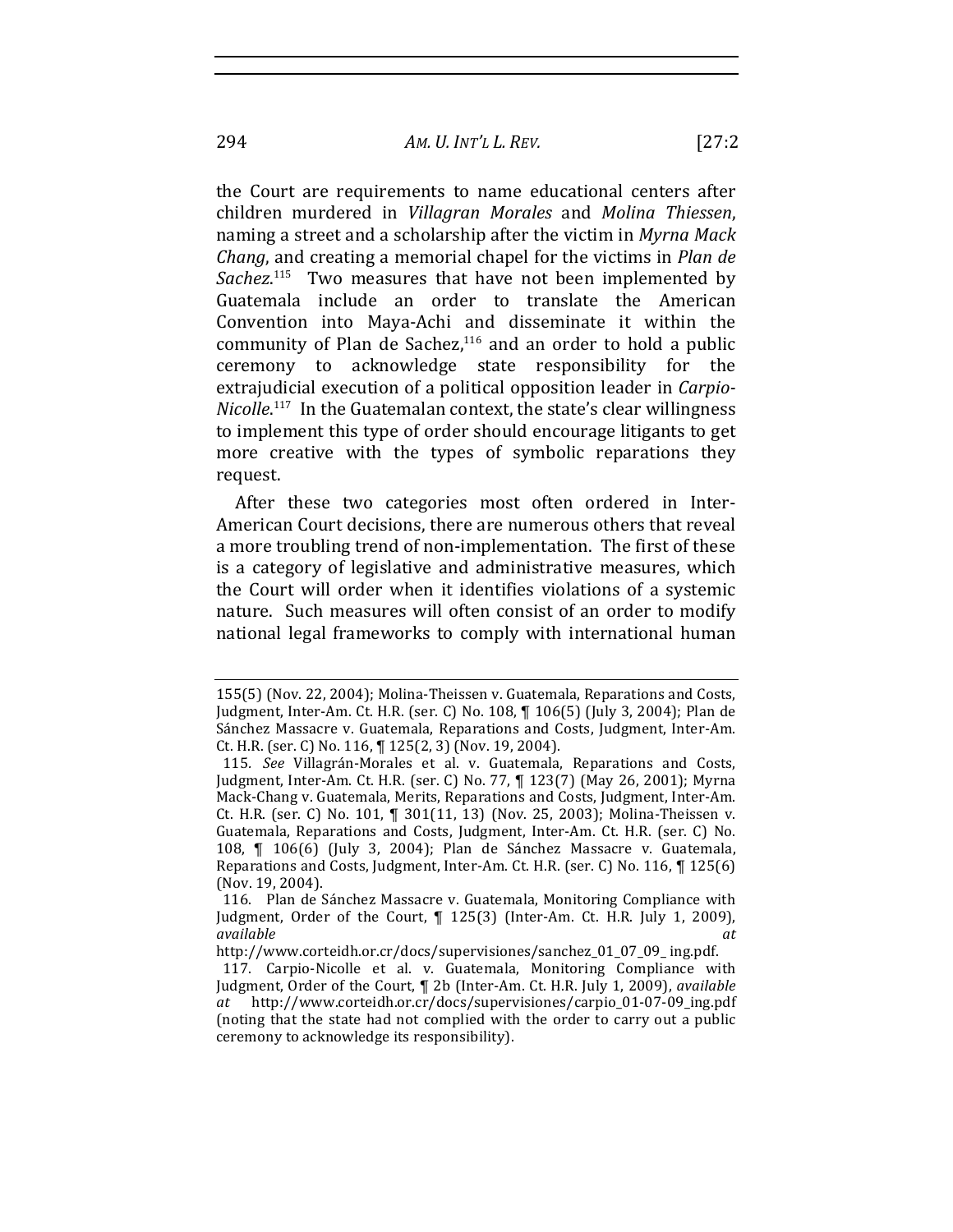the Court are requirements to name educational centers after children murdered in *Villagran Morales* and *Molina Thiessen*, naming a street and a scholarship after the victim in *Myrna Mack Chang*, and creating a memorial chapel for the victims in *Plan de Sachez*.[115] Two measures that have not been implemented by Guatemala include an order to translate the American Convention into Maya-Achi and disseminate it within the community of Plan de Sachez,[116] and an order to hold a public ceremony to acknowledge state responsibility for the extrajudicial execution of a political opposition leader in *Carpio-Nicolle*.[117] In the Guatemalan context, the state's clear willingness to implement this type of order should encourage litigants to get more creative with the types of symbolic reparations they request.

After these two categories most often ordered in Inter-American Court decisions, there are numerous others that reveal a more troubling trend of non-implementation. The first of these is a category of legislative and administrative measures, which the Court will order when it identifies violations of a systemic nature. Such measures will often consist of an order to modify national legal frameworks to comply with international human

---

155(5) (Nov. 22, 2004); Molina-Theissen v. Guatemala, Reparations and Costs, Judgment, Inter-Am. Ct. H.R. (ser. C) No. 108, ¶ 106(5) (July 3, 2004); Plan de Sánchez Massacre v. Guatemala, Reparations and Costs, Judgment, Inter-Am. Ct. H.R. (ser. C) No. 116, ¶ 125(2, 3) (Nov. 19, 2004).

115. *See* Villagrán-Morales et al. v. Guatemala, Reparations and Costs, Judgment, Inter-Am. Ct. H.R. (ser. C) No. 77, ¶ 123(7) (May 26, 2001); Myrna Mack-Chang v. Guatemala, Merits, Reparations and Costs, Judgment, Inter-Am. Ct. H.R. (ser. C) No. 101, ¶ 301(11, 13) (Nov. 25, 2003); Molina-Theissen v. Guatemala, Reparations and Costs, Judgment, Inter-Am. Ct. H.R. (ser. C) No. 108, ¶ 106(6) (July 3, 2004); Plan de Sánchez Massacre v. Guatemala, Reparations and Costs, Judgment, Inter-Am. Ct. H.R. (ser. C) No. 116, ¶ 125(6) (Nov. 19, 2004).

116. Plan de Sánchez Massacre v. Guatemala, Monitoring Compliance with Judgment, Order of the Court, ¶ 125(3) (Inter-Am. Ct. H.R. July 1, 2009), *available at* http://www.corteidh.or.cr/docs/supervisiones/sanchez_01_07_09_ing.pdf.

117. Carpio-Nicolle et al. v. Guatemala, Monitoring Compliance with Judgment, Order of the Court, ¶ 2b (Inter-Am. Ct. H.R. July 1, 2009), *available at* http://www.corteidh.or.cr/docs/supervisiones/carpio_01-07-09_ing.pdf (noting that the state had not complied with the order to carry out a public ceremony to acknowledge its responsibility).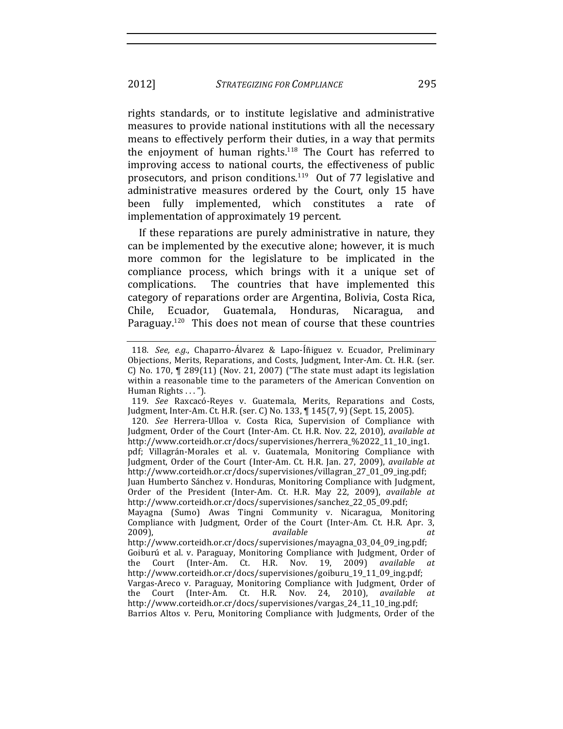rights standards, or to institute legislative and administrative measures to provide national institutions with all the necessary means to effectively perform their duties, in a way that permits the enjoyment of human rights.[118] The Court has referred to improving access to national courts, the effectiveness of public prosecutors, and prison conditions.[119] Out of 77 legislative and administrative measures ordered by the Court, only 15 have been fully implemented, which constitutes a rate of implementation of approximately 19 percent.

If these reparations are purely administrative in nature, they can be implemented by the executive alone; however, it is much more common for the legislature to be implicated in the compliance process, which brings with it a unique set of complications. The countries that have implemented this category of reparations order are Argentina, Bolivia, Costa Rica, Chile, Ecuador, Guatemala, Honduras, Nicaragua, and Paraguay.[120] This does not mean of course that these countries

---

118. *See, e.g.*, Chaparro-Álvarez & Lapo-Íñiguez v. Ecuador, Preliminary Objections, Merits, Reparations, and Costs, Judgment, Inter-Am. Ct. H.R. (ser. C) No. 170, ¶ 289(11) (Nov. 21, 2007) ("The state must adapt its legislation within a reasonable time to the parameters of the American Convention on Human Rights . . . ").

119. *See* Raxcacó-Reyes v. Guatemala, Merits, Reparations and Costs, Judgment, Inter-Am. Ct. H.R. (ser. C) No. 133, ¶ 145(7, 9) (Sept. 15, 2005).

120. *See* Herrera-Ulloa v. Costa Rica, Supervision of Compliance with Judgment, Order of the Court (Inter-Am. Ct. H.R. Nov. 22, 2010), *available at* http://www.corteidh.or.cr/docs/supervisiones/herrera_%2022_11_10_ing1.pdf; Villagrán-Morales et al. v. Guatemala, Monitoring Compliance with Judgment, Order of the Court (Inter-Am. Ct. H.R. Jan. 27, 2009), *available at* http://www.corteidh.or.cr/docs/supervisiones/villagran_27_01_09_ing.pdf; Juan Humberto Sánchez v. Honduras, Monitoring Compliance with Judgment, Order of the President (Inter-Am. Ct. H.R. May 22, 2009), *available at* http://www.corteidh.or.cr/docs/supervisiones/sanchez_22_05_09.pdf; Mayagna (Sumo) Awas Tingni Community v. Nicaragua, Monitoring Compliance with Judgment, Order of the Court (Inter-Am. Ct. H.R. Apr. 3, 2009), *available at* http://www.corteidh.or.cr/docs/supervisiones/mayagna_03_04_09_ing.pdf; Goiburú et al. v. Paraguay, Monitoring Compliance with Judgment, Order of the Court (Inter-Am. Ct. H.R. Nov. 19, 2009) *available at* http://www.corteidh.or.cr/docs/supervisiones/goiburu_19_11_09_ing.pdf; Vargas-Areco v. Paraguay, Monitoring Compliance with Judgment, Order of the Court (Inter-Am. Ct. H.R. Nov. 24, 2010), *available at* http://www.corteidh.or.cr/docs/supervisiones/vargas_24_11_10_ing.pdf; Barrios Altos v. Peru, Monitoring Compliance with Judgments, Order of the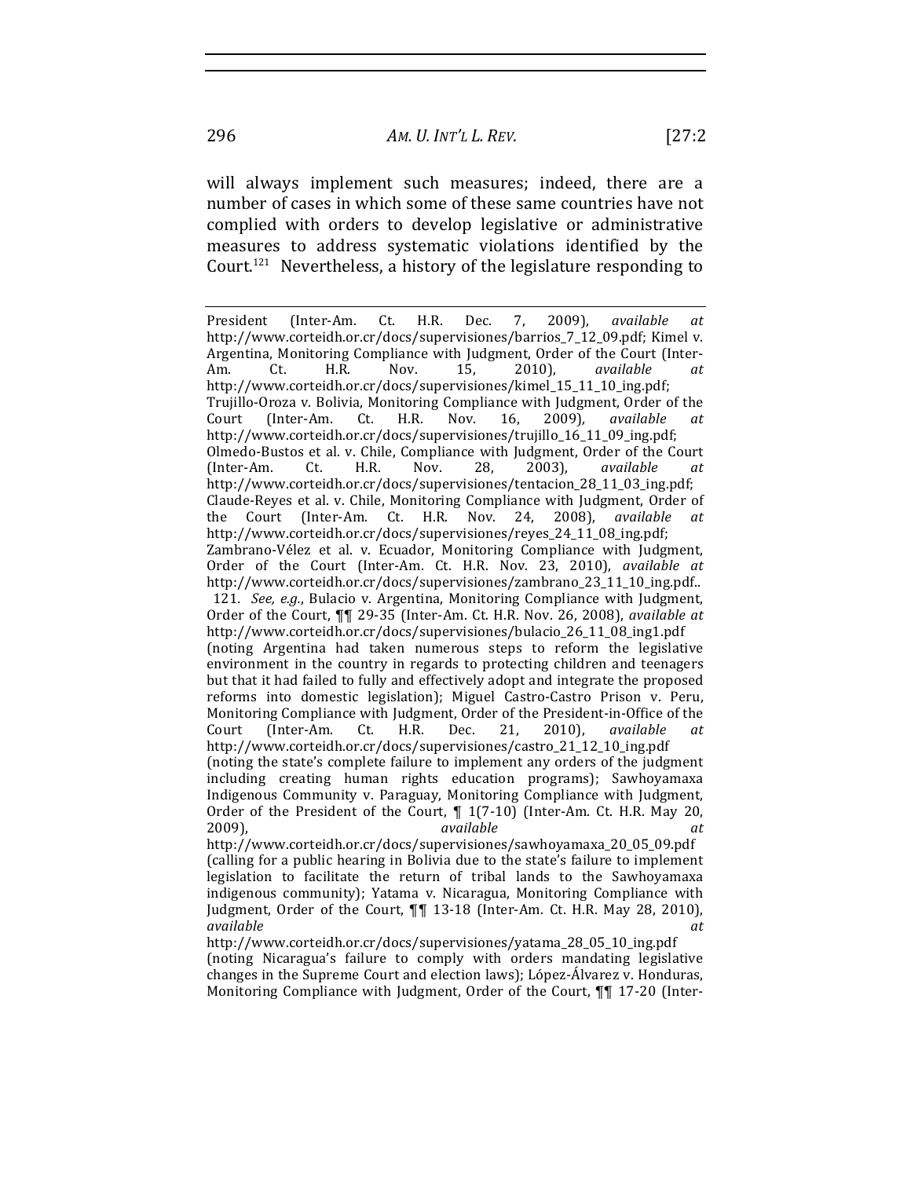will always implement such measures; indeed, there are a number of cases in which some of these same countries have not complied with orders to develop legislative or administrative measures to address systematic violations identified by the Court.[121] Nevertheless, a history of the legislature responding to

---

President (Inter-Am. Ct. H.R. Dec. 7, 2009), *available at* http://www.corteidh.or.cr/docs/supervisiones/barrios_7_12_09.pdf; Kimel v. Argentina, Monitoring Compliance with Judgment, Order of the Court (Inter-Am. Ct. H.R. Nov. 15, 2010), *available at* http://www.corteidh.or.cr/docs/supervisiones/kimel_15_11_10_ing.pdf; Trujillo-Oroza v. Bolivia, Monitoring Compliance with Judgment, Order of the Court (Inter-Am. Ct. H.R. Nov. 16, 2009), *available at* http://www.corteidh.or.cr/docs/supervisiones/trujillo_16_11_09_ing.pdf; Olmedo-Bustos et al. v. Chile, Compliance with Judgment, Order of the Court (Inter-Am. Ct. H.R. Nov. 28, 2003), *available at* http://www.corteidh.or.cr/docs/supervisiones/tentacion_28_11_03_ing.pdf; Claude-Reyes et al. v. Chile, Monitoring Compliance with Judgment, Order of the Court (Inter-Am. Ct. H.R. Nov. 24, 2008), *available at* http://www.corteidh.or.cr/docs/supervisiones/reyes_24_11_08_ing.pdf; Zambrano-Vélez et al. v. Ecuador, Monitoring Compliance with Judgment, Order of the Court (Inter-Am. Ct. H.R. Nov. 23, 2010), *available at* http://www.corteidh.or.cr/docs/supervisiones/zambrano_23_11_10_ing.pdf..

121. *See, e.g.*, Bulacio v. Argentina, Monitoring Compliance with Judgment, Order of the Court, ¶¶ 29-35 (Inter-Am. Ct. H.R. Nov. 26, 2008), *available at* http://www.corteidh.or.cr/docs/supervisiones/bulacio_26_11_08_ing1.pdf (noting Argentina had taken numerous steps to reform the legislative environment in the country in regards to protecting children and teenagers but that it had failed to fully and effectively adopt and integrate the proposed reforms into domestic legislation); Miguel Castro-Castro Prison v. Peru, Monitoring Compliance with Judgment, Order of the President-in-Office of the Court (Inter-Am. Ct. H.R. Dec. 21, 2010), *available at* http://www.corteidh.or.cr/docs/supervisiones/castro_21_12_10_ing.pdf (noting the state's complete failure to implement any orders of the judgment including creating human rights education programs); Sawhoyamaxa Indigenous Community v. Paraguay, Monitoring Compliance with Judgment, Order of the President of the Court, ¶ 1(7-10) (Inter-Am. Ct. H.R. May 20, 2009), *available at* http://www.corteidh.or.cr/docs/supervisiones/sawhoyamaxa_20_05_09.pdf (calling for a public hearing in Bolivia due to the state's failure to implement legislation to facilitate the return of tribal lands to the Sawhoyamaxa indigenous community); Yatama v. Nicaragua, Monitoring Compliance with Judgment, Order of the Court, ¶¶ 13-18 (Inter-Am. Ct. H.R. May 28, 2010), *available at* http://www.corteidh.or.cr/docs/supervisiones/yatama_28_05_10_ing.pdf (noting Nicaragua's failure to comply with orders mandating legislative changes in the Supreme Court and election laws); López-Álvarez v. Honduras, Monitoring Compliance with Judgment, Order of the Court, ¶¶ 17-20 (Inter-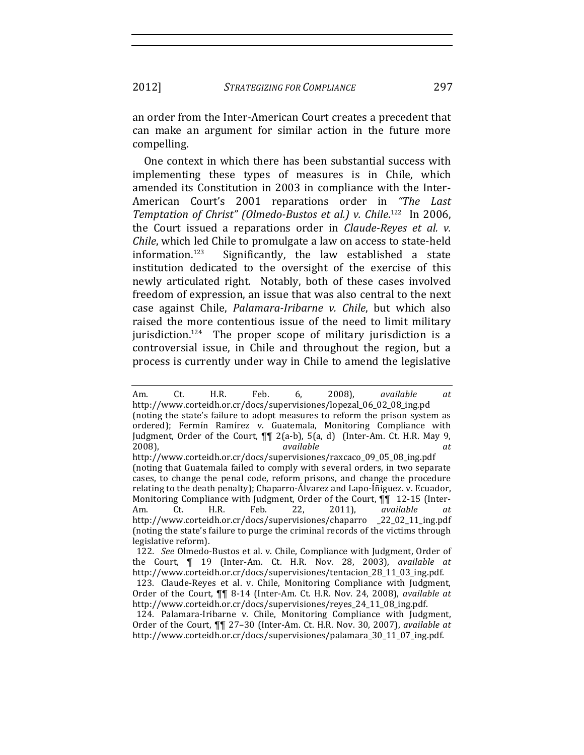an order from the Inter-American Court creates a precedent that can make an argument for similar action in the future more compelling.

One context in which there has been substantial success with implementing these types of measures is in Chile, which amended its Constitution in 2003 in compliance with the Inter-American Court's 2001 reparations order in *"The Last Temptation of Christ" (Olmedo-Bustos et al.) v. Chile*.[122] In 2006, the Court issued a reparations order in *Claude-Reyes et al. v. Chile*, which led Chile to promulgate a law on access to state-held information.[123] Significantly, the law established a state institution dedicated to the oversight of the exercise of this newly articulated right. Notably, both of these cases involved freedom of expression, an issue that was also central to the next case against Chile, *Palamara-Iribarne v. Chile*, but which also raised the more contentious issue of the need to limit military jurisdiction.[124] The proper scope of military jurisdiction is a controversial issue, in Chile and throughout the region, but a process is currently under way in Chile to amend the legislative

---

Am. Ct. H.R. Feb. 6, 2008), *available at* http://www.corteidh.or.cr/docs/supervisiones/lopezal_06_02_08_ing.pd (noting the state's failure to adopt measures to reform the prison system as ordered); Fermín Ramírez v. Guatemala, Monitoring Compliance with Judgment, Order of the Court, ¶¶ 2(a-b), 5(a, d) (Inter-Am. Ct. H.R. May 9, 2008), *available at* http://www.corteidh.or.cr/docs/supervisiones/raxcaco_09_05_08_ing.pdf (noting that Guatemala failed to comply with several orders, in two separate cases, to change the penal code, reform prisons, and change the procedure relating to the death penalty); Chaparro-Álvarez and Lapo-Íñiguez. v. Ecuador, Monitoring Compliance with Judgment, Order of the Court, ¶¶ 12-15 (Inter-Am. Ct. H.R. Feb. 22, 2011), *available at* http://www.corteidh.or.cr/docs/supervisiones/chaparro _22_02_11_ing.pdf (noting the state's failure to purge the criminal records of the victims through legislative reform).

122. *See* Olmedo-Bustos et al. v. Chile, Compliance with Judgment, Order of the Court, ¶ 19 (Inter-Am. Ct. H.R. Nov. 28, 2003), *available at* http://www.corteidh.or.cr/docs/supervisiones/tentacion_28_11_03_ing.pdf.

123. Claude-Reyes et al. v. Chile, Monitoring Compliance with Judgment, Order of the Court, ¶¶ 8-14 (Inter-Am. Ct. H.R. Nov. 24, 2008), *available at* http://www.corteidh.or.cr/docs/supervisiones/reyes_24_11_08_ing.pdf.

124. Palamara-Iribarne v. Chile, Monitoring Compliance with Judgment, Order of the Court, ¶¶ 27–30 (Inter-Am. Ct. H.R. Nov. 30, 2007), *available at* http://www.corteidh.or.cr/docs/supervisiones/palamara_30_11_07_ing.pdf.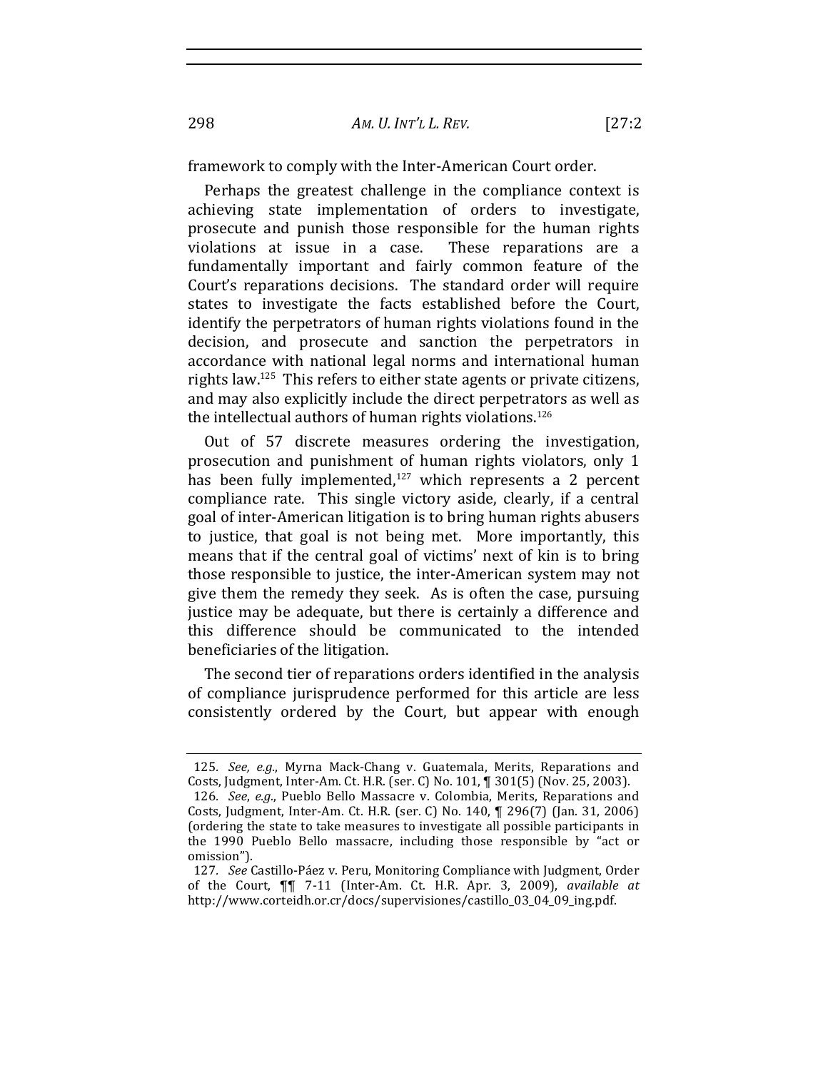framework to comply with the Inter-American Court order.

Perhaps the greatest challenge in the compliance context is achieving state implementation of orders to investigate, prosecute and punish those responsible for the human rights violations at issue in a case. These reparations are a fundamentally important and fairly common feature of the Court's reparations decisions. The standard order will require states to investigate the facts established before the Court, identify the perpetrators of human rights violations found in the decision, and prosecute and sanction the perpetrators in accordance with national legal norms and international human rights law.[125] This refers to either state agents or private citizens, and may also explicitly include the direct perpetrators as well as the intellectual authors of human rights violations.[126]

Out of 57 discrete measures ordering the investigation, prosecution and punishment of human rights violators, only 1 has been fully implemented,[127] which represents a 2 percent compliance rate. This single victory aside, clearly, if a central goal of inter-American litigation is to bring human rights abusers to justice, that goal is not being met. More importantly, this means that if the central goal of victims' next of kin is to bring those responsible to justice, the inter-American system may not give them the remedy they seek. As is often the case, pursuing justice may be adequate, but there is certainly a difference and this difference should be communicated to the intended beneficiaries of the litigation.

The second tier of reparations orders identified in the analysis of compliance jurisprudence performed for this article are less consistently ordered by the Court, but appear with enough

---

125. *See, e.g.*, Myrna Mack-Chang v. Guatemala, Merits, Reparations and Costs, Judgment, Inter-Am. Ct. H.R. (ser. C) No. 101, ¶ 301(5) (Nov. 25, 2003).

126. *See*, *e.g.*, Pueblo Bello Massacre v. Colombia, Merits, Reparations and Costs, Judgment, Inter-Am. Ct. H.R. (ser. C) No. 140, ¶ 296(7) (Jan. 31, 2006) (ordering the state to take measures to investigate all possible participants in the 1990 Pueblo Bello massacre, including those responsible by "act or omission").

127. *See* Castillo-Páez v. Peru, Monitoring Compliance with Judgment, Order of the Court, ¶¶ 7-11 (Inter-Am. Ct. H.R. Apr. 3, 2009), *available at* http://www.corteidh.or.cr/docs/supervisiones/castillo_03_04_09_ing.pdf.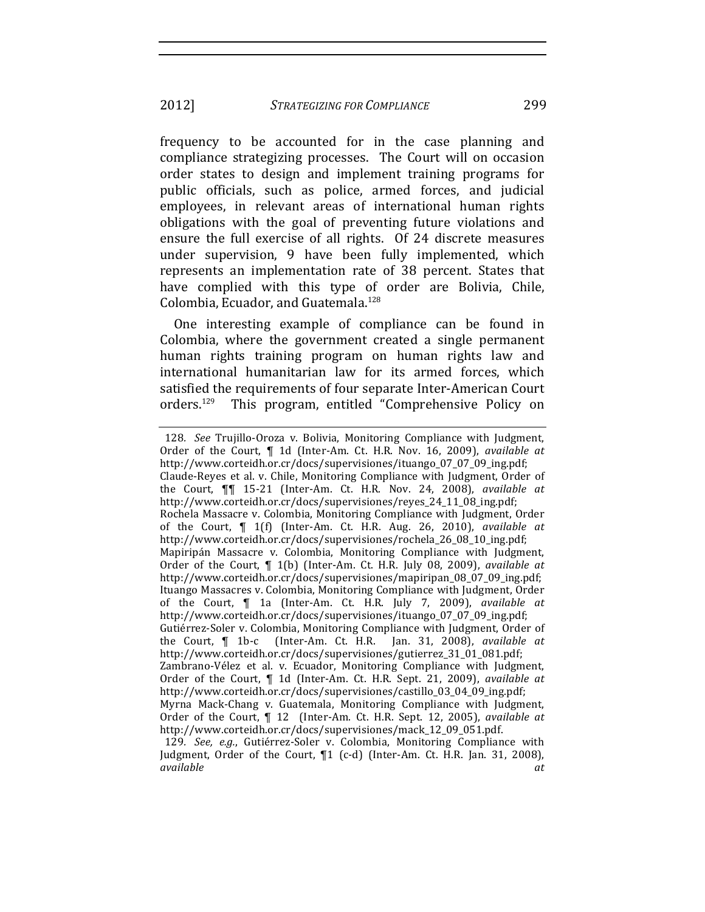frequency to be accounted for in the case planning and compliance strategizing processes. The Court will on occasion order states to design and implement training programs for public officials, such as police, armed forces, and judicial employees, in relevant areas of international human rights obligations with the goal of preventing future violations and ensure the full exercise of all rights. Of 24 discrete measures under supervision, 9 have been fully implemented, which represents an implementation rate of 38 percent. States that have complied with this type of order are Bolivia, Chile, Colombia, Ecuador, and Guatemala.[128]

One interesting example of compliance can be found in Colombia, where the government created a single permanent human rights training program on human rights law and international humanitarian law for its armed forces, which satisfied the requirements of four separate Inter-American Court orders.[129] This program, entitled "Comprehensive Policy on

128. *See* Trujillo-Oroza v. Bolivia, Monitoring Compliance with Judgment, Order of the Court, ¶ 1d (Inter-Am. Ct. H.R. Nov. 16, 2009), *available at* http://www.corteidh.or.cr/docs/supervisiones/ituango_07_07_09_ing.pdf; Claude-Reyes et al. v. Chile, Monitoring Compliance with Judgment, Order of the Court, ¶¶ 15-21 (Inter-Am. Ct. H.R. Nov. 24, 2008), *available at* http://www.corteidh.or.cr/docs/supervisiones/reyes_24_11_08_ing.pdf; Rochela Massacre v. Colombia, Monitoring Compliance with Judgment, Order of the Court, ¶ 1(f) (Inter-Am. Ct. H.R. Aug. 26, 2010), *available at* http://www.corteidh.or.cr/docs/supervisiones/rochela_26_08_10_ing.pdf; Mapiripán Massacre v. Colombia, Monitoring Compliance with Judgment, Order of the Court, ¶ 1(b) (Inter-Am. Ct. H.R. July 08, 2009), *available at* http://www.corteidh.or.cr/docs/supervisiones/mapiripan_08_07_09_ing.pdf; Ituango Massacres v. Colombia, Monitoring Compliance with Judgment, Order of the Court, ¶ 1a (Inter-Am. Ct. H.R. July 7, 2009), *available at* http://www.corteidh.or.cr/docs/supervisiones/ituango_07_07_09_ing.pdf; Gutiérrez-Soler v. Colombia, Monitoring Compliance with Judgment, Order of the Court, ¶ 1b-c (Inter-Am. Ct. H.R. Jan. 31, 2008), *available at* http://www.corteidh.or.cr/docs/supervisiones/gutierrez_31_01_081.pdf; Zambrano-Vélez et al. v. Ecuador, Monitoring Compliance with Judgment, Order of the Court, ¶ 1d (Inter-Am. Ct. H.R. Sept. 21, 2009), *available at* http://www.corteidh.or.cr/docs/supervisiones/castillo_03_04_09_ing.pdf; Myrna Mack-Chang v. Guatemala, Monitoring Compliance with Judgment, Order of the Court, ¶ 12 (Inter-Am. Ct. H.R. Sept. 12, 2005), *available at* http://www.corteidh.or.cr/docs/supervisiones/mack_12_09_051.pdf.

129. *See, e.g.*, Gutiérrez-Soler v. Colombia, Monitoring Compliance with Judgment, Order of the Court, ¶1 (c-d) (Inter-Am. Ct. H.R. Jan. 31, 2008), *available at*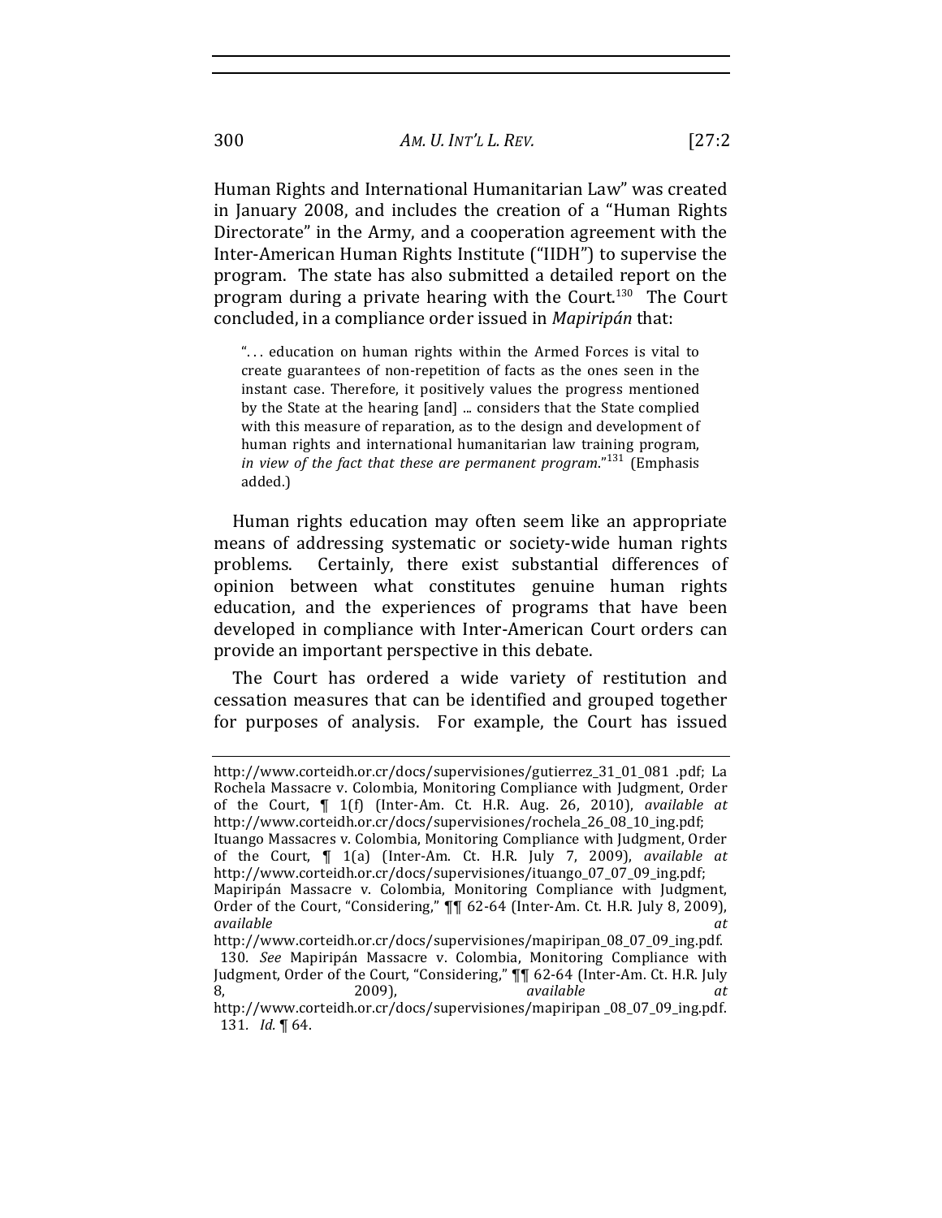Human Rights and International Humanitarian Law" was created in January 2008, and includes the creation of a "Human Rights Directorate" in the Army, and a cooperation agreement with the Inter-American Human Rights Institute ("IIDH") to supervise the program. The state has also submitted a detailed report on the program during a private hearing with the Court.[130] The Court concluded, in a compliance order issued in *Mapiripán* that:

> ". . . education on human rights within the Armed Forces is vital to create guarantees of non-repetition of facts as the ones seen in the instant case. Therefore, it positively values the progress mentioned by the State at the hearing [and] ... considers that the State complied with this measure of reparation, as to the design and development of human rights and international humanitarian law training program, *in view of the fact that these are permanent program*."[131] (Emphasis added.)

Human rights education may often seem like an appropriate means of addressing systematic or society-wide human rights problems. Certainly, there exist substantial differences of opinion between what constitutes genuine human rights education, and the experiences of programs that have been developed in compliance with Inter-American Court orders can provide an important perspective in this debate.

The Court has ordered a wide variety of restitution and cessation measures that can be identified and grouped together for purposes of analysis. For example, the Court has issued

---

http://www.corteidh.or.cr/docs/supervisiones/gutierrez_31_01_081 .pdf; La Rochela Massacre v. Colombia, Monitoring Compliance with Judgment, Order of the Court, ¶ 1(f) (Inter-Am. Ct. H.R. Aug. 26, 2010), *available at* http://www.corteidh.or.cr/docs/supervisiones/rochela_26_08_10_ing.pdf; Ituango Massacres v. Colombia, Monitoring Compliance with Judgment, Order of the Court, ¶ 1(a) (Inter-Am. Ct. H.R. July 7, 2009), *available at* http://www.corteidh.or.cr/docs/supervisiones/ituango_07_07_09_ing.pdf; Mapiripán Massacre v. Colombia, Monitoring Compliance with Judgment, Order of the Court, "Considering," ¶¶ 62-64 (Inter-Am. Ct. H.R. July 8, 2009), *available at* http://www.corteidh.or.cr/docs/supervisiones/mapiripan_08_07_09_ing.pdf.

130. *See* Mapiripán Massacre v. Colombia, Monitoring Compliance with Judgment, Order of the Court, "Considering," ¶¶ 62-64 (Inter-Am. Ct. H.R. July 8, 2009), *available at* http://www.corteidh.or.cr/docs/supervisiones/mapiripan _08_07_09_ing.pdf.

131. *Id.* ¶ 64.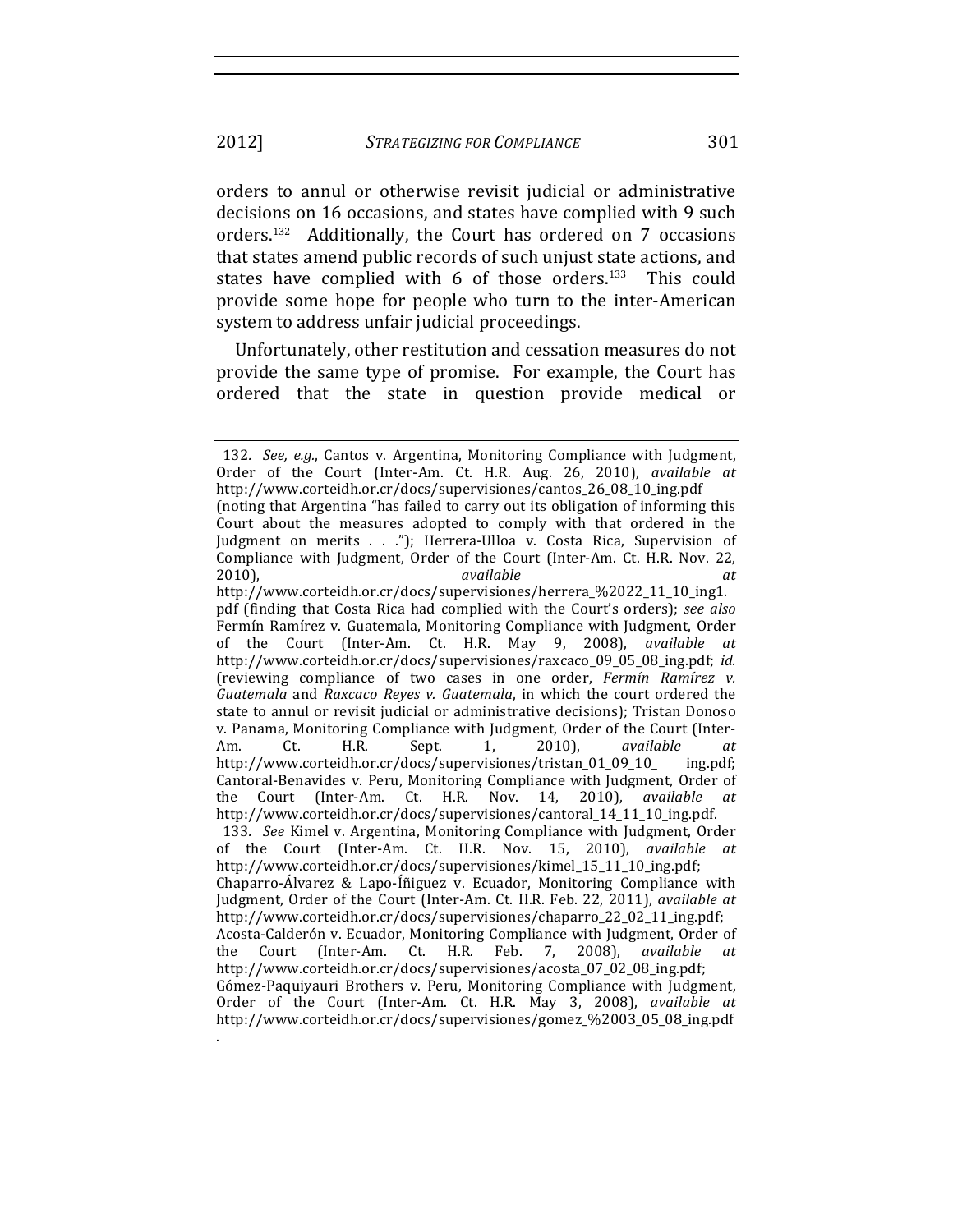orders to annul or otherwise revisit judicial or administrative decisions on 16 occasions, and states have complied with 9 such orders.[132] Additionally, the Court has ordered on 7 occasions that states amend public records of such unjust state actions, and states have complied with 6 of those orders.[133] This could provide some hope for people who turn to the inter-American system to address unfair judicial proceedings.

Unfortunately, other restitution and cessation measures do not provide the same type of promise. For example, the Court has ordered that the state in question provide medical or

---

132. *See, e.g.*, Cantos v. Argentina, Monitoring Compliance with Judgment, Order of the Court (Inter-Am. Ct. H.R. Aug. 26, 2010), *available at* http://www.corteidh.or.cr/docs/supervisiones/cantos_26_08_10_ing.pdf (noting that Argentina "has failed to carry out its obligation of informing this Court about the measures adopted to comply with that ordered in the Judgment on merits . . ."); Herrera-Ulloa v. Costa Rica, Supervision of Compliance with Judgment, Order of the Court (Inter-Am. Ct. H.R. Nov. 22, 2010), *available at* http://www.corteidh.or.cr/docs/supervisiones/herrera_%2022_11_10_ing1.pdf (finding that Costa Rica had complied with the Court's orders); *see also* Fermín Ramírez v. Guatemala, Monitoring Compliance with Judgment, Order of the Court (Inter-Am. Ct. H.R. May 9, 2008), *available at* http://www.corteidh.or.cr/docs/supervisiones/raxcaco_09_05_08_ing.pdf; *id.* (reviewing compliance of two cases in one order, *Fermín Ramírez v. Guatemala* and *Raxcaco Reyes v. Guatemala*, in which the court ordered the state to annul or revisit judicial or administrative decisions); Tristan Donoso v. Panama, Monitoring Compliance with Judgment, Order of the Court (Inter-Am. Ct. H.R. Sept. 1, 2010), *available at* http://www.corteidh.or.cr/docs/supervisiones/tristan_01_09_10_ing.pdf; Cantoral-Benavides v. Peru, Monitoring Compliance with Judgment, Order of the Court (Inter-Am. Ct. H.R. Nov. 14, 2010), *available at* http://www.corteidh.or.cr/docs/supervisiones/cantoral_14_11_10_ing.pdf.

133. *See* Kimel v. Argentina, Monitoring Compliance with Judgment, Order of the Court (Inter-Am. Ct. H.R. Nov. 15, 2010), *available at* http://www.corteidh.or.cr/docs/supervisiones/kimel_15_11_10_ing.pdf; Chaparro-Álvarez & Lapo-Íñiguez v. Ecuador, Monitoring Compliance with Judgment, Order of the Court (Inter-Am. Ct. H.R. Feb. 22, 2011), *available at* http://www.corteidh.or.cr/docs/supervisiones/chaparro_22_02_11_ing.pdf; Acosta-Calderón v. Ecuador, Monitoring Compliance with Judgment, Order of the Court (Inter-Am. Ct. H.R. Feb. 7, 2008), *available at* http://www.corteidh.or.cr/docs/supervisiones/acosta_07_02_08_ing.pdf; Gómez-Paquiyauri Brothers v. Peru, Monitoring Compliance with Judgment, Order of the Court (Inter-Am. Ct. H.R. May 3, 2008), *available at* http://www.corteidh.or.cr/docs/supervisiones/gomez_%2003_05_08_ing.pdf.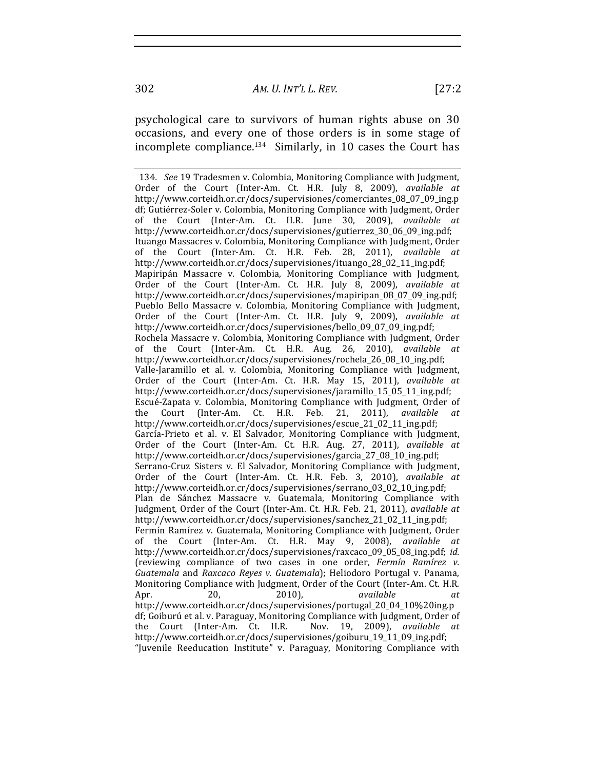psychological care to survivors of human rights abuse on 30 occasions, and every one of those orders is in some stage of incomplete compliance.[134] Similarly, in 10 cases the Court has

---

134. *See* 19 Tradesmen v. Colombia, Monitoring Compliance with Judgment, Order of the Court (Inter-Am. Ct. H.R. July 8, 2009), *available at* http://www.corteidh.or.cr/docs/supervisiones/comerciantes_08_07_09_ing.pdf; Gutiérrez-Soler v. Colombia, Monitoring Compliance with Judgment, Order of the Court (Inter-Am. Ct. H.R. June 30, 2009), *available at* http://www.corteidh.or.cr/docs/supervisiones/gutierrez_30_06_09_ing.pdf; Ituango Massacres v. Colombia, Monitoring Compliance with Judgment, Order of the Court (Inter-Am. Ct. H.R. Feb. 28, 2011), *available at* http://www.corteidh.or.cr/docs/supervisiones/ituango_28_02_11_ing.pdf; Mapiripán Massacre v. Colombia, Monitoring Compliance with Judgment, Order of the Court (Inter-Am. Ct. H.R. July 8, 2009), *available at* http://www.corteidh.or.cr/docs/supervisiones/mapiripan_08_07_09_ing.pdf; Pueblo Bello Massacre v. Colombia, Monitoring Compliance with Judgment, Order of the Court (Inter-Am. Ct. H.R. July 9, 2009), *available at* http://www.corteidh.or.cr/docs/supervisiones/bello_09_07_09_ing.pdf; Rochela Massacre v. Colombia, Monitoring Compliance with Judgment, Order of the Court (Inter-Am. Ct. H.R. Aug. 26, 2010), *available at* http://www.corteidh.or.cr/docs/supervisiones/rochela_26_08_10_ing.pdf; Valle-Jaramillo et al. v. Colombia, Monitoring Compliance with Judgment, Order of the Court (Inter-Am. Ct. H.R. May 15, 2011), *available at* http://www.corteidh.or.cr/docs/supervisiones/jaramillo_15_05_11_ing.pdf; Escué-Zapata v. Colombia, Monitoring Compliance with Judgment, Order of the Court (Inter-Am. Ct. H.R. Feb. 21, 2011), *available at* http://www.corteidh.or.cr/docs/supervisiones/escue_21_02_11_ing.pdf; García-Prieto et al. v. El Salvador, Monitoring Compliance with Judgment, Order of the Court (Inter-Am. Ct. H.R. Aug. 27, 2011), *available at* http://www.corteidh.or.cr/docs/supervisiones/garcia_27_08_10_ing.pdf; Serrano-Cruz Sisters v. El Salvador, Monitoring Compliance with Judgment, Order of the Court (Inter-Am. Ct. H.R. Feb. 3, 2010), *available at* http://www.corteidh.or.cr/docs/supervisiones/serrano_03_02_10_ing.pdf; Plan de Sánchez Massacre v. Guatemala, Monitoring Compliance with Judgment, Order of the Court (Inter-Am. Ct. H.R. Feb. 21, 2011), *available at* http://www.corteidh.or.cr/docs/supervisiones/sanchez_21_02_11_ing.pdf; Fermín Ramírez v. Guatemala, Monitoring Compliance with Judgment, Order of the Court (Inter-Am. Ct. H.R. May 9, 2008), *available at* http://www.corteidh.or.cr/docs/supervisiones/raxcaco_09_05_08_ing.pdf; *id.* (reviewing compliance of two cases in one order, *Fermín Ramírez v. Guatemala* and *Raxcaco Reyes v. Guatemala*); Heliodoro Portugal v. Panama, Monitoring Compliance with Judgment, Order of the Court (Inter-Am. Ct. H.R. Apr. 20, 2010), *available at* http://www.corteidh.or.cr/docs/supervisiones/portugal_20_04_10%20ing.pdf; Goiburú et al. v. Paraguay, Monitoring Compliance with Judgment, Order of the Court (Inter-Am. Ct. H.R. Nov. 19, 2009), *available at* http://www.corteidh.or.cr/docs/supervisiones/goiburu_19_11_09_ing.pdf; "Juvenile Reeducation Institute" v. Paraguay, Monitoring Compliance with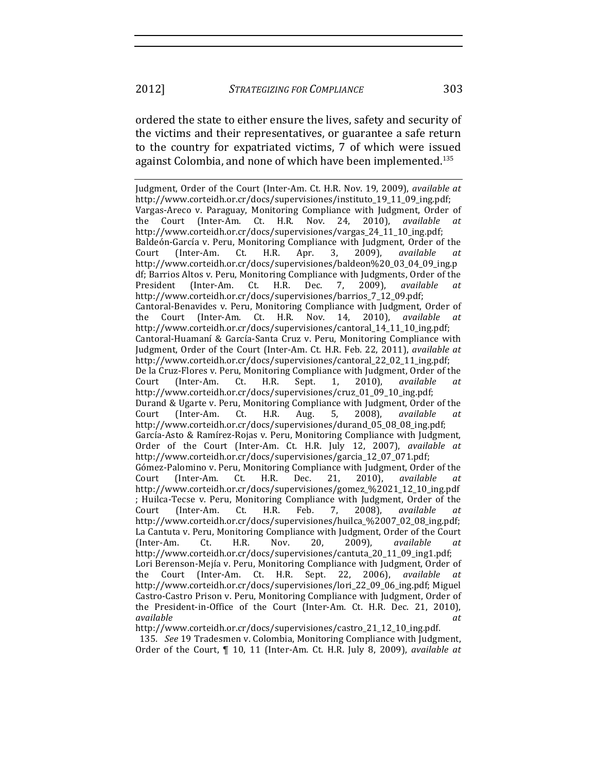ordered the state to either ensure the lives, safety and security of the victims and their representatives, or guarantee a safe return to the country for expatriated victims, 7 of which were issued against Colombia, and none of which have been implemented.[135]

---

Judgment, Order of the Court (Inter-Am. Ct. H.R. Nov. 19, 2009), *available at* http://www.corteidh.or.cr/docs/supervisiones/instituto_19_11_09_ing.pdf; Vargas-Areco v. Paraguay, Monitoring Compliance with Judgment, Order of the Court (Inter-Am. Ct. H.R. Nov. 24, 2010), *available at* http://www.corteidh.or.cr/docs/supervisiones/vargas_24_11_10_ing.pdf; Baldeón-García v. Peru, Monitoring Compliance with Judgment, Order of the Court (Inter-Am. Ct. H.R. Apr. 3, 2009), *available at* http://www.corteidh.or.cr/docs/supervisiones/baldeon%20_03_04_09_ing.pdf; Barrios Altos v. Peru, Monitoring Compliance with Judgments, Order of the President (Inter-Am. Ct. H.R. Dec. 7, 2009), *available at* http://www.corteidh.or.cr/docs/supervisiones/barrios_7_12_09.pdf; Cantoral-Benavides v. Peru, Monitoring Compliance with Judgment, Order of the Court (Inter-Am. Ct. H.R. Nov. 14, 2010), *available at* http://www.corteidh.or.cr/docs/supervisiones/cantoral_14_11_10_ing.pdf; Cantoral-Huamaní & García-Santa Cruz v. Peru, Monitoring Compliance with Judgment, Order of the Court (Inter-Am. Ct. H.R. Feb. 22, 2011), *available at* http://www.corteidh.or.cr/docs/supervisiones/cantoral_22_02_11_ing.pdf; De la Cruz-Flores v. Peru, Monitoring Compliance with Judgment, Order of the Court (Inter-Am. Ct. H.R. Sept. 1, 2010), *available at* http://www.corteidh.or.cr/docs/supervisiones/cruz_01_09_10_ing.pdf; Durand & Ugarte v. Peru, Monitoring Compliance with Judgment, Order of the Court (Inter-Am. Ct. H.R. Aug. 5, 2008), *available at* http://www.corteidh.or.cr/docs/supervisiones/durand_05_08_08_ing.pdf; García-Asto & Ramírez-Rojas v. Peru, Monitoring Compliance with Judgment, Order of the Court (Inter-Am. Ct. H.R. July 12, 2007), *available at* http://www.corteidh.or.cr/docs/supervisiones/garcia_12_07_071.pdf; Gómez-Palomino v. Peru, Monitoring Compliance with Judgment, Order of the Court (Inter-Am. Ct. H.R. Dec. 21, 2010), *available at* http://www.corteidh.or.cr/docs/supervisiones/gomez_%2021_12_10_ing.pdf ; Huilca-Tecse v. Peru, Monitoring Compliance with Judgment, Order of the Court (Inter-Am. Ct. H.R. Feb. 7, 2008), *available at* http://www.corteidh.or.cr/docs/supervisiones/huilca_%2007_02_08_ing.pdf; La Cantuta v. Peru, Monitoring Compliance with Judgment, Order of the Court (Inter-Am. Ct. H.R. Nov. 20, 2009), *available at* http://www.corteidh.or.cr/docs/supervisiones/cantuta_20_11_09_ing1.pdf; Lori Berenson-Mejía v. Peru, Monitoring Compliance with Judgment, Order of the Court (Inter-Am. Ct. H.R. Sept. 22, 2006), *available at* http://www.corteidh.or.cr/docs/supervisiones/lori_22_09_06_ing.pdf; Miguel Castro-Castro Prison v. Peru, Monitoring Compliance with Judgment, Order of the President-in-Office of the Court (Inter-Am. Ct. H.R. Dec. 21, 2010), *available at* http://www.corteidh.or.cr/docs/supervisiones/castro_21_12_10_ing.pdf.

135. *See* 19 Tradesmen v. Colombia, Monitoring Compliance with Judgment, Order of the Court, ¶ 10, 11 (Inter-Am. Ct. H.R. July 8, 2009), *available at*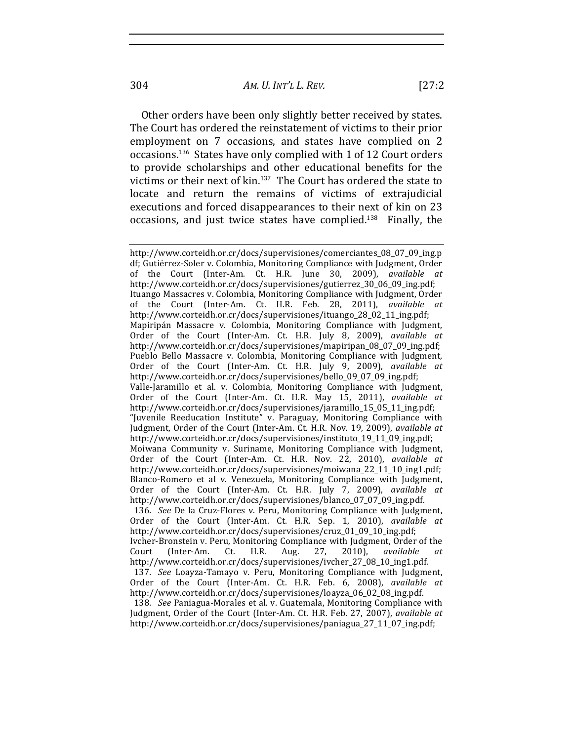Other orders have been only slightly better received by states. The Court has ordered the reinstatement of victims to their prior employment on 7 occasions, and states have complied on 2 occasions.[136] States have only complied with 1 of 12 Court orders to provide scholarships and other educational benefits for the victims or their next of kin.[137] The Court has ordered the state to locate and return the remains of victims of extrajudicial executions and forced disappearances to their next of kin on 23 occasions, and just twice states have complied.[138] Finally, the

---

http://www.corteidh.or.cr/docs/supervisiones/comerciantes_08_07_09_ing.pdf; Gutiérrez-Soler v. Colombia, Monitoring Compliance with Judgment, Order of the Court (Inter-Am. Ct. H.R. June 30, 2009), *available at* http://www.corteidh.or.cr/docs/supervisiones/gutierrez_30_06_09_ing.pdf; Ituango Massacres v. Colombia, Monitoring Compliance with Judgment, Order of the Court (Inter-Am. Ct. H.R. Feb. 28, 2011), *available at* http://www.corteidh.or.cr/docs/supervisiones/ituango_28_02_11_ing.pdf; Mapiripán Massacre v. Colombia, Monitoring Compliance with Judgment, Order of the Court (Inter-Am. Ct. H.R. July 8, 2009), *available at* http://www.corteidh.or.cr/docs/supervisiones/mapiripan_08_07_09_ing.pdf; Pueblo Bello Massacre v. Colombia, Monitoring Compliance with Judgment, Order of the Court (Inter-Am. Ct. H.R. July 9, 2009), *available at* http://www.corteidh.or.cr/docs/supervisiones/bello_09_07_09_ing.pdf; Valle-Jaramillo et al. v. Colombia, Monitoring Compliance with Judgment, Order of the Court (Inter-Am. Ct. H.R. May 15, 2011), *available at* http://www.corteidh.or.cr/docs/supervisiones/jaramillo_15_05_11_ing.pdf; "Juvenile Reeducation Institute" v. Paraguay, Monitoring Compliance with Judgment, Order of the Court (Inter-Am. Ct. H.R. Nov. 19, 2009), *available at* http://www.corteidh.or.cr/docs/supervisiones/instituto_19_11_09_ing.pdf; Moiwana Community v. Suriname, Monitoring Compliance with Judgment, Order of the Court (Inter-Am. Ct. H.R. Nov. 22, 2010), *available at* http://www.corteidh.or.cr/docs/supervisiones/moiwana_22_11_10_ing1.pdf; Blanco-Romero et al v. Venezuela, Monitoring Compliance with Judgment, Order of the Court (Inter-Am. Ct. H.R. July 7, 2009), *available at* http://www.corteidh.or.cr/docs/supervisiones/blanco_07_07_09_ing.pdf.

136. *See* De la Cruz-Flores v. Peru, Monitoring Compliance with Judgment, Order of the Court (Inter-Am. Ct. H.R. Sep. 1, 2010), *available at* http://www.corteidh.or.cr/docs/supervisiones/cruz_01_09_10_ing.pdf; Ivcher-Bronstein v. Peru, Monitoring Compliance with Judgment, Order of the Court (Inter-Am. Ct. H.R. Aug. 27, 2010), *available at* http://www.corteidh.or.cr/docs/supervisiones/ivcher_27_08_10_ing1.pdf.

137. *See* Loayza-Tamayo v. Peru, Monitoring Compliance with Judgment, Order of the Court (Inter-Am. Ct. H.R. Feb. 6, 2008), *available at* http://www.corteidh.or.cr/docs/supervisiones/loayza_06_02_08_ing.pdf.

138. *See* Paniagua-Morales et al. v. Guatemala, Monitoring Compliance with Judgment, Order of the Court (Inter-Am. Ct. H.R. Feb. 27, 2007), *available at* http://www.corteidh.or.cr/docs/supervisiones/paniagua_27_11_07_ing.pdf;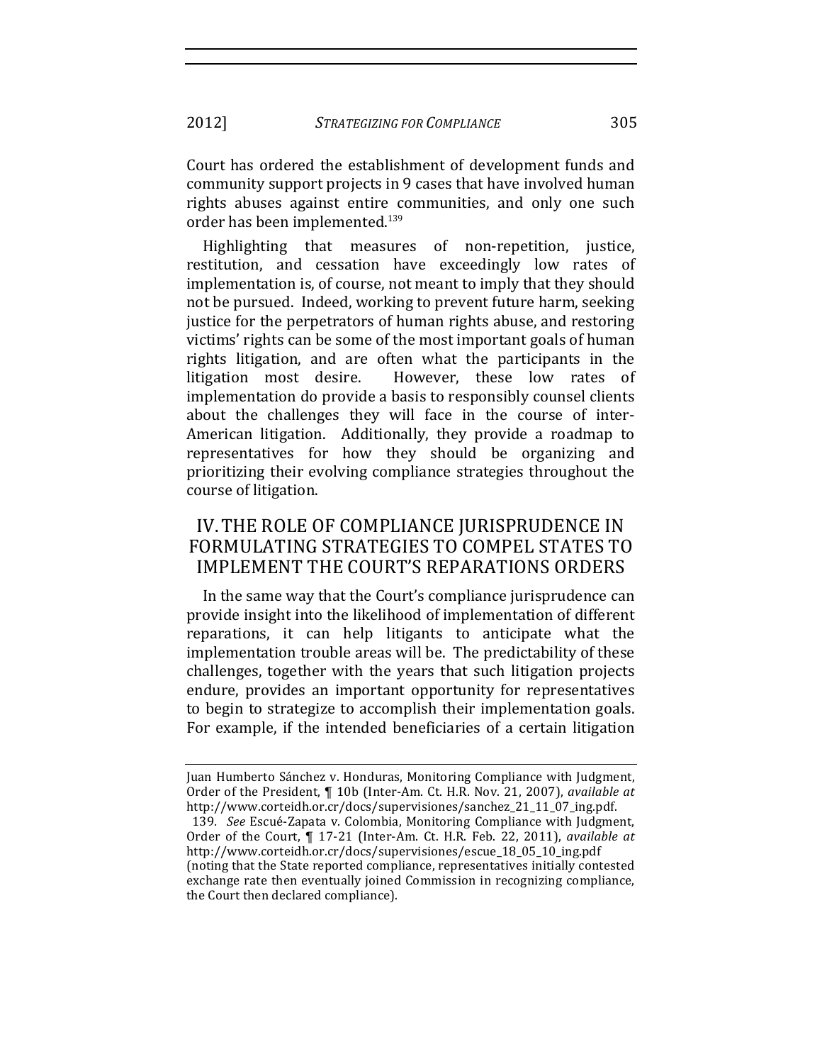Court has ordered the establishment of development funds and community support projects in 9 cases that have involved human rights abuses against entire communities, and only one such order has been implemented.[139]

Highlighting that measures of non-repetition, justice, restitution, and cessation have exceedingly low rates of implementation is, of course, not meant to imply that they should not be pursued. Indeed, working to prevent future harm, seeking justice for the perpetrators of human rights abuse, and restoring victims' rights can be some of the most important goals of human rights litigation, and are often what the participants in the litigation most desire. However, these low rates of implementation do provide a basis to responsibly counsel clients about the challenges they will face in the course of inter-American litigation. Additionally, they provide a roadmap to representatives for how they should be organizing and prioritizing their evolving compliance strategies throughout the course of litigation.

## IV. THE ROLE OF COMPLIANCE JURISPRUDENCE IN FORMULATING STRATEGIES TO COMPEL STATES TO IMPLEMENT THE COURT'S REPARATIONS ORDERS

In the same way that the Court's compliance jurisprudence can provide insight into the likelihood of implementation of different reparations, it can help litigants to anticipate what the implementation trouble areas will be. The predictability of these challenges, together with the years that such litigation projects endure, provides an important opportunity for representatives to begin to strategize to accomplish their implementation goals. For example, if the intended beneficiaries of a certain litigation

---

Juan Humberto Sánchez v. Honduras, Monitoring Compliance with Judgment, Order of the President, ¶ 10b (Inter-Am. Ct. H.R. Nov. 21, 2007), *available at* http://www.corteidh.or.cr/docs/supervisiones/sanchez_21_11_07_ing.pdf.

139. *See* Escué-Zapata v. Colombia, Monitoring Compliance with Judgment, Order of the Court, ¶ 17-21 (Inter-Am. Ct. H.R. Feb. 22, 2011), *available at* http://www.corteidh.or.cr/docs/supervisiones/escue_18_05_10_ing.pdf (noting that the State reported compliance, representatives initially contested exchange rate then eventually joined Commission in recognizing compliance, the Court then declared compliance).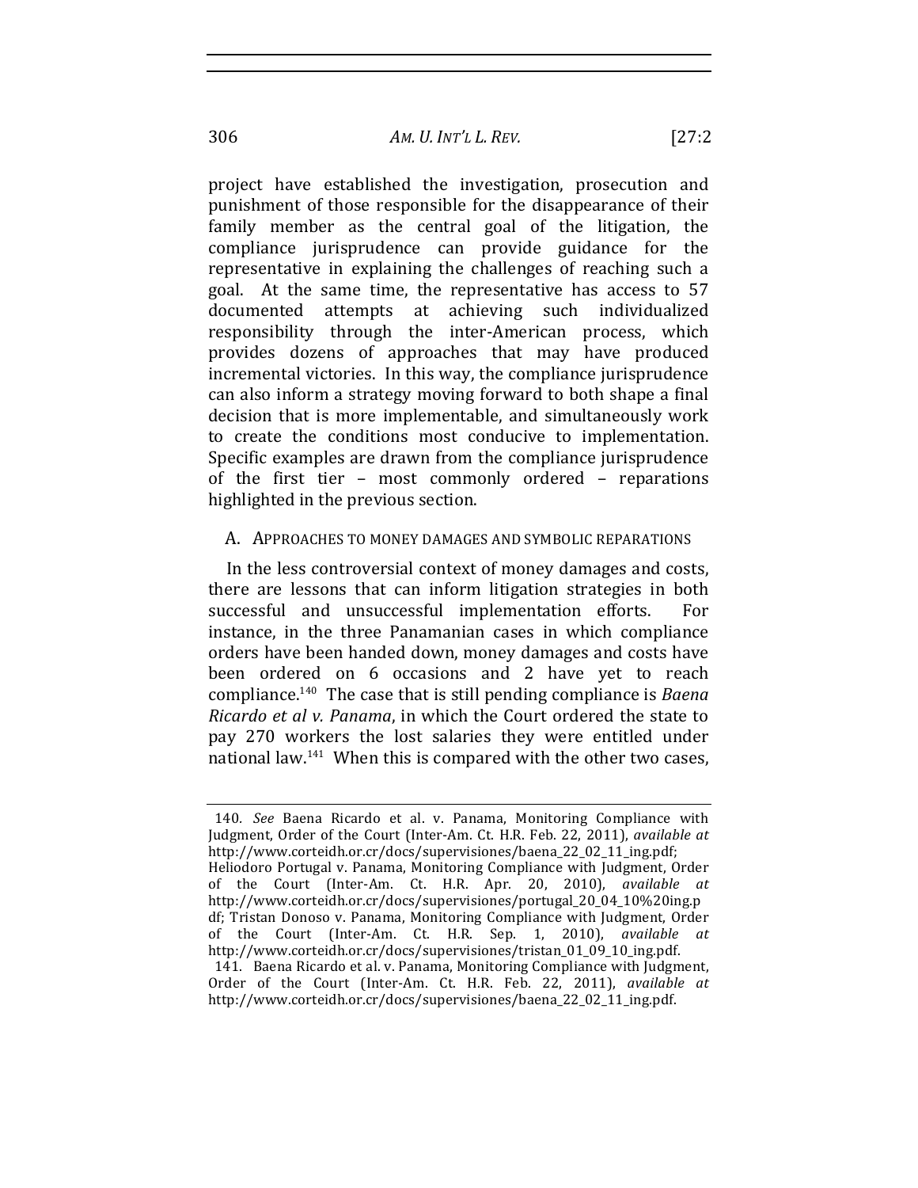project have established the investigation, prosecution and punishment of those responsible for the disappearance of their family member as the central goal of the litigation, the compliance jurisprudence can provide guidance for the representative in explaining the challenges of reaching such a goal. At the same time, the representative has access to 57 documented attempts at achieving such individualized responsibility through the inter-American process, which provides dozens of approaches that may have produced incremental victories. In this way, the compliance jurisprudence can also inform a strategy moving forward to both shape a final decision that is more implementable, and simultaneously work to create the conditions most conducive to implementation. Specific examples are drawn from the compliance jurisprudence of the first tier – most commonly ordered – reparations highlighted in the previous section.

## A. APPROACHES TO MONEY DAMAGES AND SYMBOLIC REPARATIONS

In the less controversial context of money damages and costs, there are lessons that can inform litigation strategies in both successful and unsuccessful implementation efforts. For instance, in the three Panamanian cases in which compliance orders have been handed down, money damages and costs have been ordered on 6 occasions and 2 have yet to reach compliance.[140] The case that is still pending compliance is *Baena Ricardo et al v. Panama*, in which the Court ordered the state to pay 270 workers the lost salaries they were entitled under national law.[141] When this is compared with the other two cases,

---

140. *See* Baena Ricardo et al. v. Panama, Monitoring Compliance with Judgment, Order of the Court (Inter-Am. Ct. H.R. Feb. 22, 2011), *available at* http://www.corteidh.or.cr/docs/supervisiones/baena_22_02_11_ing.pdf; Heliodoro Portugal v. Panama, Monitoring Compliance with Judgment, Order of the Court (Inter-Am. Ct. H.R. Apr. 20, 2010), *available at* http://www.corteidh.or.cr/docs/supervisiones/portugal_20_04_10%20ing.pdf; Tristan Donoso v. Panama, Monitoring Compliance with Judgment, Order of the Court (Inter-Am. Ct. H.R. Sep. 1, 2010), *available at* http://www.corteidh.or.cr/docs/supervisiones/tristan_01_09_10_ing.pdf.

141. Baena Ricardo et al. v. Panama, Monitoring Compliance with Judgment, Order of the Court (Inter-Am. Ct. H.R. Feb. 22, 2011), *available at* http://www.corteidh.or.cr/docs/supervisiones/baena_22_02_11_ing.pdf.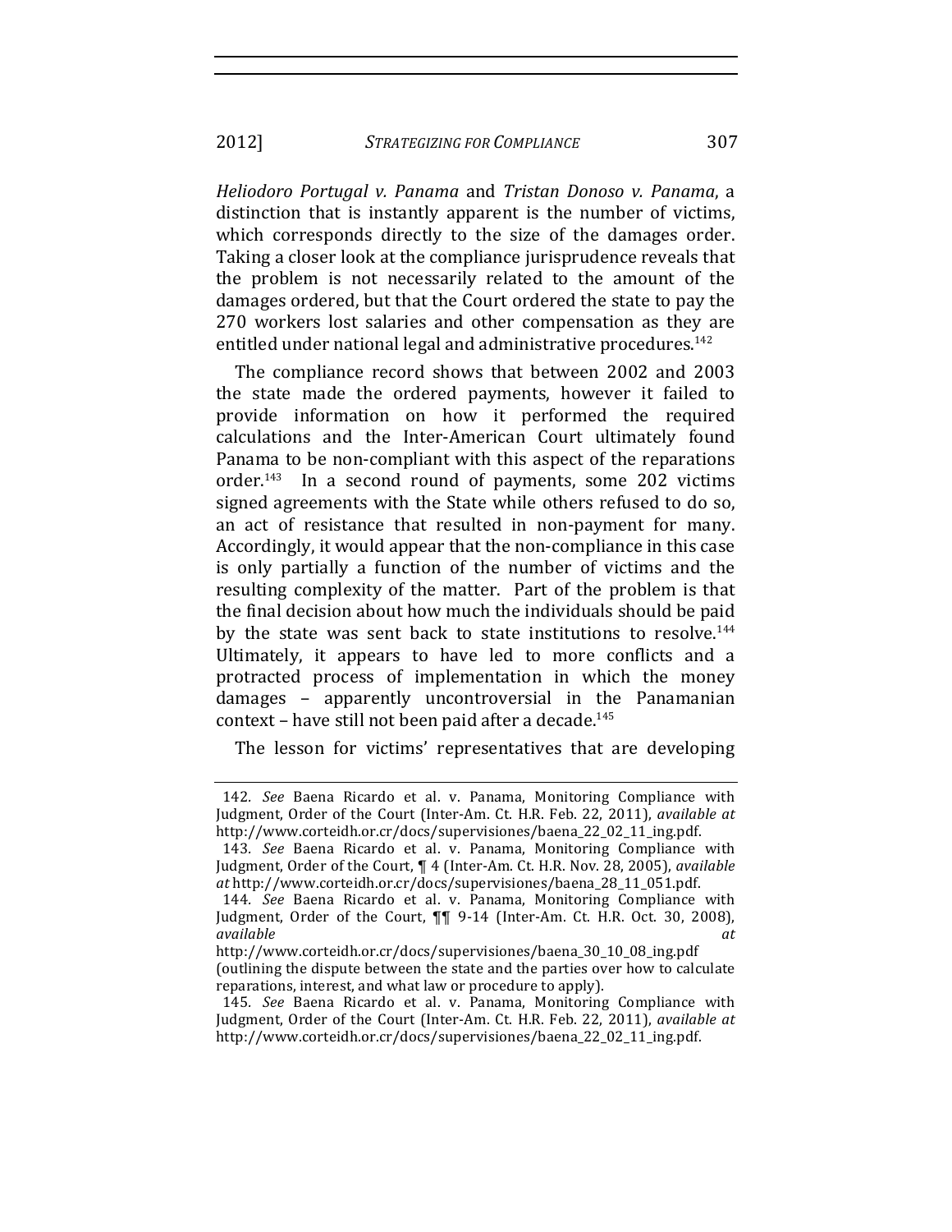*Heliodoro Portugal v. Panama* and *Tristan Donoso v. Panama*, a distinction that is instantly apparent is the number of victims, which corresponds directly to the size of the damages order. Taking a closer look at the compliance jurisprudence reveals that the problem is not necessarily related to the amount of the damages ordered, but that the Court ordered the state to pay the 270 workers lost salaries and other compensation as they are entitled under national legal and administrative procedures.[142]

The compliance record shows that between 2002 and 2003 the state made the ordered payments, however it failed to provide information on how it performed the required calculations and the Inter-American Court ultimately found Panama to be non-compliant with this aspect of the reparations order.[143] In a second round of payments, some 202 victims signed agreements with the State while others refused to do so, an act of resistance that resulted in non-payment for many. Accordingly, it would appear that the non-compliance in this case is only partially a function of the number of victims and the resulting complexity of the matter. Part of the problem is that the final decision about how much the individuals should be paid by the state was sent back to state institutions to resolve.[144] Ultimately, it appears to have led to more conflicts and a protracted process of implementation in which the money damages – apparently uncontroversial in the Panamanian context – have still not been paid after a decade.[145]

The lesson for victims' representatives that are developing

---

142. *See* Baena Ricardo et al. v. Panama, Monitoring Compliance with Judgment, Order of the Court (Inter-Am. Ct. H.R. Feb. 22, 2011), *available at* http://www.corteidh.or.cr/docs/supervisiones/baena_22_02_11_ing.pdf.

143. *See* Baena Ricardo et al. v. Panama, Monitoring Compliance with Judgment, Order of the Court, ¶ 4 (Inter-Am. Ct. H.R. Nov. 28, 2005), *available at* http://www.corteidh.or.cr/docs/supervisiones/baena_28_11_051.pdf.

144. *See* Baena Ricardo et al. v. Panama, Monitoring Compliance with Judgment, Order of the Court, ¶¶ 9-14 (Inter-Am. Ct. H.R. Oct. 30, 2008), *available at* http://www.corteidh.or.cr/docs/supervisiones/baena_30_10_08_ing.pdf (outlining the dispute between the state and the parties over how to calculate reparations, interest, and what law or procedure to apply).

145. *See* Baena Ricardo et al. v. Panama, Monitoring Compliance with Judgment, Order of the Court (Inter-Am. Ct. H.R. Feb. 22, 2011), *available at* http://www.corteidh.or.cr/docs/supervisiones/baena_22_02_11_ing.pdf.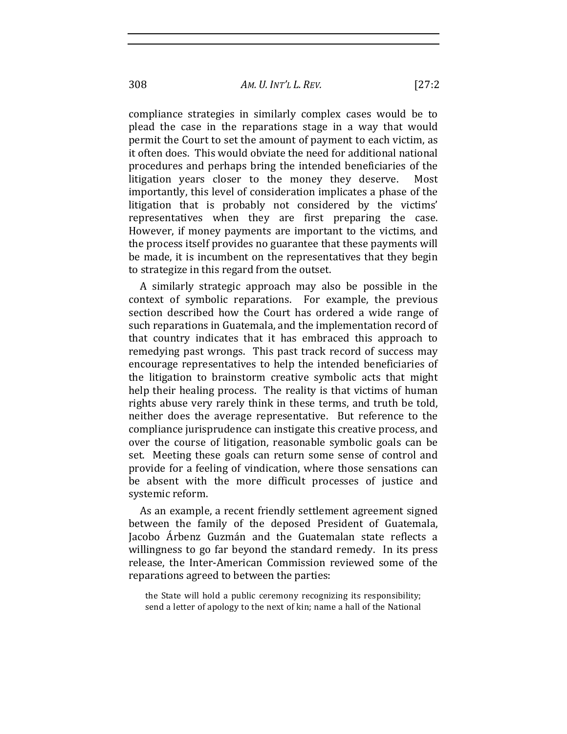compliance strategies in similarly complex cases would be to plead the case in the reparations stage in a way that would permit the Court to set the amount of payment to each victim, as it often does. This would obviate the need for additional national procedures and perhaps bring the intended beneficiaries of the litigation years closer to the money they deserve. Most importantly, this level of consideration implicates a phase of the litigation that is probably not considered by the victims' representatives when they are first preparing the case. However, if money payments are important to the victims, and the process itself provides no guarantee that these payments will be made, it is incumbent on the representatives that they begin to strategize in this regard from the outset.

A similarly strategic approach may also be possible in the context of symbolic reparations. For example, the previous section described how the Court has ordered a wide range of such reparations in Guatemala, and the implementation record of that country indicates that it has embraced this approach to remedying past wrongs. This past track record of success may encourage representatives to help the intended beneficiaries of the litigation to brainstorm creative symbolic acts that might help their healing process. The reality is that victims of human rights abuse very rarely think in these terms, and truth be told, neither does the average representative. But reference to the compliance jurisprudence can instigate this creative process, and over the course of litigation, reasonable symbolic goals can be set. Meeting these goals can return some sense of control and provide for a feeling of vindication, where those sensations can be absent with the more difficult processes of justice and systemic reform.

As an example, a recent friendly settlement agreement signed between the family of the deposed President of Guatemala, Jacobo Árbenz Guzmán and the Guatemalan state reflects a willingness to go far beyond the standard remedy. In its press release, the Inter-American Commission reviewed some of the reparations agreed to between the parties:

> the State will hold a public ceremony recognizing its responsibility; send a letter of apology to the next of kin; name a hall of the National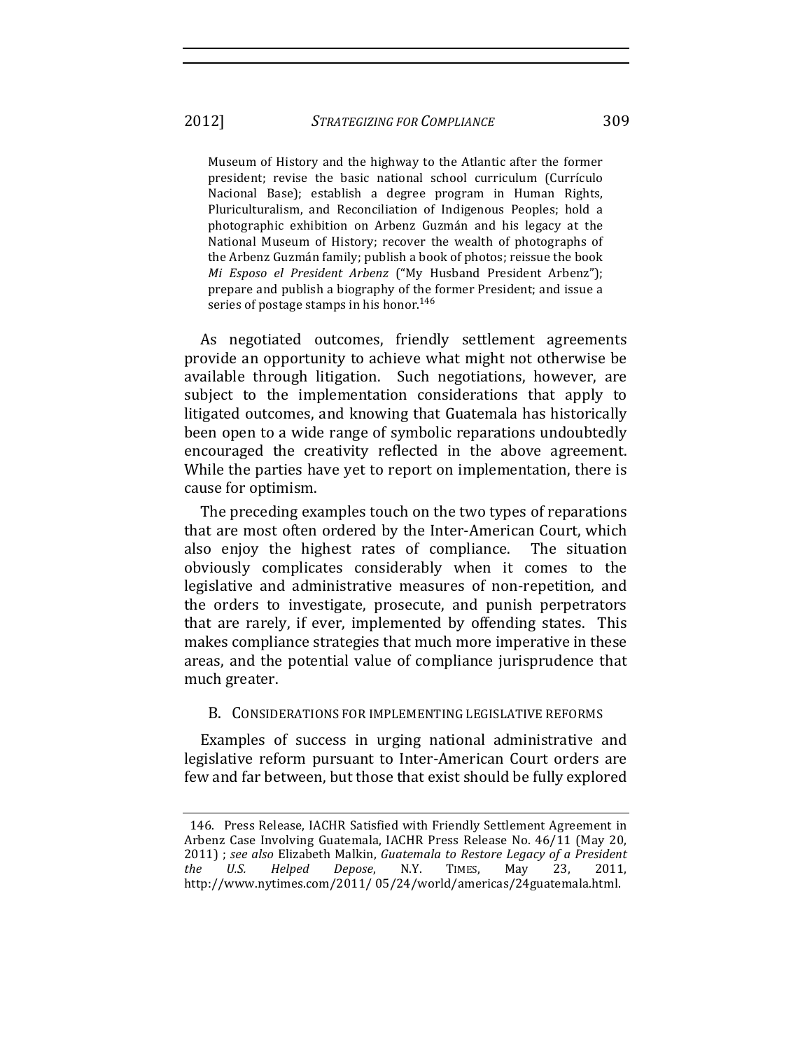> Museum of History and the highway to the Atlantic after the former president; revise the basic national school curriculum (Currículo Nacional Base); establish a degree program in Human Rights, Pluriculturalism, and Reconciliation of Indigenous Peoples; hold a photographic exhibition on Arbenz Guzmán and his legacy at the National Museum of History; recover the wealth of photographs of the Arbenz Guzmán family; publish a book of photos; reissue the book *Mi Esposo el President Arbenz* ("My Husband President Arbenz"); prepare and publish a biography of the former President; and issue a series of postage stamps in his honor.[146]

As negotiated outcomes, friendly settlement agreements provide an opportunity to achieve what might not otherwise be available through litigation. Such negotiations, however, are subject to the implementation considerations that apply to litigated outcomes, and knowing that Guatemala has historically been open to a wide range of symbolic reparations undoubtedly encouraged the creativity reflected in the above agreement. While the parties have yet to report on implementation, there is cause for optimism.

The preceding examples touch on the two types of reparations that are most often ordered by the Inter-American Court, which also enjoy the highest rates of compliance. The situation obviously complicates considerably when it comes to the legislative and administrative measures of non-repetition, and the orders to investigate, prosecute, and punish perpetrators that are rarely, if ever, implemented by offending states. This makes compliance strategies that much more imperative in these areas, and the potential value of compliance jurisprudence that much greater.

### B. Considerations for Implementing Legislative Reforms

Examples of success in urging national administrative and legislative reform pursuant to Inter-American Court orders are few and far between, but those that exist should be fully explored

---

146. Press Release, IACHR Satisfied with Friendly Settlement Agreement in Arbenz Case Involving Guatemala, IACHR Press Release No. 46/11 (May 20, 2011) ; *see also* Elizabeth Malkin, *Guatemala to Restore Legacy of a President the U.S. Helped Depose*, N.Y. TIMES, May 23, 2011, http://www.nytimes.com/2011/ 05/24/world/americas/24guatemala.html.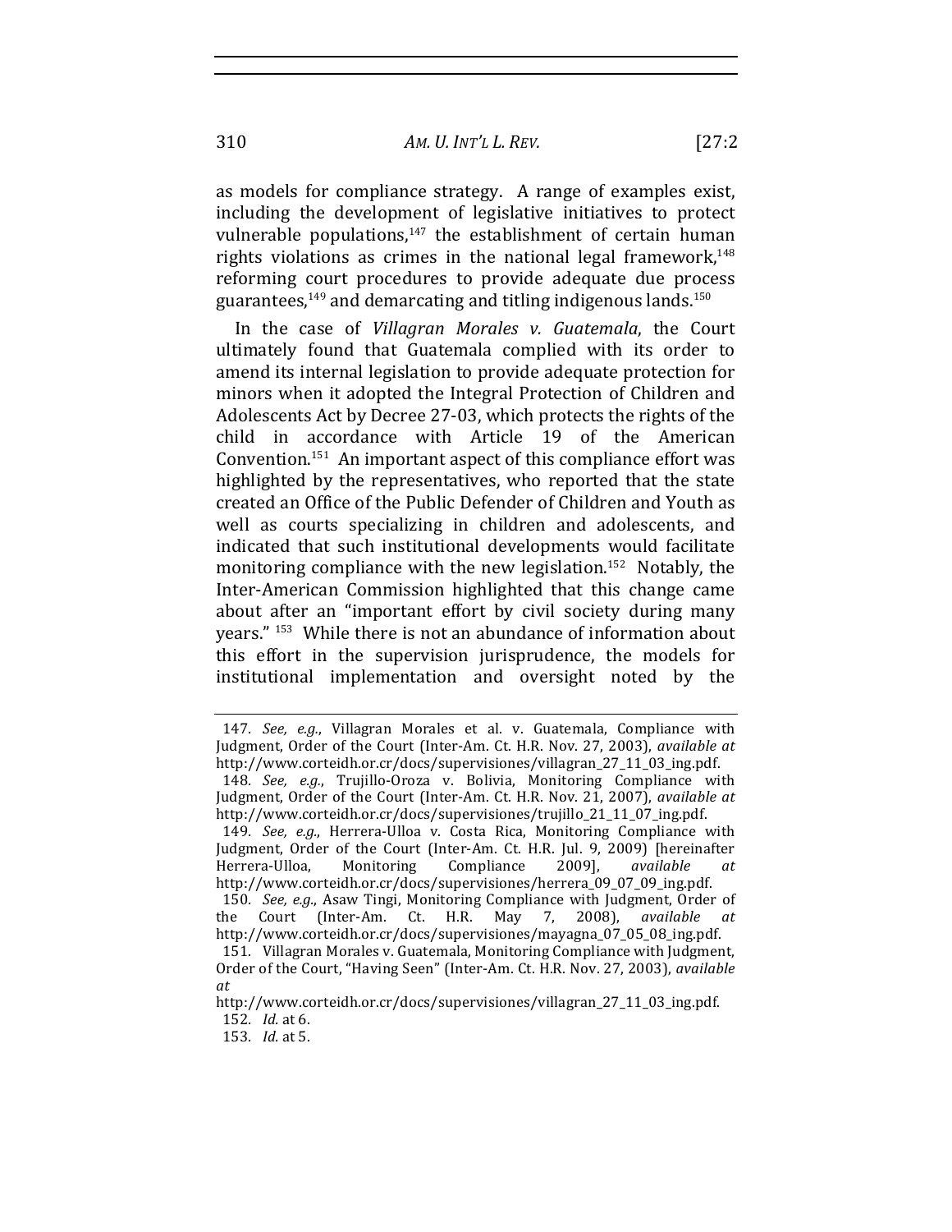as models for compliance strategy. A range of examples exist, including the development of legislative initiatives to protect vulnerable populations,[147] the establishment of certain human rights violations as crimes in the national legal framework,[148] reforming court procedures to provide adequate due process guarantees,[149] and demarcating and titling indigenous lands.[150]

In the case of *Villagran Morales v. Guatemala*, the Court ultimately found that Guatemala complied with its order to amend its internal legislation to provide adequate protection for minors when it adopted the Integral Protection of Children and Adolescents Act by Decree 27-03, which protects the rights of the child in accordance with Article 19 of the American Convention.[151] An important aspect of this compliance effort was highlighted by the representatives, who reported that the state created an Office of the Public Defender of Children and Youth as well as courts specializing in children and adolescents, and indicated that such institutional developments would facilitate monitoring compliance with the new legislation.[152] Notably, the Inter-American Commission highlighted that this change came about after an "important effort by civil society during many years."[153] While there is not an abundance of information about this effort in the supervision jurisprudence, the models for institutional implementation and oversight noted by the

---

147. *See, e.g.*, Villagran Morales et al. v. Guatemala, Compliance with Judgment, Order of the Court (Inter-Am. Ct. H.R. Nov. 27, 2003), *available at* http://www.corteidh.or.cr/docs/supervisiones/villagran_27_11_03_ing.pdf.

148. *See, e.g.*, Trujillo-Oroza v. Bolivia, Monitoring Compliance with Judgment, Order of the Court (Inter-Am. Ct. H.R. Nov. 21, 2007), *available at* http://www.corteidh.or.cr/docs/supervisiones/trujillo_21_11_07_ing.pdf.

149. *See, e.g.*, Herrera-Ulloa v. Costa Rica, Monitoring Compliance with Judgment, Order of the Court (Inter-Am. Ct. H.R. Jul. 9, 2009) [hereinafter Herrera-Ulloa, Monitoring Compliance 2009], *available at* http://www.corteidh.or.cr/docs/supervisiones/herrera_09_07_09_ing.pdf.

150. *See, e.g.*, Asaw Tingi, Monitoring Compliance with Judgment, Order of the Court (Inter-Am. Ct. H.R. May 7, 2008), *available at* http://www.corteidh.or.cr/docs/supervisiones/mayagna_07_05_08_ing.pdf.

151. Villagran Morales v. Guatemala, Monitoring Compliance with Judgment, Order of the Court, "Having Seen" (Inter-Am. Ct. H.R. Nov. 27, 2003), *available at* http://www.corteidh.or.cr/docs/supervisiones/villagran_27_11_03_ing.pdf.

152. *Id.* at 6.

153. *Id.* at 5.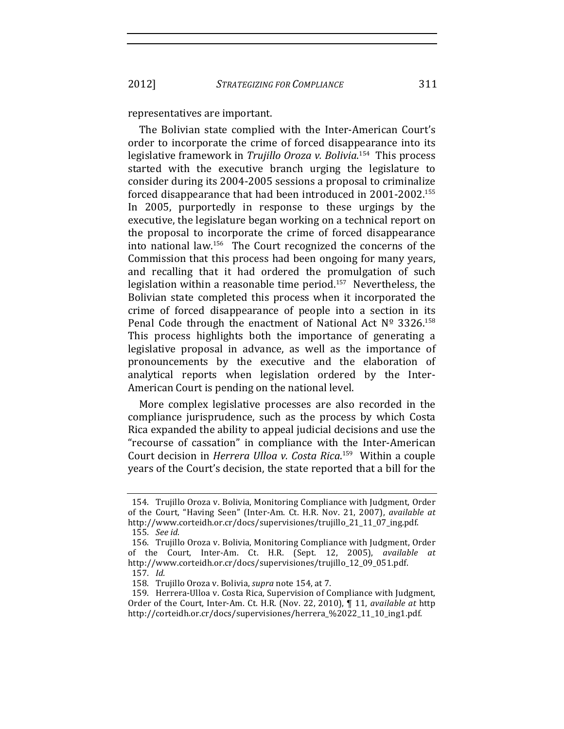representatives are important.

The Bolivian state complied with the Inter-American Court's order to incorporate the crime of forced disappearance into its legislative framework in *Trujillo Oroza v. Bolivia*.[154] This process started with the executive branch urging the legislature to consider during its 2004-2005 sessions a proposal to criminalize forced disappearance that had been introduced in 2001-2002.[155] In 2005, purportedly in response to these urgings by the executive, the legislature began working on a technical report on the proposal to incorporate the crime of forced disappearance into national law.[156] The Court recognized the concerns of the Commission that this process had been ongoing for many years, and recalling that it had ordered the promulgation of such legislation within a reasonable time period.[157] Nevertheless, the Bolivian state completed this process when it incorporated the crime of forced disappearance of people into a section in its Penal Code through the enactment of National Act Nº 3326.[158] This process highlights both the importance of generating a legislative proposal in advance, as well as the importance of pronouncements by the executive and the elaboration of analytical reports when legislation ordered by the Inter-American Court is pending on the national level.

More complex legislative processes are also recorded in the compliance jurisprudence, such as the process by which Costa Rica expanded the ability to appeal judicial decisions and use the "recourse of cassation" in compliance with the Inter-American Court decision in *Herrera Ulloa v. Costa Rica*.[159] Within a couple years of the Court's decision, the state reported that a bill for the

---

154. Trujillo Oroza v. Bolivia, Monitoring Compliance with Judgment, Order of the Court, "Having Seen" (Inter-Am. Ct. H.R. Nov. 21, 2007), *available at* http://www.corteidh.or.cr/docs/supervisiones/trujillo_21_11_07_ing.pdf.

155. *See id.*

156. Trujillo Oroza v. Bolivia, Monitoring Compliance with Judgment, Order of the Court, Inter-Am. Ct. H.R. (Sept. 12, 2005), *available at* http://www.corteidh.or.cr/docs/supervisiones/trujillo_12_09_051.pdf.

157. *Id.*

158. Trujillo Oroza v. Bolivia, *supra* note 154, at 7.

159. Herrera-Ulloa v. Costa Rica, Supervision of Compliance with Judgment, Order of the Court, Inter-Am. Ct. H.R. (Nov. 22, 2010), ¶ 11, *available at* http http://corteidh.or.cr/docs/supervisiones/herrera_%2022_11_10_ing1.pdf.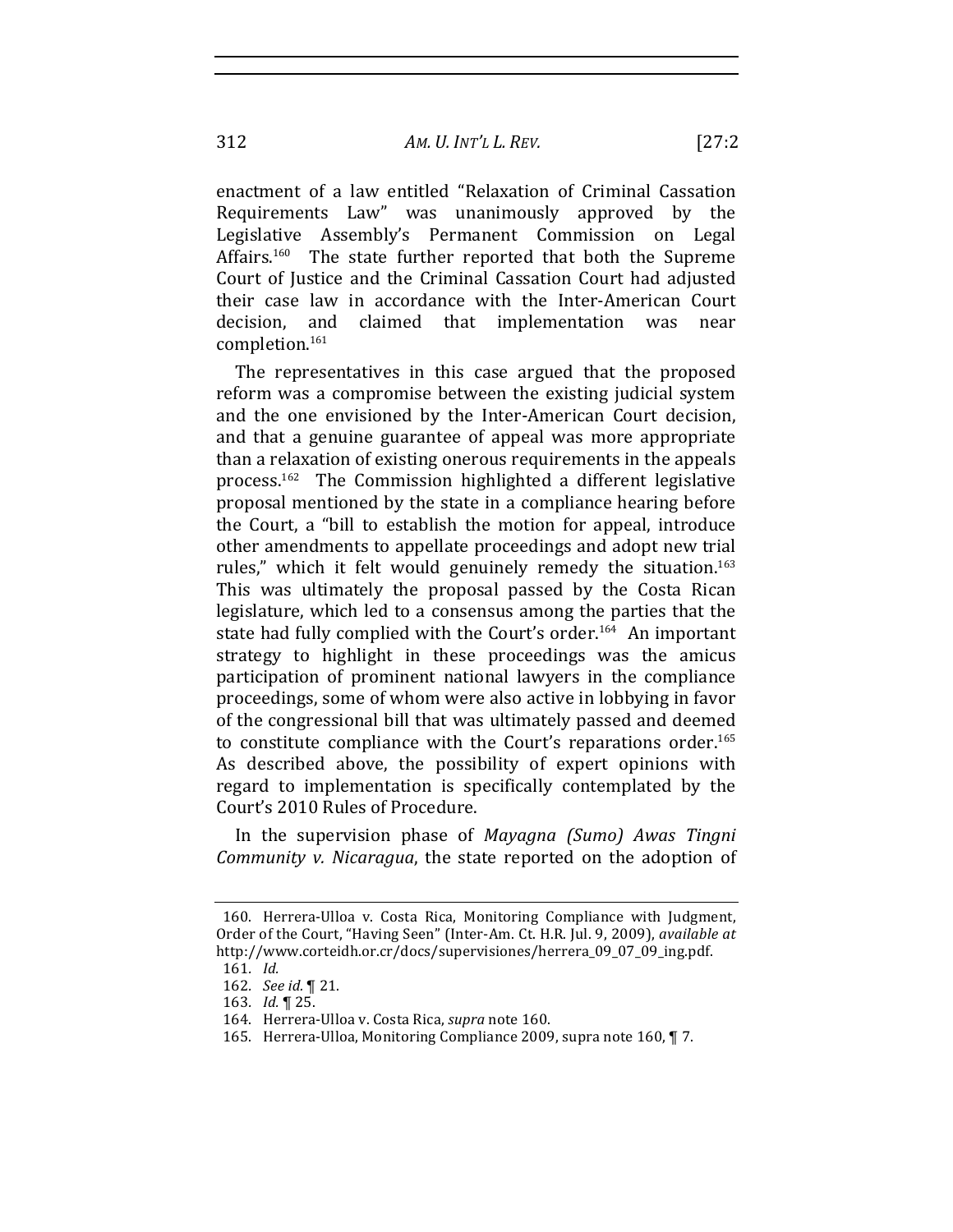enactment of a law entitled "Relaxation of Criminal Cassation Requirements Law" was unanimously approved by the Legislative Assembly's Permanent Commission on Legal Affairs.[160] The state further reported that both the Supreme Court of Justice and the Criminal Cassation Court had adjusted their case law in accordance with the Inter-American Court decision, and claimed that implementation was near completion.[161]

The representatives in this case argued that the proposed reform was a compromise between the existing judicial system and the one envisioned by the Inter-American Court decision, and that a genuine guarantee of appeal was more appropriate than a relaxation of existing onerous requirements in the appeals process.[162] The Commission highlighted a different legislative proposal mentioned by the state in a compliance hearing before the Court, a "bill to establish the motion for appeal, introduce other amendments to appellate proceedings and adopt new trial rules," which it felt would genuinely remedy the situation.[163] This was ultimately the proposal passed by the Costa Rican legislature, which led to a consensus among the parties that the state had fully complied with the Court's order.[164] An important strategy to highlight in these proceedings was the amicus participation of prominent national lawyers in the compliance proceedings, some of whom were also active in lobbying in favor of the congressional bill that was ultimately passed and deemed to constitute compliance with the Court's reparations order.[165] As described above, the possibility of expert opinions with regard to implementation is specifically contemplated by the Court's 2010 Rules of Procedure.

In the supervision phase of *Mayagna (Sumo) Awas Tingni Community v. Nicaragua*, the state reported on the adoption of

---

160. Herrera-Ulloa v. Costa Rica, Monitoring Compliance with Judgment, Order of the Court, "Having Seen" (Inter-Am. Ct. H.R. Jul. 9, 2009), *available at* http://www.corteidh.or.cr/docs/supervisiones/herrera_09_07_09_ing.pdf.

161. *Id.*

162. *See id.* ¶ 21.

163. *Id.* ¶ 25.

164. Herrera-Ulloa v. Costa Rica, *supra* note 160.

165. Herrera-Ulloa, Monitoring Compliance 2009, supra note 160, ¶ 7.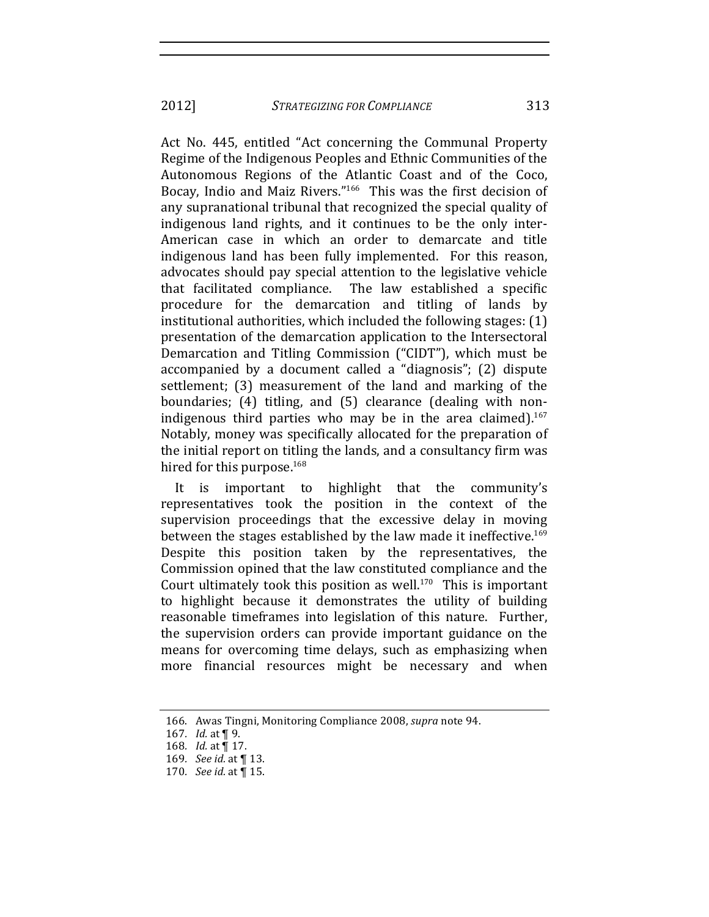Act No. 445, entitled "Act concerning the Communal Property Regime of the Indigenous Peoples and Ethnic Communities of the Autonomous Regions of the Atlantic Coast and of the Coco, Bocay, Indio and Maiz Rivers."[166] This was the first decision of any supranational tribunal that recognized the special quality of indigenous land rights, and it continues to be the only inter-American case in which an order to demarcate and title indigenous land has been fully implemented. For this reason, advocates should pay special attention to the legislative vehicle that facilitated compliance. The law established a specific procedure for the demarcation and titling of lands by institutional authorities, which included the following stages: (1) presentation of the demarcation application to the Intersectoral Demarcation and Titling Commission ("CIDT"), which must be accompanied by a document called a "diagnosis"; (2) dispute settlement; (3) measurement of the land and marking of the boundaries; (4) titling, and (5) clearance (dealing with non-indigenous third parties who may be in the area claimed).[167] Notably, money was specifically allocated for the preparation of the initial report on titling the lands, and a consultancy firm was hired for this purpose.[168]

It is important to highlight that the community's representatives took the position in the context of the supervision proceedings that the excessive delay in moving between the stages established by the law made it ineffective.[169] Despite this position taken by the representatives, the Commission opined that the law constituted compliance and the Court ultimately took this position as well.[170] This is important to highlight because it demonstrates the utility of building reasonable timeframes into legislation of this nature. Further, the supervision orders can provide important guidance on the means for overcoming time delays, such as emphasizing when more financial resources might be necessary and when

---

166. Awas Tingni, Monitoring Compliance 2008, *supra* note 94.

167. *Id.* at ¶ 9.

168. *Id.* at ¶ 17.

169. *See id.* at ¶ 13.

170. *See id.* at ¶ 15.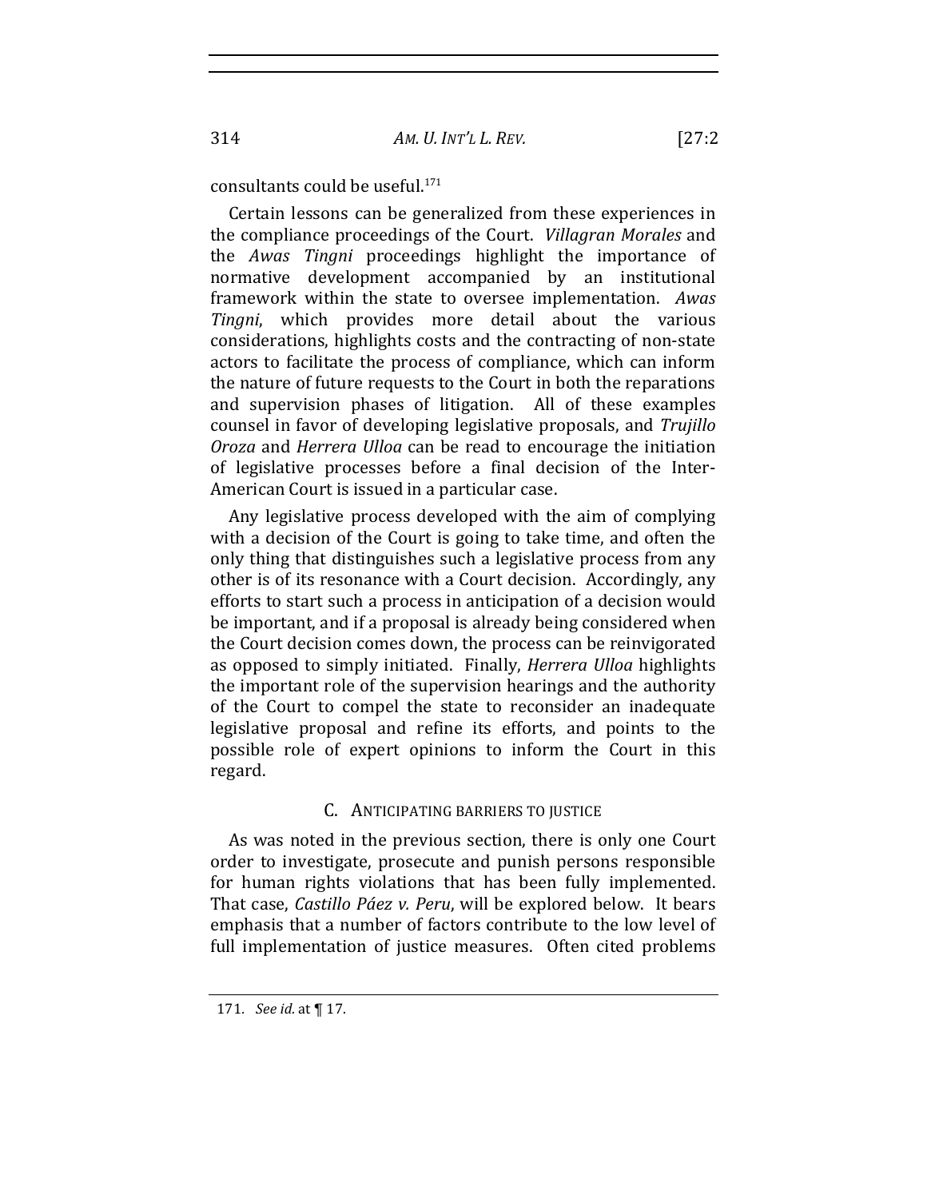consultants could be useful.[171]

Certain lessons can be generalized from these experiences in the compliance proceedings of the Court. *Villagran Morales* and the *Awas Tingni* proceedings highlight the importance of normative development accompanied by an institutional framework within the state to oversee implementation. *Awas Tingni*, which provides more detail about the various considerations, highlights costs and the contracting of non-state actors to facilitate the process of compliance, which can inform the nature of future requests to the Court in both the reparations and supervision phases of litigation. All of these examples counsel in favor of developing legislative proposals, and *Trujillo Oroza* and *Herrera Ulloa* can be read to encourage the initiation of legislative processes before a final decision of the Inter-American Court is issued in a particular case.

Any legislative process developed with the aim of complying with a decision of the Court is going to take time, and often the only thing that distinguishes such a legislative process from any other is of its resonance with a Court decision. Accordingly, any efforts to start such a process in anticipation of a decision would be important, and if a proposal is already being considered when the Court decision comes down, the process can be reinvigorated as opposed to simply initiated. Finally, *Herrera Ulloa* highlights the important role of the supervision hearings and the authority of the Court to compel the state to reconsider an inadequate legislative proposal and refine its efforts, and points to the possible role of expert opinions to inform the Court in this regard.

### C. ANTICIPATING BARRIERS TO JUSTICE

As was noted in the previous section, there is only one Court order to investigate, prosecute and punish persons responsible for human rights violations that has been fully implemented. That case, *Castillo Páez v. Peru*, will be explored below. It bears emphasis that a number of factors contribute to the low level of full implementation of justice measures. Often cited problems

171. *See id.* at ¶ 17.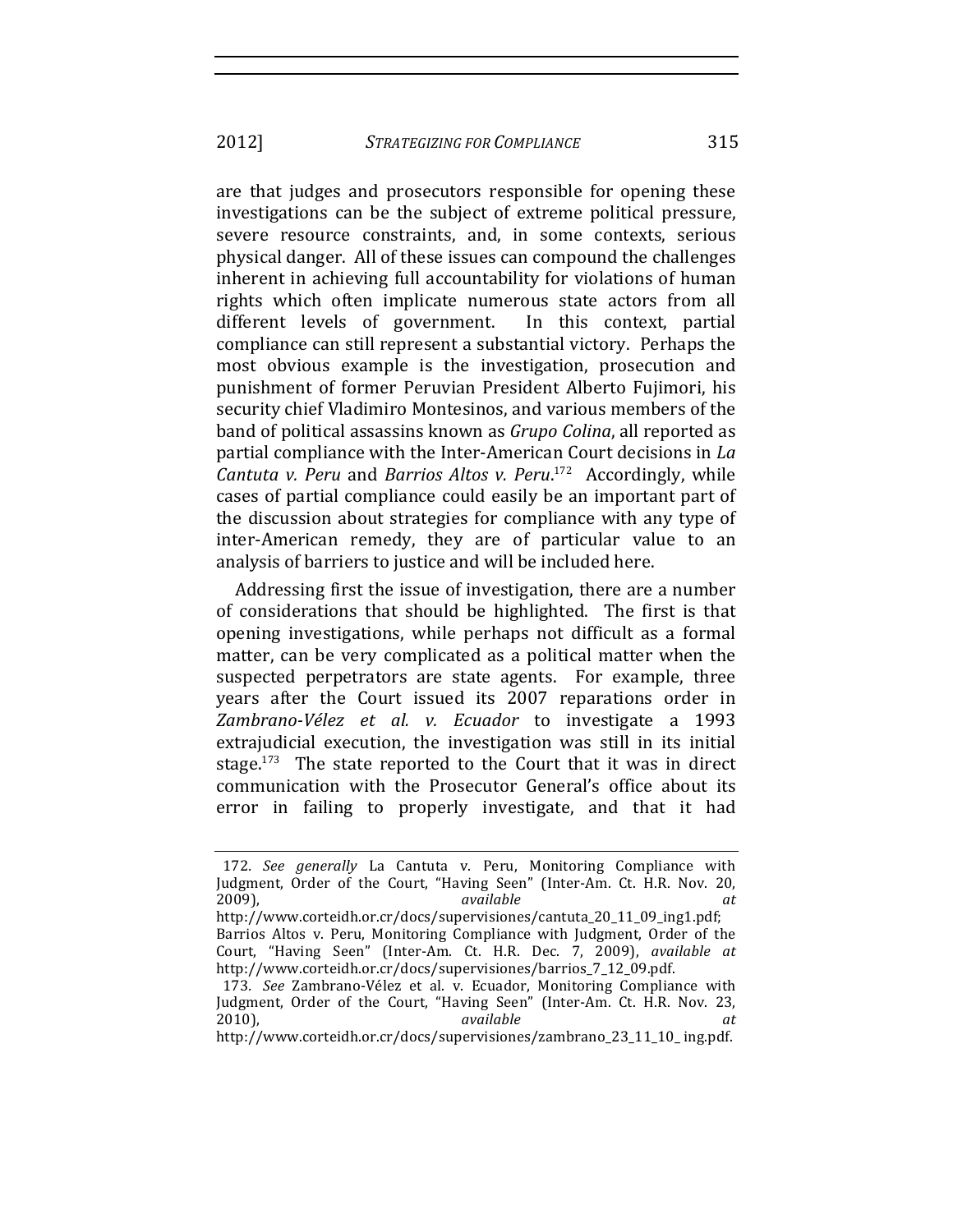are that judges and prosecutors responsible for opening these investigations can be the subject of extreme political pressure, severe resource constraints, and, in some contexts, serious physical danger. All of these issues can compound the challenges inherent in achieving full accountability for violations of human rights which often implicate numerous state actors from all different levels of government. In this context, partial compliance can still represent a substantial victory. Perhaps the most obvious example is the investigation, prosecution and punishment of former Peruvian President Alberto Fujimori, his security chief Vladimiro Montesinos, and various members of the band of political assassins known as *Grupo Colina*, all reported as partial compliance with the Inter-American Court decisions in *La Cantuta v. Peru* and *Barrios Altos v. Peru*.[172] Accordingly, while cases of partial compliance could easily be an important part of the discussion about strategies for compliance with any type of inter-American remedy, they are of particular value to an analysis of barriers to justice and will be included here.

Addressing first the issue of investigation, there are a number of considerations that should be highlighted. The first is that opening investigations, while perhaps not difficult as a formal matter, can be very complicated as a political matter when the suspected perpetrators are state agents. For example, three years after the Court issued its 2007 reparations order in *Zambrano-Vélez et al. v. Ecuador* to investigate a 1993 extrajudicial execution, the investigation was still in its initial stage.[173] The state reported to the Court that it was in direct communication with the Prosecutor General's office about its error in failing to properly investigate, and that it had

---

172. *See generally* La Cantuta v. Peru, Monitoring Compliance with Judgment, Order of the Court, "Having Seen" (Inter-Am. Ct. H.R. Nov. 20, 2009), *available at* http://www.corteidh.or.cr/docs/supervisiones/cantuta_20_11_09_ing1.pdf; Barrios Altos v. Peru, Monitoring Compliance with Judgment, Order of the Court, "Having Seen" (Inter-Am. Ct. H.R. Dec. 7, 2009), *available at* http://www.corteidh.or.cr/docs/supervisiones/barrios_7_12_09.pdf.

173. *See* Zambrano-Vélez et al. v. Ecuador, Monitoring Compliance with Judgment, Order of the Court, "Having Seen" (Inter-Am. Ct. H.R. Nov. 23, 2010), *available at* http://www.corteidh.or.cr/docs/supervisiones/zambrano_23_11_10_ ing.pdf.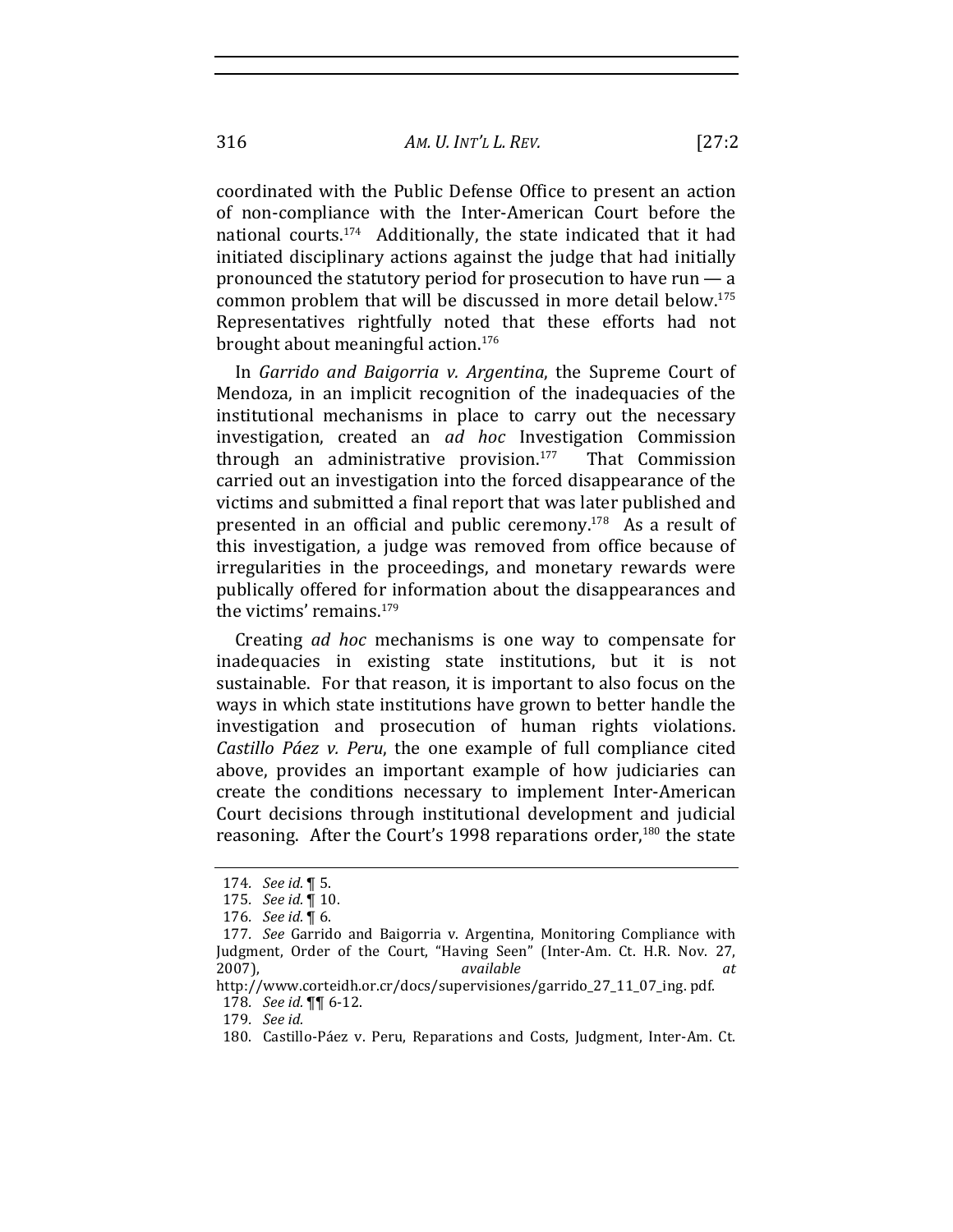coordinated with the Public Defense Office to present an action of non-compliance with the Inter-American Court before the national courts.[174] Additionally, the state indicated that it had initiated disciplinary actions against the judge that had initially pronounced the statutory period for prosecution to have run — a common problem that will be discussed in more detail below.[175] Representatives rightfully noted that these efforts had not brought about meaningful action.[176]

In *Garrido and Baigorria v. Argentina*, the Supreme Court of Mendoza, in an implicit recognition of the inadequacies of the institutional mechanisms in place to carry out the necessary investigation, created an *ad hoc* Investigation Commission through an administrative provision.[177] That Commission carried out an investigation into the forced disappearance of the victims and submitted a final report that was later published and presented in an official and public ceremony.[178] As a result of this investigation, a judge was removed from office because of irregularities in the proceedings, and monetary rewards were publically offered for information about the disappearances and the victims' remains.[179]

Creating *ad hoc* mechanisms is one way to compensate for inadequacies in existing state institutions, but it is not sustainable. For that reason, it is important to also focus on the ways in which state institutions have grown to better handle the investigation and prosecution of human rights violations. *Castillo Páez v. Peru*, the one example of full compliance cited above, provides an important example of how judiciaries can create the conditions necessary to implement Inter-American Court decisions through institutional development and judicial reasoning. After the Court's 1998 reparations order,[180] the state

---

174. *See id.* ¶ 5.

175. *See id.* ¶ 10.

176. *See id.* ¶ 6.

177. *See* Garrido and Baigorria v. Argentina, Monitoring Compliance with Judgment, Order of the Court, "Having Seen" (Inter-Am. Ct. H.R. Nov. 27, 2007), *available at* http://www.corteidh.or.cr/docs/supervisiones/garrido_27_11_07_ing. pdf.

178. *See id.* ¶¶ 6-12.

179. *See id.*

180. Castillo-Páez v. Peru, Reparations and Costs, Judgment, Inter-Am. Ct.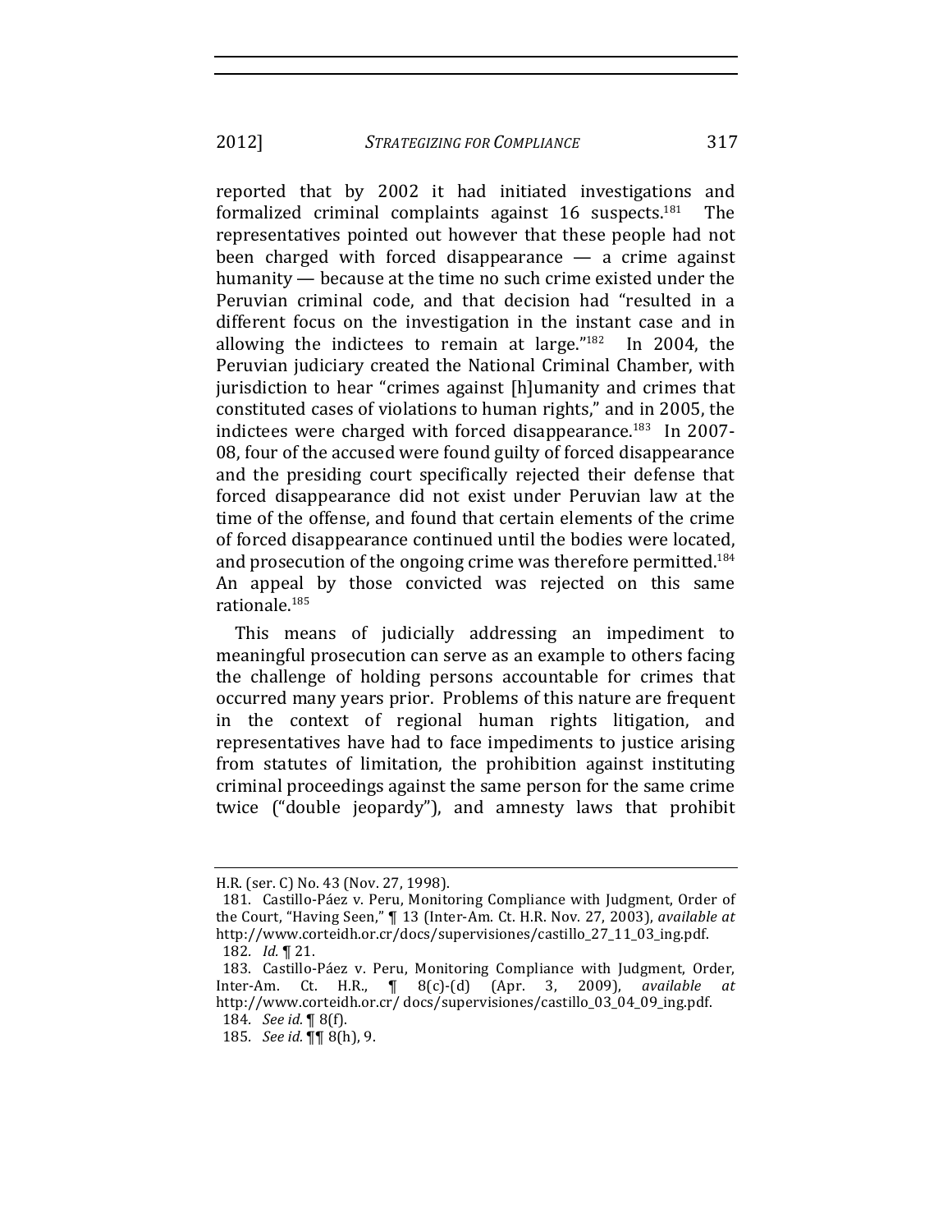reported that by 2002 it had initiated investigations and formalized criminal complaints against 16 suspects.[181] The representatives pointed out however that these people had not been charged with forced disappearance — a crime against humanity — because at the time no such crime existed under the Peruvian criminal code, and that decision had "resulted in a different focus on the investigation in the instant case and in allowing the indictees to remain at large."[182] In 2004, the Peruvian judiciary created the National Criminal Chamber, with jurisdiction to hear "crimes against [h]umanity and crimes that constituted cases of violations to human rights," and in 2005, the indictees were charged with forced disappearance.[183] In 2007-08, four of the accused were found guilty of forced disappearance and the presiding court specifically rejected their defense that forced disappearance did not exist under Peruvian law at the time of the offense, and found that certain elements of the crime of forced disappearance continued until the bodies were located, and prosecution of the ongoing crime was therefore permitted.[184] An appeal by those convicted was rejected on this same rationale.[185]

This means of judicially addressing an impediment to meaningful prosecution can serve as an example to others facing the challenge of holding persons accountable for crimes that occurred many years prior. Problems of this nature are frequent in the context of regional human rights litigation, and representatives have had to face impediments to justice arising from statutes of limitation, the prohibition against instituting criminal proceedings against the same person for the same crime twice ("double jeopardy"), and amnesty laws that prohibit

---

H.R. (ser. C) No. 43 (Nov. 27, 1998).

181. Castillo-Páez v. Peru, Monitoring Compliance with Judgment, Order of the Court, "Having Seen," ¶ 13 (Inter-Am. Ct. H.R. Nov. 27, 2003), *available at* http://www.corteidh.or.cr/docs/supervisiones/castillo_27_11_03_ing.pdf.

182. *Id.* ¶ 21.

183. Castillo-Páez v. Peru, Monitoring Compliance with Judgment, Order, Inter-Am. Ct. H.R., ¶ 8(c)-(d) (Apr. 3, 2009), *available at* http://www.corteidh.or.cr/ docs/supervisiones/castillo_03_04_09_ing.pdf.

184. *See id.* ¶ 8(f).

185. *See id.* ¶¶ 8(h), 9.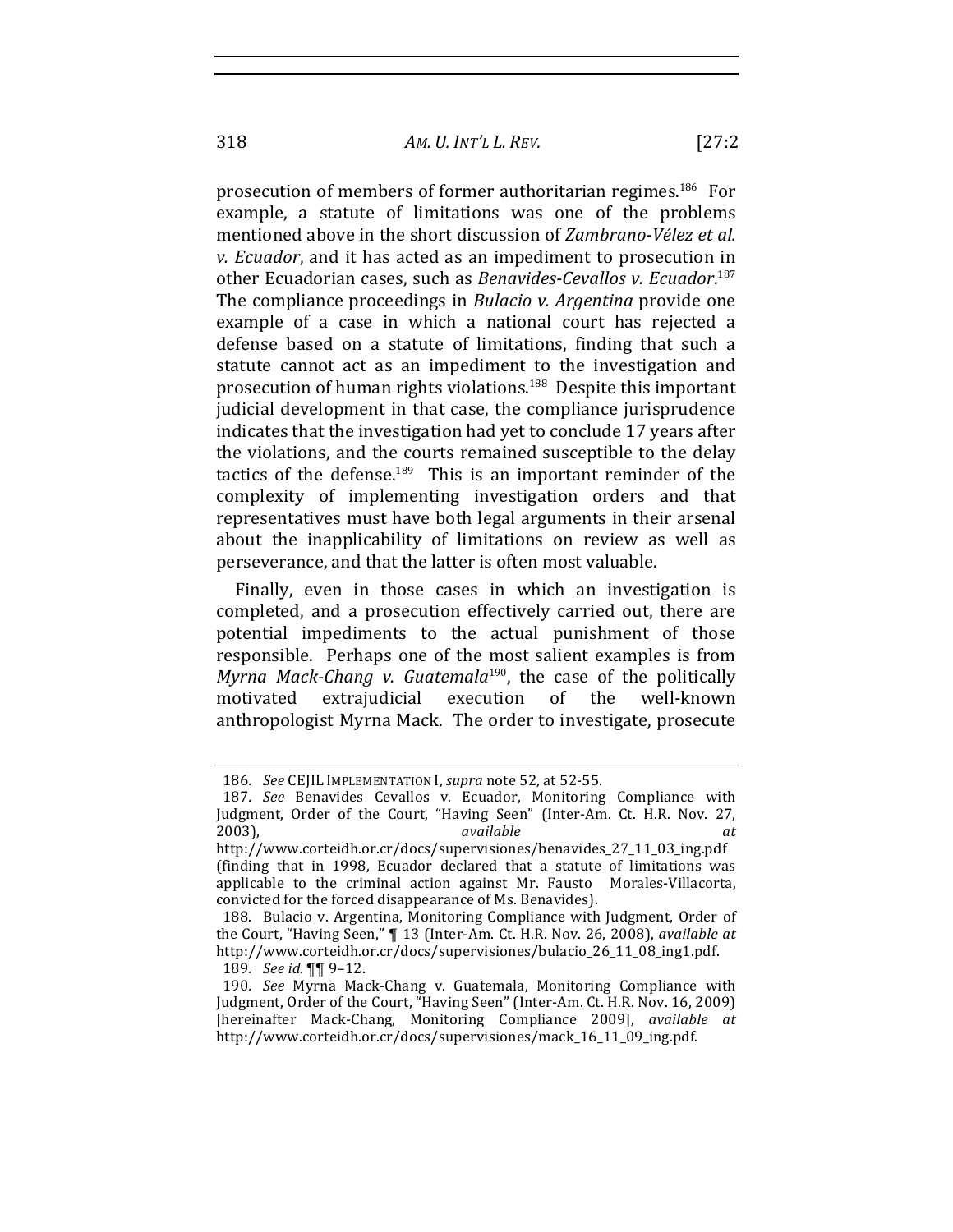prosecution of members of former authoritarian regimes.[186] For example, a statute of limitations was one of the problems mentioned above in the short discussion of *Zambrano-Vélez et al. v. Ecuador*, and it has acted as an impediment to prosecution in other Ecuadorian cases, such as *Benavides-Cevallos v. Ecuador*.[187] The compliance proceedings in *Bulacio v. Argentina* provide one example of a case in which a national court has rejected a defense based on a statute of limitations, finding that such a statute cannot act as an impediment to the investigation and prosecution of human rights violations.[188] Despite this important judicial development in that case, the compliance jurisprudence indicates that the investigation had yet to conclude 17 years after the violations, and the courts remained susceptible to the delay tactics of the defense.[189] This is an important reminder of the complexity of implementing investigation orders and that representatives must have both legal arguments in their arsenal about the inapplicability of limitations on review as well as perseverance, and that the latter is often most valuable.

Finally, even in those cases in which an investigation is completed, and a prosecution effectively carried out, there are potential impediments to the actual punishment of those responsible. Perhaps one of the most salient examples is from *Myrna Mack-Chang v. Guatemala*[190], the case of the politically motivated extrajudicial execution of the well-known anthropologist Myrna Mack. The order to investigate, prosecute

---

186. *See* CEJIL IMPLEMENTATION I, *supra* note 52, at 52-55.

187. *See* Benavides Cevallos v. Ecuador, Monitoring Compliance with Judgment, Order of the Court, "Having Seen" (Inter-Am. Ct. H.R. Nov. 27, 2003), *available at* http://www.corteidh.or.cr/docs/supervisiones/benavides_27_11_03_ing.pdf (finding that in 1998, Ecuador declared that a statute of limitations was applicable to the criminal action against Mr. Fausto Morales-Villacorta, convicted for the forced disappearance of Ms. Benavides).

188. Bulacio v. Argentina, Monitoring Compliance with Judgment, Order of the Court, "Having Seen," ¶ 13 (Inter-Am. Ct. H.R. Nov. 26, 2008), *available at* http://www.corteidh.or.cr/docs/supervisiones/bulacio_26_11_08_ing1.pdf.

189. *See id.* ¶¶ 9–12.

190. *See* Myrna Mack-Chang v. Guatemala, Monitoring Compliance with Judgment, Order of the Court, "Having Seen" (Inter-Am. Ct. H.R. Nov. 16, 2009) [hereinafter Mack-Chang, Monitoring Compliance 2009], *available at* http://www.corteidh.or.cr/docs/supervisiones/mack_16_11_09_ing.pdf.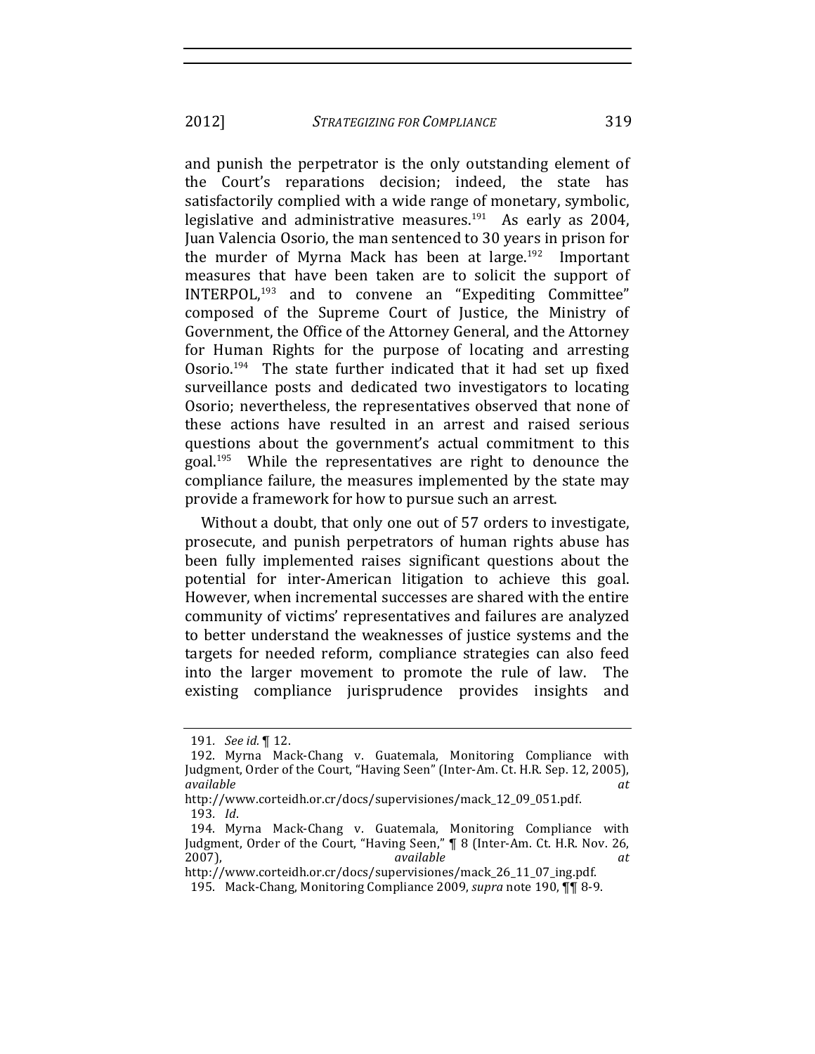and punish the perpetrator is the only outstanding element of the Court's reparations decision; indeed, the state has satisfactorily complied with a wide range of monetary, symbolic, legislative and administrative measures.[191] As early as 2004, Juan Valencia Osorio, the man sentenced to 30 years in prison for the murder of Myrna Mack has been at large.[192] Important measures that have been taken are to solicit the support of INTERPOL,[193] and to convene an "Expediting Committee" composed of the Supreme Court of Justice, the Ministry of Government, the Office of the Attorney General, and the Attorney for Human Rights for the purpose of locating and arresting Osorio.[194] The state further indicated that it had set up fixed surveillance posts and dedicated two investigators to locating Osorio; nevertheless, the representatives observed that none of these actions have resulted in an arrest and raised serious questions about the government's actual commitment to this goal.[195] While the representatives are right to denounce the compliance failure, the measures implemented by the state may provide a framework for how to pursue such an arrest.

Without a doubt, that only one out of 57 orders to investigate, prosecute, and punish perpetrators of human rights abuse has been fully implemented raises significant questions about the potential for inter-American litigation to achieve this goal. However, when incremental successes are shared with the entire community of victims' representatives and failures are analyzed to better understand the weaknesses of justice systems and the targets for needed reform, compliance strategies can also feed into the larger movement to promote the rule of law. The existing compliance jurisprudence provides insights and

---

191. *See id.* ¶ 12.

192. Myrna Mack-Chang v. Guatemala, Monitoring Compliance with Judgment, Order of the Court, "Having Seen" (Inter-Am. Ct. H.R. Sep. 12, 2005), *available at* http://www.corteidh.or.cr/docs/supervisiones/mack_12_09_051.pdf.

193. *Id*.

194. Myrna Mack-Chang v. Guatemala, Monitoring Compliance with Judgment, Order of the Court, "Having Seen," ¶ 8 (Inter-Am. Ct. H.R. Nov. 26, 2007), *available at* http://www.corteidh.or.cr/docs/supervisiones/mack_26_11_07_ing.pdf.

195. Mack-Chang, Monitoring Compliance 2009, *supra* note 190, ¶¶ 8-9.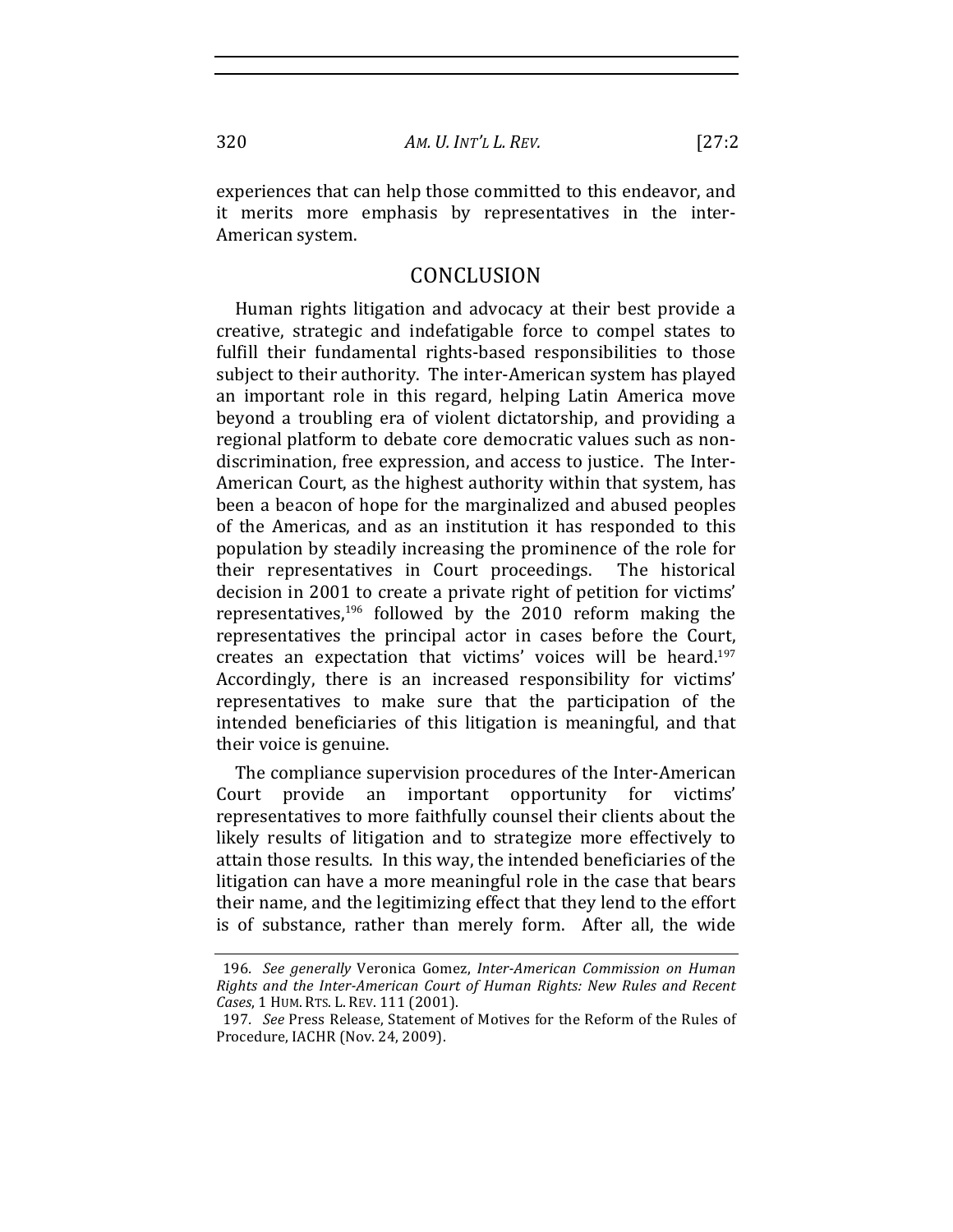experiences that can help those committed to this endeavor, and it merits more emphasis by representatives in the inter-American system.

## CONCLUSION

Human rights litigation and advocacy at their best provide a creative, strategic and indefatigable force to compel states to fulfill their fundamental rights-based responsibilities to those subject to their authority. The inter-American system has played an important role in this regard, helping Latin America move beyond a troubling era of violent dictatorship, and providing a regional platform to debate core democratic values such as non-discrimination, free expression, and access to justice. The Inter-American Court, as the highest authority within that system, has been a beacon of hope for the marginalized and abused peoples of the Americas, and as an institution it has responded to this population by steadily increasing the prominence of the role for their representatives in Court proceedings. The historical decision in 2001 to create a private right of petition for victims' representatives,[196] followed by the 2010 reform making the representatives the principal actor in cases before the Court, creates an expectation that victims' voices will be heard.[197] Accordingly, there is an increased responsibility for victims' representatives to make sure that the participation of the intended beneficiaries of this litigation is meaningful, and that their voice is genuine.

The compliance supervision procedures of the Inter-American Court provide an important opportunity for victims' representatives to more faithfully counsel their clients about the likely results of litigation and to strategize more effectively to attain those results. In this way, the intended beneficiaries of the litigation can have a more meaningful role in the case that bears their name, and the legitimizing effect that they lend to the effort is of substance, rather than merely form. After all, the wide

---

196. *See generally* Veronica Gomez, *Inter-American Commission on Human Rights and the Inter-American Court of Human Rights: New Rules and Recent Cases*, 1 HUM. RTS. L. REV. 111 (2001).

197. *See* Press Release, Statement of Motives for the Reform of the Rules of Procedure, IACHR (Nov. 24, 2009).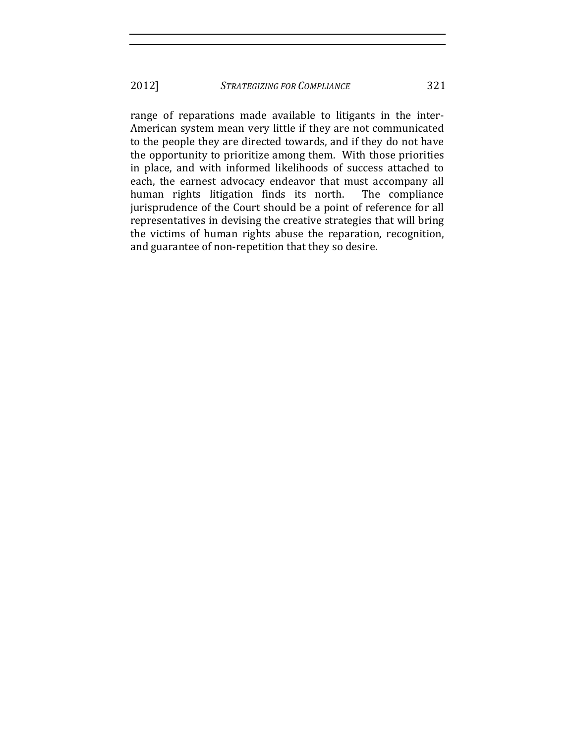range of reparations made available to litigants in the inter-American system mean very little if they are not communicated to the people they are directed towards, and if they do not have the opportunity to prioritize among them. With those priorities in place, and with informed likelihoods of success attached to each, the earnest advocacy endeavor that must accompany all human rights litigation finds its north. The compliance jurisprudence of the Court should be a point of reference for all representatives in devising the creative strategies that will bring the victims of human rights abuse the reparation, recognition, and guarantee of non-repetition that they so desire.